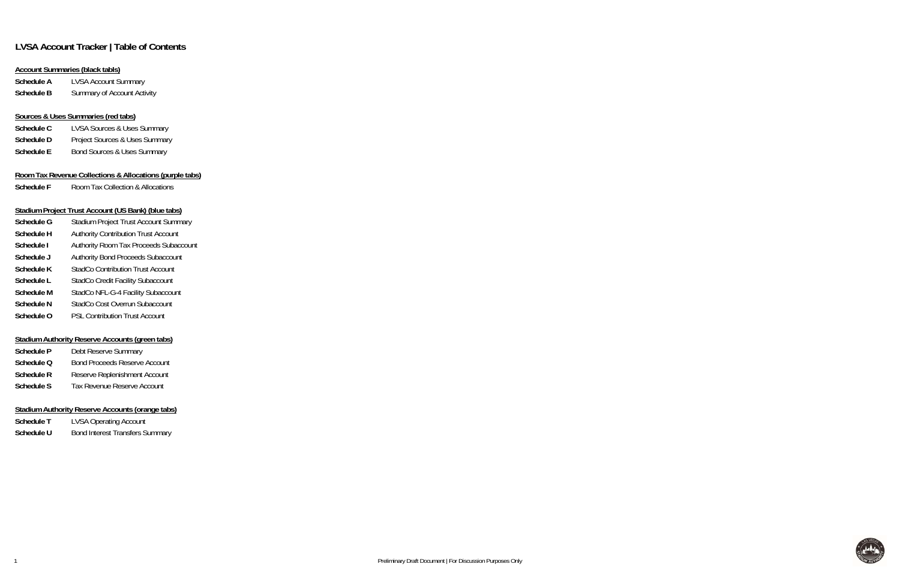# LVSA Account Tracker | Table of Contents

**Account Summaries (black tabls)**

**Schedule A** LVSA Account Summary
**Schedule B** Summary of Account Activity

**Sources & Uses Summaries (red tabs)**

**Schedule C** LVSA Sources & Uses Summary
**Schedule D** Project Sources & Uses Summary
**Schedule E** Bond Sources & Uses Summary

**Room Tax Revenue Collections & Allocations (purple tabs)**

**Schedule F** Room Tax Collection & Allocations

**Stadium Project Trust Account (US Bank) (blue tabs)**

**Schedule G** Stadium Project Trust Account Summary
**Schedule H** Authority Contribution Trust Account
**Schedule I** Authority Room Tax Proceeds Subaccount
**Schedule J** Authority Bond Proceeds Subaccount
**Schedule K** StadCo Contribution Trust Account
**Schedule L** StadCo Credit Facility Subaccount
**Schedule M** StadCo NFL-G-4 Facility Subaccount
**Schedule N** StadCo Cost Overrun Subaccount
**Schedule O** PSL Contribution Trust Account

**Stadium Authority Reserve Accounts (green tabs)**

**Schedule P** Debt Reserve Summary
**Schedule Q** Bond Proceeds Reserve Account
**Schedule R** Reserve Replenishment Account
**Schedule S** Tax Revenue Reserve Account

**Stadium Authority Reserve Accounts (orange tabs)**

**Schedule T** LVSA Operating Account
**Schedule U** Bond Interest Transfers Summary

Preliminary Draft Document | For Discussion Purposes Only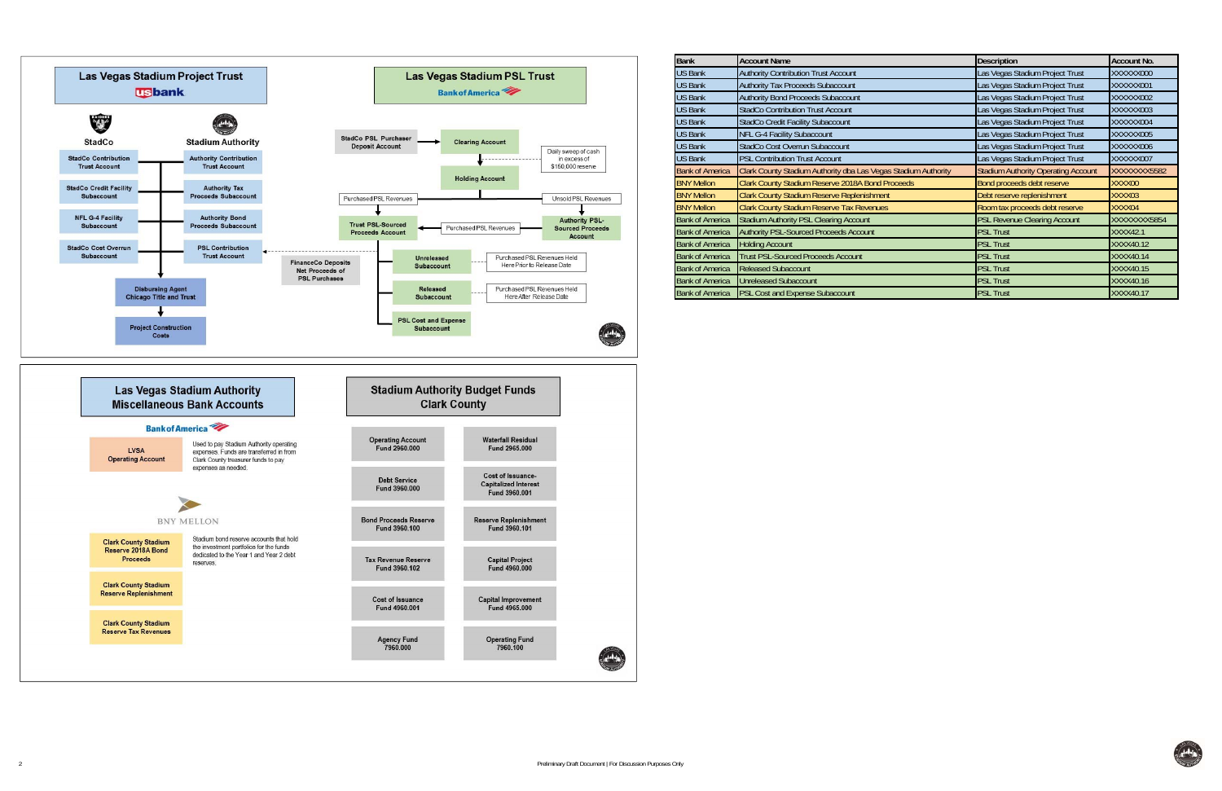## Las Vegas Stadium Project Trust

usbank

**StadCo**

- StadCo Contribution Trust Account
- StadCo Credit Facility Subaccount
- NFL G-4 Facility Subaccount
- StadCo Cost Overrun Subaccount

**Stadium Authority**

- Authority Contribution Trust Account
- Authority Tax Proceeds Subaccount
- Authority Bond Proceeds Subaccount
- PSL Contribution Trust Account

Disbursing Agent Chicago Title and Trust

Project Construction Costs

## Las Vegas Stadium PSL Trust

Bank of America

- StadCo PSL Purchaser Deposit Account
- Clearing Account
- Daily sweep of cash in excess of $150,000 reserve
- Holding Account
- Purchased PSL Revenues
- Unsold PSL Revenues
- Trust PSL-Sourced Proceeds Account
- Purchased PSL Revenues
- Authority PSL-Sourced Proceeds Account
- FinanceCo Deposits Net Proceeds of PSL Purchases
- Unreleased Subaccount — Purchased PSL Revenues Held Here Prior to Release Date
- Released Subaccount — Purchased PSL Revenues Held Here After Release Date
- PSL Cost and Expense Subaccount

## Las Vegas Stadium Authority Miscellaneous Bank Accounts

Bank of America

- LVSA Operating Account — Used to pay Stadium Authority operating expenses. Funds are transferred in from Clark County treasurer funds to pay expenses as needed.

BNY MELLON

- Clark County Stadium Reserve 2018A Bond Proceeds
- Clark County Stadium Reserve Replenishment
- Clark County Stadium Reserve Tax Revenues

Stadium bond reserve accounts that hold the investment portfolios for the funds dedicated to the Year 1 and Year 2 debt reserves.

## Stadium Authority Budget Funds Clark County

- Operating Account Fund 2960.000
- Waterfall Residual Fund 2965.000
- Debt Service Fund 3960.000
- Cost of Issuance-Capitalized Interest Fund 3960.001
- Bond Proceeds Reserve Fund 3960.100
- Reserve Replenishment Fund 3960.101
- Tax Revenue Reserve Fund 3960.102
- Capital Project Fund 4960.000
- Cost of Issuance Fund 4960.001
- Capital Improvement Fund 4965.000
- Agency Fund 7960.000
- Operating Fund 7960.100

| Bank | Account Name | Description | Account No. |
|---|---|---|---|
| US Bank | Authority Contribution Trust Account | Las Vegas Stadium Project Trust | XXXXXX000 |
| US Bank | Authority Tax Proceeds Subaccount | Las Vegas Stadium Project Trust | XXXXXX001 |
| US Bank | Authority Bond Proceeds Subaccount | Las Vegas Stadium Project Trust | XXXXXX002 |
| US Bank | StadCo Contribution Trust Account | Las Vegas Stadium Project Trust | XXXXXX003 |
| US Bank | StadCo Credit Facility Subaccount | Las Vegas Stadium Project Trust | XXXXXX004 |
| US Bank | NFL G-4 Facility Subaccount | Las Vegas Stadium Project Trust | XXXXXX005 |
| US Bank | StadCo Cost Overrun Subaccount | Las Vegas Stadium Project Trust | XXXXXX006 |
| US Bank | PSL Contribution Trust Account | Las Vegas Stadium Project Trust | XXXXXX007 |
| Bank of America | Clark County Stadium Authority dba Las Vegas Stadium Authority | Stadium Authority Operating Account | XXXXXXXX5582 |
| BNY Mellon | Clark County Stadium Reserve 2018A Bond Proceeds | Bond proceeds debt reserve | XXXX00 |
| BNY Mellon | Clark County Stadium Reserve Replenishment | Debt reserve replenishment | XXXX03 |
| BNY Mellon | Clark County Stadium Reserve Tax Revenues | Room tax proceeds debt reserve | XXXX04 |
| Bank of America | Stadium Authority PSL Clearing Account | PSL Revenue Clearing Account | XXXXXXXX5854 |
| Bank of America | Authority PSL-Sourced Proceeds Account | PSL Trust | XXXX42.1 |
| Bank of America | Holding Account | PSL Trust | XXXX40.12 |
| Bank of America | Trust PSL-Sourced Proceeds Account | PSL Trust | XXXX40.14 |
| Bank of America | Released Subaccount | PSL Trust | XXXX40.15 |
| Bank of America | Unreleased Subaccount | PSL Trust | XXXX40.16 |
| Bank of America | PSL Cost and Expense Subaccount | PSL Trust | XXXX40.17 |

Preliminary Draft Document | For Discussion Purposes Only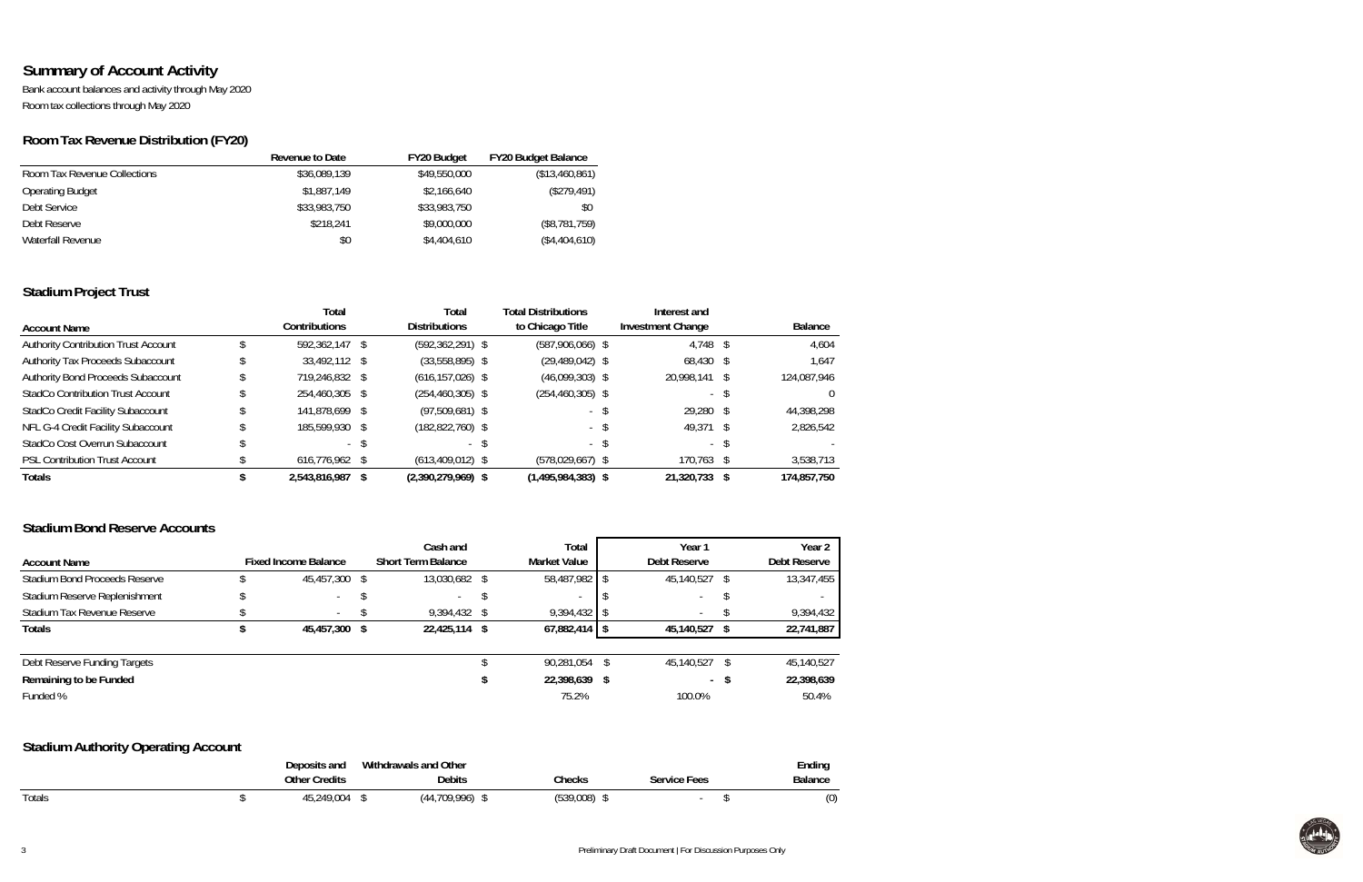# Summary of Account Activity

Bank account balances and activity through May 2020

Room tax collections through May 2020

## Room Tax Revenue Distribution (FY20)

| | Revenue to Date | FY20 Budget | FY20 Budget Balance |
|---|---|---|---|
| Room Tax Revenue Collections | $36,089,139 | $49,550,000 | ($13,460,861) |
| Operating Budget | $1,887,149 | $2,166,640 | ($279,491) |
| Debt Service | $33,983,750 | $33,983,750 | $0 |
| Debt Reserve | $218,241 | $9,000,000 | ($8,781,759) |
| Waterfall Revenue | $0 | $4,404,610 | ($4,404,610) |

## Stadium Project Trust

| Account Name | Total Contributions | Total Distributions | Total Distributions to Chicago Title | Interest and Investment Change | Balance |
|---|---|---|---|---|---|
| Authority Contribution Trust Account | $ 592,362,147 | $ (592,362,291) | $ (587,906,066) | $ 4,748 | $ 4,604 |
| Authority Tax Proceeds Subaccount | $ 33,492,112 | $ (33,558,895) | $ (29,489,042) | $ 68,430 | $ 1,647 |
| Authority Bond Proceeds Subaccount | $ 719,246,832 | $ (616,157,026) | $ (46,099,303) | $ 20,998,141 | $ 124,087,946 |
| StadCo Contribution Trust Account | $ 254,460,305 | $ (254,460,305) | $ (254,460,305) | $ - | $ 0 |
| StadCo Credit Facility Subaccount | $ 141,878,699 | $ (97,509,681) | $ - | $ 29,280 | $ 44,398,298 |
| NFL G-4 Credit Facility Subaccount | $ 185,599,930 | $ (182,822,760) | $ - | $ 49,371 | $ 2,826,542 |
| StadCo Cost Overrun Subaccount | $ - | $ - | $ - | $ - | $ - |
| PSL Contribution Trust Account | $ 616,776,962 | $ (613,409,012) | $ (578,029,667) | $ 170,763 | $ 3,538,713 |
| **Totals** | **$ 2,543,816,987** | **$ (2,390,279,969)** | **$ (1,495,984,383)** | **$ 21,320,733** | **$ 174,857,750** |

## Stadium Bond Reserve Accounts

| Account Name | Fixed Income Balance | Cash and Short Term Balance | Total Market Value | Year 1 Debt Reserve | Year 2 Debt Reserve |
|---|---|---|---|---|---|
| Stadium Bond Proceeds Reserve | $ 45,457,300 | $ 13,030,682 | $ 58,487,982 | $ 45,140,527 | $ 13,347,455 |
| Stadium Reserve Replenishment | $ - | $ - | $ - | $ - | $ - |
| Stadium Tax Revenue Reserve | $ - | $ 9,394,432 | $ 9,394,432 | $ - | $ 9,394,432 |
| **Totals** | **$ 45,457,300** | **$ 22,425,114** | **$ 67,882,414** | **$ 45,140,527** | **$ 22,741,887** |
| | | | | | |
| Debt Reserve Funding Targets | | | $ 90,281,054 | $ 45,140,527 | $ 45,140,527 |
| **Remaining to be Funded** | | | **$ 22,398,639** | **$ -** | **$ 22,398,639** |
| Funded % | | | 75.2% | 100.0% | 50.4% |

## Stadium Authority Operating Account

| | Deposits and Other Credits | Withdrawals and Other Debits | Checks | Service Fees | Ending Balance |
|---|---|---|---|---|---|
| Totals | $ 45,249,004 | $ (44,709,996) | $ (539,008) | $ - | $ (0) |

Preliminary Draft Document | For Discussion Purposes Only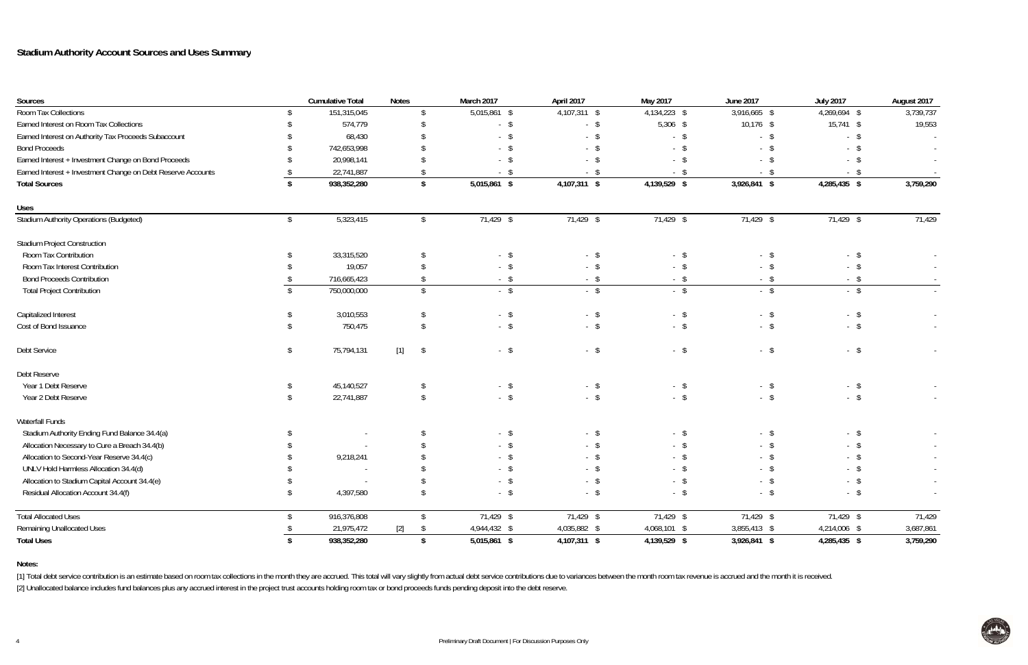## Stadium Authority Account Sources and Uses Summary

| Sources | Cumulative Total | Notes | March 2017 | April 2017 | May 2017 | June 2017 | July 2017 | August 2017 |
|---|---|---|---|---|---|---|---|---|
| Room Tax Collections | $ 151,315,045 | | $ 5,015,861 | $ 4,107,311 | $ 4,134,223 | $ 3,916,665 | $ 4,269,694 | $ 3,739,737 |
| Earned Interest on Room Tax Collections | $ 574,779 | | $ - | $ - | $ 5,306 | $ 10,176 | $ 15,741 | $ 19,553 |
| Earned Interest on Authority Tax Proceeds Subaccount | $ 68,430 | | $ - | $ - | $ - | $ - | $ - | $ - |
| Bond Proceeds | $ 742,653,998 | | $ - | $ - | $ - | $ - | $ - | $ - |
| Earned Interest + Investment Change on Bond Proceeds | $ 20,998,141 | | $ - | $ - | $ - | $ - | $ - | $ - |
| Earned Interest + Investment Change on Debt Reserve Accounts | $ 22,741,887 | | $ - | $ - | $ - | $ - | $ - | $ - |
| **Total Sources** | **$ 938,352,280** | | **$ 5,015,861** | **$ 4,107,311** | **$ 4,139,529** | **$ 3,926,841** | **$ 4,285,435** | **$ 3,759,290** |
| **Uses** | | | | | | | | |
| Stadium Authority Operations (Budgeted) | $ 5,323,415 | | $ 71,429 | $ 71,429 | $ 71,429 | $ 71,429 | $ 71,429 | $ 71,429 |
| Stadium Project Construction | | | | | | | | |
| Room Tax Contribution | $ 33,315,520 | | $ - | $ - | $ - | $ - | $ - | $ - |
| Room Tax Interest Contribution | $ 19,057 | | $ - | $ - | $ - | $ - | $ - | $ - |
| Bond Proceeds Contribution | $ 716,665,423 | | $ - | $ - | $ - | $ - | $ - | $ - |
| Total Project Contribution | $ 750,000,000 | | $ - | $ - | $ - | $ - | $ - | $ - |
| Capitalized Interest | $ 3,010,553 | | $ - | $ - | $ - | $ - | $ - | $ - |
| Cost of Bond Issuance | $ 750,475 | | $ - | $ - | $ - | $ - | $ - | $ - |
| Debt Service | $ 75,794,131 | [1] | $ - | $ - | $ - | $ - | $ - | $ - |
| Debt Reserve | | | | | | | | |
| Year 1 Debt Reserve | $ 45,140,527 | | $ - | $ - | $ - | $ - | $ - | $ - |
| Year 2 Debt Reserve | $ 22,741,887 | | $ - | $ - | $ - | $ - | $ - | $ - |
| Waterfall Funds | | | | | | | | |
| Stadium Authority Ending Fund Balance 34.4(a) | $ - | | $ - | $ - | $ - | $ - | $ - | $ - |
| Allocation Necessary to Cure a Breach 34.4(b) | $ - | | $ - | $ - | $ - | $ - | $ - | $ - |
| Allocation to Second-Year Reserve 34.4(c) | $ 9,218,241 | | $ - | $ - | $ - | $ - | $ - | $ - |
| UNLV Hold Harmless Allocation 34.4(d) | $ - | | $ - | $ - | $ - | $ - | $ - | $ - |
| Allocation to Stadium Capital Account 34.4(e) | $ - | | $ - | $ - | $ - | $ - | $ - | $ - |
| Residual Allocation Account 34.4(f) | $ 4,397,580 | | $ - | $ - | $ - | $ - | $ - | $ - |
| Total Allocated Uses | $ 916,376,808 | | $ 71,429 | $ 71,429 | $ 71,429 | $ 71,429 | $ 71,429 | $ 71,429 |
| Remaining Unallocated Uses | $ 21,975,472 | [2] | $ 4,944,432 | $ 4,035,882 | $ 4,068,101 | $ 3,855,413 | $ 4,214,006 | $ 3,687,861 |
| **Total Uses** | **$ 938,352,280** | | **$ 5,015,861** | **$ 4,107,311** | **$ 4,139,529** | **$ 3,926,841** | **$ 4,285,435** | **$ 3,759,290** |

**Notes:**

[1] Total debt service contribution is an estimate based on room tax collections in the month they are accrued. This total will vary slightly from actual debt service contributions due to variances between the month room tax revenue is accrued and the month it is received.

[2] Unallocated balance includes fund balances plus any accrued interest in the project trust accounts holding room tax or bond proceeds funds pending deposit into the debt reserve.

Preliminary Draft Document | For Discussion Purposes Only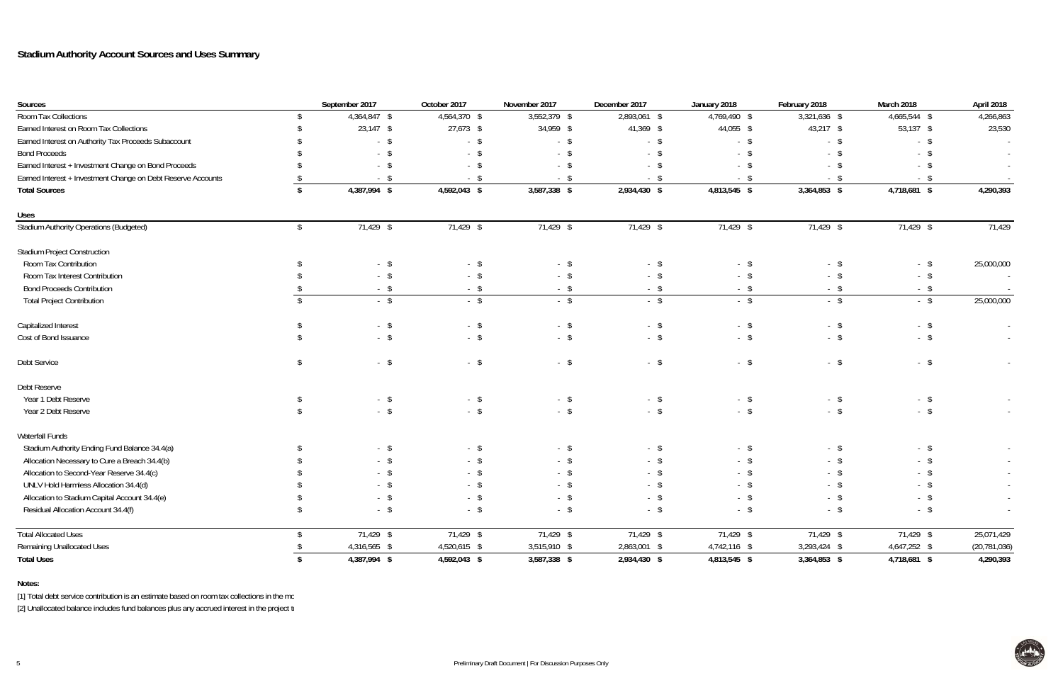## Stadium Authority Account Sources and Uses Summary

| Sources | September 2017 | October 2017 | November 2017 | December 2017 | January 2018 | February 2018 | March 2018 | April 2018 |
|---|---|---|---|---|---|---|---|---|
| Room Tax Collections | $ 4,364,847 | $ 4,564,370 | $ 3,552,379 | $ 2,893,061 | $ 4,769,490 | $ 3,321,636 | $ 4,665,544 | $ 4,266,863 |
| Earned Interest on Room Tax Collections | $ 23,147 | $ 27,673 | $ 34,959 | $ 41,369 | $ 44,055 | $ 43,217 | $ 53,137 | $ 23,530 |
| Earned Interest on Authority Tax Proceeds Subaccount | $ - | $ - | $ - | $ - | $ - | $ - | $ - | $ - |
| Bond Proceeds | $ - | $ - | $ - | $ - | $ - | $ - | $ - | $ - |
| Earned Interest + Investment Change on Bond Proceeds | $ - | $ - | $ - | $ - | $ - | $ - | $ - | $ - |
| Earned Interest + Investment Change on Debt Reserve Accounts | $ - | $ - | $ - | $ - | $ - | $ - | $ - | $ - |
| **Total Sources** | **$ 4,387,994** | **$ 4,592,043** | **$ 3,587,338** | **$ 2,934,430** | **$ 4,813,545** | **$ 3,364,853** | **$ 4,718,681** | **$ 4,290,393** |
| | | | | | | | | |
| **Uses** | | | | | | | | |
| Stadium Authority Operations (Budgeted) | $ 71,429 | $ 71,429 | $ 71,429 | $ 71,429 | $ 71,429 | $ 71,429 | $ 71,429 | $ 71,429 |
| | | | | | | | | |
| Stadium Project Construction | | | | | | | | |
| Room Tax Contribution | $ - | $ - | $ - | $ - | $ - | $ - | $ - | $ 25,000,000 |
| Room Tax Interest Contribution | $ - | $ - | $ - | $ - | $ - | $ - | $ - | $ - |
| Bond Proceeds Contribution | $ - | $ - | $ - | $ - | $ - | $ - | $ - | $ - |
| Total Project Contribution | $ - | $ - | $ - | $ - | $ - | $ - | $ - | $ 25,000,000 |
| | | | | | | | | |
| Capitalized Interest | $ - | $ - | $ - | $ - | $ - | $ - | $ - | $ - |
| Cost of Bond Issuance | $ - | $ - | $ - | $ - | $ - | $ - | $ - | $ - |
| | | | | | | | | |
| Debt Service | $ - | $ - | $ - | $ - | $ - | $ - | $ - | $ - |
| | | | | | | | | |
| Debt Reserve | | | | | | | | |
| Year 1 Debt Reserve | $ - | $ - | $ - | $ - | $ - | $ - | $ - | $ - |
| Year 2 Debt Reserve | $ - | $ - | $ - | $ - | $ - | $ - | $ - | $ - |
| | | | | | | | | |
| Waterfall Funds | | | | | | | | |
| Stadium Authority Ending Fund Balance 34.4(a) | $ - | $ - | $ - | $ - | $ - | $ - | $ - | $ - |
| Allocation Necessary to Cure a Breach 34.4(b) | $ - | $ - | $ - | $ - | $ - | $ - | $ - | $ - |
| Allocation to Second-Year Reserve 34.4(c) | $ - | $ - | $ - | $ - | $ - | $ - | $ - | $ - |
| UNLV Hold Harmless Allocation 34.4(d) | $ - | $ - | $ - | $ - | $ - | $ - | $ - | $ - |
| Allocation to Stadium Capital Account 34.4(e) | $ - | $ - | $ - | $ - | $ - | $ - | $ - | $ - |
| Residual Allocation Account 34.4(f) | $ - | $ - | $ - | $ - | $ - | $ - | $ - | $ - |
| | | | | | | | | |
| Total Allocated Uses | $ 71,429 | $ 71,429 | $ 71,429 | $ 71,429 | $ 71,429 | $ 71,429 | $ 71,429 | $ 25,071,429 |
| Remaining Unallocated Uses | $ 4,316,565 | $ 4,520,615 | $ 3,515,910 | $ 2,863,001 | $ 4,742,116 | $ 3,293,424 | $ 4,647,252 | $ (20,781,036) |
| **Total Uses** | **$ 4,387,994** | **$ 4,592,043** | **$ 3,587,338** | **$ 2,934,430** | **$ 4,813,545** | **$ 3,364,853** | **$ 4,718,681** | **$ 4,290,393** |

**Notes:**

[1] Total debt service contribution is an estimate based on room tax collections in the mc

[2] Unallocated balance includes fund balances plus any accrued interest in the project t

Preliminary Draft Document | For Discussion Purposes Only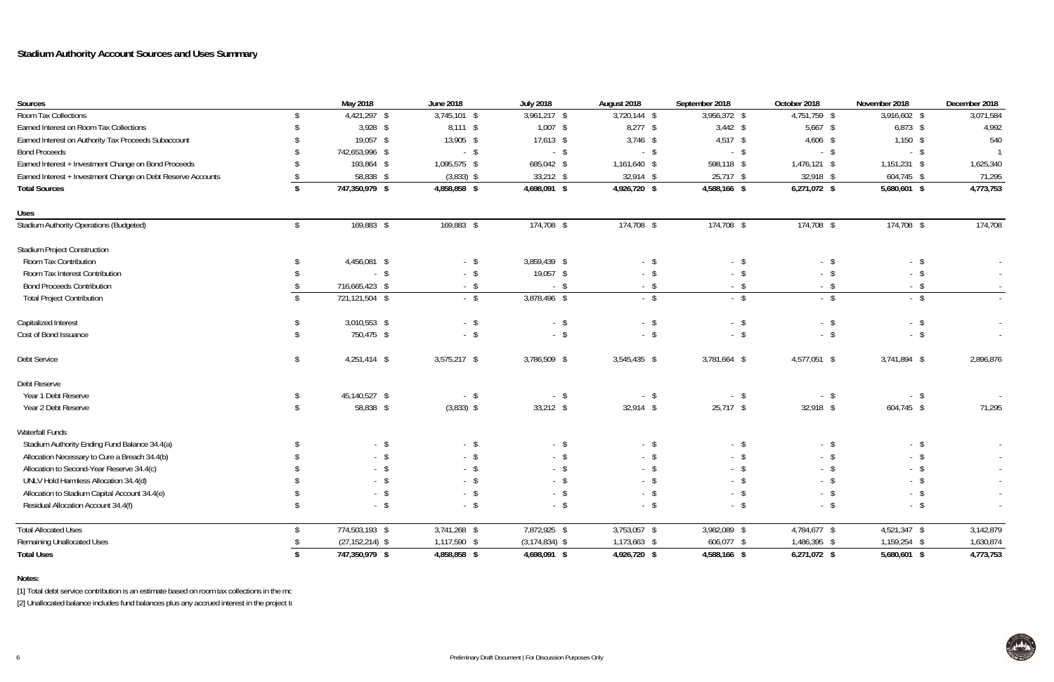## Stadium Authority Account Sources and Uses Summary

| Sources | May 2018 | June 2018 | July 2018 | August 2018 | September 2018 | October 2018 | November 2018 | December 2018 |
|---|---|---|---|---|---|---|---|---|
| Room Tax Collections | $ 4,421,297 | $ 3,745,101 | $ 3,961,217 | $ 3,720,144 | $ 3,956,372 | $ 4,751,759 | $ 3,916,602 | $ 3,071,584 |
| Earned Interest on Room Tax Collections | $ 3,928 | $ 8,111 | $ 1,007 | $ 8,277 | $ 3,442 | $ 5,667 | $ 6,873 | $ 4,992 |
| Earned Interest on Authority Tax Proceeds Subaccount | $ 19,057 | $ 13,905 | $ 17,613 | $ 3,746 | $ 4,517 | $ 4,606 | $ 1,150 | $ 540 |
| Bond Proceeds | $ 742,653,996 | $ - | $ - | $ - | $ - | $ - | $ - | $ 1 |
| Earned Interest + Investment Change on Bond Proceeds | $ 193,864 | $ 1,095,575 | $ 685,042 | $ 1,161,640 | $ 598,118 | $ 1,476,121 | $ 1,151,231 | $ 1,625,340 |
| Earned Interest + Investment Change on Debt Reserve Accounts | $ 58,838 | $ (3,833) | $ 33,212 | $ 32,914 | $ 25,717 | $ 32,918 | $ 604,745 | $ 71,295 |
| **Total Sources** | **$ 747,350,979** | **$ 4,858,858** | **$ 4,698,091** | **$ 4,926,720** | **$ 4,588,166** | **$ 6,271,072** | **$ 5,680,601** | **$ 4,773,753** |
| **Uses** | | | | | | | | |
| Stadium Authority Operations (Budgeted) | $ 169,883 | $ 169,883 | $ 174,708 | $ 174,708 | $ 174,708 | $ 174,708 | $ 174,708 | $ 174,708 |
| Stadium Project Construction | | | | | | | | |
| Room Tax Contribution | $ 4,456,081 | $ - | $ 3,859,439 | $ - | $ - | $ - | $ - | - |
| Room Tax Interest Contribution | $ - | $ - | $ 19,057 | $ - | $ - | $ - | $ - | - |
| Bond Proceeds Contribution | $ 716,665,423 | $ - | $ - | $ - | $ - | $ - | $ - | - |
| Total Project Contribution | $ 721,121,504 | $ - | $ 3,878,496 | $ - | $ - | $ - | $ - | - |
| Capitalized Interest | $ 3,010,553 | $ - | $ - | $ - | $ - | $ - | $ - | - |
| Cost of Bond Issuance | $ 750,475 | $ - | $ - | $ - | $ - | $ - | $ - | - |
| Debt Service | $ 4,251,414 | $ 3,575,217 | $ 3,786,509 | $ 3,545,435 | $ 3,781,664 | $ 4,577,051 | $ 3,741,894 | $ 2,896,876 |
| Debt Reserve | | | | | | | | |
| Year 1 Debt Reserve | $ 45,140,527 | $ - | $ - | $ - | $ - | $ - | $ - | - |
| Year 2 Debt Reserve | $ 58,838 | $ (3,833) | $ 33,212 | $ 32,914 | $ 25,717 | $ 32,918 | $ 604,745 | $ 71,295 |
| Waterfall Funds | | | | | | | | |
| Stadium Authority Ending Fund Balance 34.4(a) | $ - | $ - | $ - | $ - | $ - | $ - | $ - | - |
| Allocation Necessary to Cure a Breach 34.4(b) | $ - | $ - | $ - | $ - | $ - | $ - | $ - | - |
| Allocation to Second-Year Reserve 34.4(c) | $ - | $ - | $ - | $ - | $ - | $ - | $ - | - |
| UNLV Hold Harmless Allocation 34.4(d) | $ - | $ - | $ - | $ - | $ - | $ - | $ - | - |
| Allocation to Stadium Capital Account 34.4(e) | $ - | $ - | $ - | $ - | $ - | $ - | $ - | - |
| Residual Allocation Account 34.4(f) | $ - | $ - | $ - | $ - | $ - | $ - | $ - | - |
| Total Allocated Uses | $ 774,503,193 | $ 3,741,268 | $ 7,872,925 | $ 3,753,057 | $ 3,982,089 | $ 4,784,677 | $ 4,521,347 | $ 3,142,879 |
| Remaining Unallocated Uses | $ (27,152,214) | $ 1,117,590 | $ (3,174,834) | $ 1,173,663 | $ 606,077 | $ 1,486,395 | $ 1,159,254 | $ 1,630,874 |
| **Total Uses** | **$ 747,350,979** | **$ 4,858,858** | **$ 4,698,091** | **$ 4,926,720** | **$ 4,588,166** | **$ 6,271,072** | **$ 5,680,601** | **$ 4,773,753** |

**Notes:**

[1] Total debt service contribution is an estimate based on room tax collections in the mo

[2] Unallocated balance includes fund balances plus any accrued interest in the project t

Preliminary Draft Document | For Discussion Purposes Only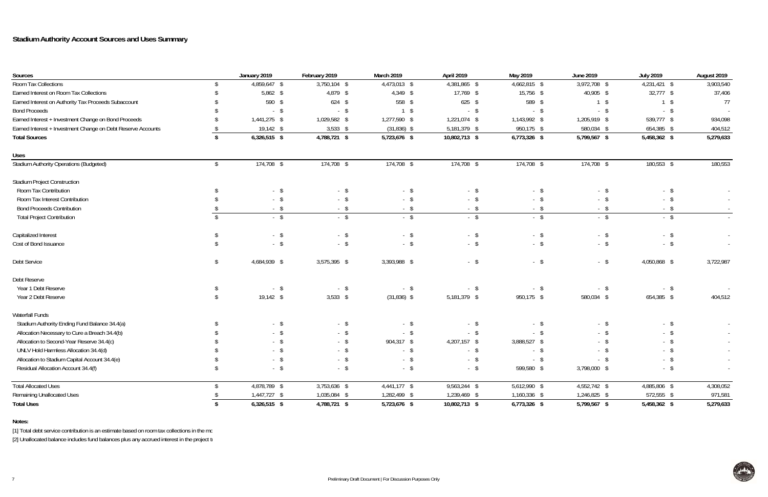## Stadium Authority Account Sources and Uses Summary

| Sources | January 2019 | February 2019 | March 2019 | April 2019 | May 2019 | June 2019 | July 2019 | August 2019 |
|---|---|---|---|---|---|---|---|---|
| Room Tax Collections | $ 4,859,647 | $ 3,750,104 | $ 4,473,013 | $ 4,381,865 | $ 4,662,815 | $ 3,972,708 | $ 4,231,421 | $ 3,903,540 |
| Earned Interest on Room Tax Collections | $ 5,862 | $ 4,879 | $ 4,349 | $ 17,769 | $ 15,756 | $ 40,905 | $ 32,777 | $ 37,406 |
| Earned Interest on Authority Tax Proceeds Subaccount | $ 590 | $ 624 | $ 558 | $ 625 | $ 589 | $ 1 | $ 1 | $ 77 |
| Bond Proceeds | $ - | $ - | $ 1 | $ - | $ - | $ - | $ - | $ - |
| Earned Interest + Investment Change on Bond Proceeds | $ 1,441,275 | $ 1,029,582 | $ 1,277,590 | $ 1,221,074 | $ 1,143,992 | $ 1,205,919 | $ 539,777 | $ 934,098 |
| Earned Interest + Investment Change on Debt Reserve Accounts | $ 19,142 | $ 3,533 | $ (31,836) | $ 5,181,379 | $ 950,175 | $ 580,034 | $ 654,385 | $ 404,512 |
| **Total Sources** | **$ 6,326,515** | **$ 4,788,721** | **$ 5,723,676** | **$ 10,802,713** | **$ 6,773,326** | **$ 5,799,567** | **$ 5,458,362** | **$ 5,279,633** |
| **Uses** | | | | | | | | |
| Stadium Authority Operations (Budgeted) | $ 174,708 | $ 174,708 | $ 174,708 | $ 174,708 | $ 174,708 | $ 174,708 | $ 180,553 | $ 180,553 |
| Stadium Project Construction | | | | | | | | |
| Room Tax Contribution | $ - | $ - | $ - | $ - | $ - | $ - | $ - | $ - |
| Room Tax Interest Contribution | $ - | $ - | $ - | $ - | $ - | $ - | $ - | $ - |
| Bond Proceeds Contribution | $ - | $ - | $ - | $ - | $ - | $ - | $ - | $ - |
| Total Project Contribution | $ - | $ - | $ - | $ - | $ - | $ - | $ - | $ - |
| Capitalized Interest | $ - | $ - | $ - | $ - | $ - | $ - | $ - | $ - |
| Cost of Bond Issuance | $ - | $ - | $ - | $ - | $ - | $ - | $ - | $ - |
| Debt Service | $ 4,684,939 | $ 3,575,395 | $ 3,393,988 | $ - | $ - | $ - | $ 4,050,868 | $ 3,722,987 |
| Debt Reserve | | | | | | | | |
| Year 1 Debt Reserve | $ - | $ - | $ - | $ - | $ - | $ - | $ - | $ - |
| Year 2 Debt Reserve | $ 19,142 | $ 3,533 | $ (31,836) | $ 5,181,379 | $ 950,175 | $ 580,034 | $ 654,385 | $ 404,512 |
| Waterfall Funds | | | | | | | | |
| Stadium Authority Ending Fund Balance 34.4(a) | $ - | $ - | $ - | $ - | $ - | $ - | $ - | $ - |
| Allocation Necessary to Cure a Breach 34.4(b) | $ - | $ - | $ - | $ - | $ - | $ - | $ - | $ - |
| Allocation to Second-Year Reserve 34.4(c) | $ - | $ - | $ 904,317 | $ 4,207,157 | $ 3,888,527 | $ - | $ - | $ - |
| UNLV Hold Harmless Allocation 34.4(d) | $ - | $ - | $ - | $ - | $ - | $ - | $ - | $ - |
| Allocation to Stadium Capital Account 34.4(e) | $ - | $ - | $ - | $ - | $ - | $ - | $ - | $ - |
| Residual Allocation Account 34.4(f) | $ - | $ - | $ - | $ - | $ 599,580 | $ 3,798,000 | $ - | $ - |
| Total Allocated Uses | $ 4,878,789 | $ 3,753,636 | $ 4,441,177 | $ 9,563,244 | $ 5,612,990 | $ 4,552,742 | $ 4,885,806 | $ 4,308,052 |
| Remaining Unallocated Uses | $ 1,447,727 | $ 1,035,084 | $ 1,282,499 | $ 1,239,469 | $ 1,160,336 | $ 1,246,825 | $ 572,555 | $ 971,581 |
| **Total Uses** | **$ 6,326,515** | **$ 4,788,721** | **$ 5,723,676** | **$ 10,802,713** | **$ 6,773,326** | **$ 5,799,567** | **$ 5,458,362** | **$ 5,279,633** |

**Notes:**

[1] Total debt service contribution is an estimate based on room tax collections in the mc

[2] Unallocated balance includes fund balances plus any accrued interest in the project t

Preliminary Draft Document | For Discussion Purposes Only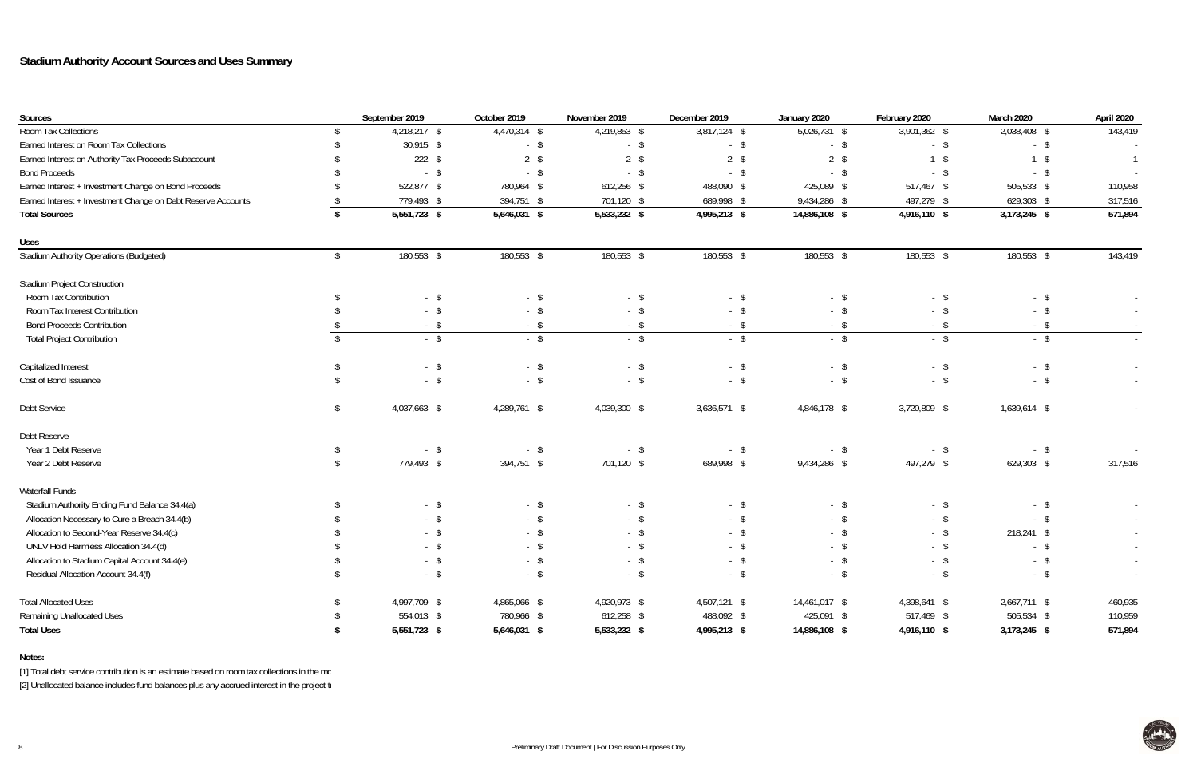## Stadium Authority Account Sources and Uses Summary

| Sources | September 2019 | October 2019 | November 2019 | December 2019 | January 2020 | February 2020 | March 2020 | April 2020 |
|---|---|---|---|---|---|---|---|---|
| Room Tax Collections | $ 4,218,217 | $ 4,470,314 | $ 4,219,853 | $ 3,817,124 | $ 5,026,731 | $ 3,901,362 | $ 2,038,408 | $ 143,419 |
| Earned Interest on Room Tax Collections | $ 30,915 | $ - | $ - | $ - | $ - | $ - | $ - | $ - |
| Earned Interest on Authority Tax Proceeds Subaccount | $ 222 | $ 2 | $ 2 | $ 2 | $ 2 | $ 1 | $ 1 | $ 1 |
| Bond Proceeds | $ - | $ - | $ - | $ - | $ - | $ - | $ - | $ - |
| Earned Interest + Investment Change on Bond Proceeds | $ 522,877 | $ 780,964 | $ 612,256 | $ 488,090 | $ 425,089 | $ 517,467 | $ 505,533 | $ 110,958 |
| Earned Interest + Investment Change on Debt Reserve Accounts | $ 779,493 | $ 394,751 | $ 701,120 | $ 689,998 | $ 9,434,286 | $ 497,279 | $ 629,303 | $ 317,516 |
| **Total Sources** | **$ 5,551,723** | **$ 5,646,031** | **$ 5,533,232** | **$ 4,995,213** | **$ 14,886,108** | **$ 4,916,110** | **$ 3,173,245** | **$ 571,894** |
| **Uses** | | | | | | | | |
| Stadium Authority Operations (Budgeted) | $ 180,553 | $ 180,553 | $ 180,553 | $ 180,553 | $ 180,553 | $ 180,553 | $ 180,553 | $ 143,419 |
| Stadium Project Construction | | | | | | | | |
| Room Tax Contribution | $ - | $ - | $ - | $ - | $ - | $ - | $ - | $ - |
| Room Tax Interest Contribution | $ - | $ - | $ - | $ - | $ - | $ - | $ - | $ - |
| Bond Proceeds Contribution | $ - | $ - | $ - | $ - | $ - | $ - | $ - | $ - |
| Total Project Contribution | $ - | $ - | $ - | $ - | $ - | $ - | $ - | $ - |
| Capitalized Interest | $ - | $ - | $ - | $ - | $ - | $ - | $ - | $ - |
| Cost of Bond Issuance | $ - | $ - | $ - | $ - | $ - | $ - | $ - | $ - |
| Debt Service | $ 4,037,663 | $ 4,289,761 | $ 4,039,300 | $ 3,636,571 | $ 4,846,178 | $ 3,720,809 | $ 1,639,614 | $ - |
| Debt Reserve | | | | | | | | |
| Year 1 Debt Reserve | $ - | $ - | $ - | $ - | $ - | $ - | $ - | $ - |
| Year 2 Debt Reserve | $ 779,493 | $ 394,751 | $ 701,120 | $ 689,998 | $ 9,434,286 | $ 497,279 | $ 629,303 | $ 317,516 |
| Waterfall Funds | | | | | | | | |
| Stadium Authority Ending Fund Balance 34.4(a) | $ - | $ - | $ - | $ - | $ - | $ - | $ - | $ - |
| Allocation Necessary to Cure a Breach 34.4(b) | $ - | $ - | $ - | $ - | $ - | $ - | $ - | $ - |
| Allocation to Second-Year Reserve 34.4(c) | $ - | $ - | $ - | $ - | $ - | $ - | $ 218,241 | $ - |
| UNLV Hold Harmless Allocation 34.4(d) | $ - | $ - | $ - | $ - | $ - | $ - | $ - | $ - |
| Allocation to Stadium Capital Account 34.4(e) | $ - | $ - | $ - | $ - | $ - | $ - | $ - | $ - |
| Residual Allocation Account 34.4(f) | $ - | $ - | $ - | $ - | $ - | $ - | $ - | $ - |
| Total Allocated Uses | $ 4,997,709 | $ 4,865,066 | $ 4,920,973 | $ 4,507,121 | $ 14,461,017 | $ 4,398,641 | $ 2,667,711 | $ 460,935 |
| Remaining Unallocated Uses | $ 554,013 | $ 780,966 | $ 612,258 | $ 488,092 | $ 425,091 | $ 517,469 | $ 505,534 | $ 110,959 |
| **Total Uses** | **$ 5,551,723** | **$ 5,646,031** | **$ 5,533,232** | **$ 4,995,213** | **$ 14,886,108** | **$ 4,916,110** | **$ 3,173,245** | **$ 571,894** |

**Notes:**

[1] Total debt service contribution is an estimate based on room tax collections in the mo

[2] Unallocated balance includes fund balances plus any accrued interest in the project t

Preliminary Draft Document | For Discussion Purposes Only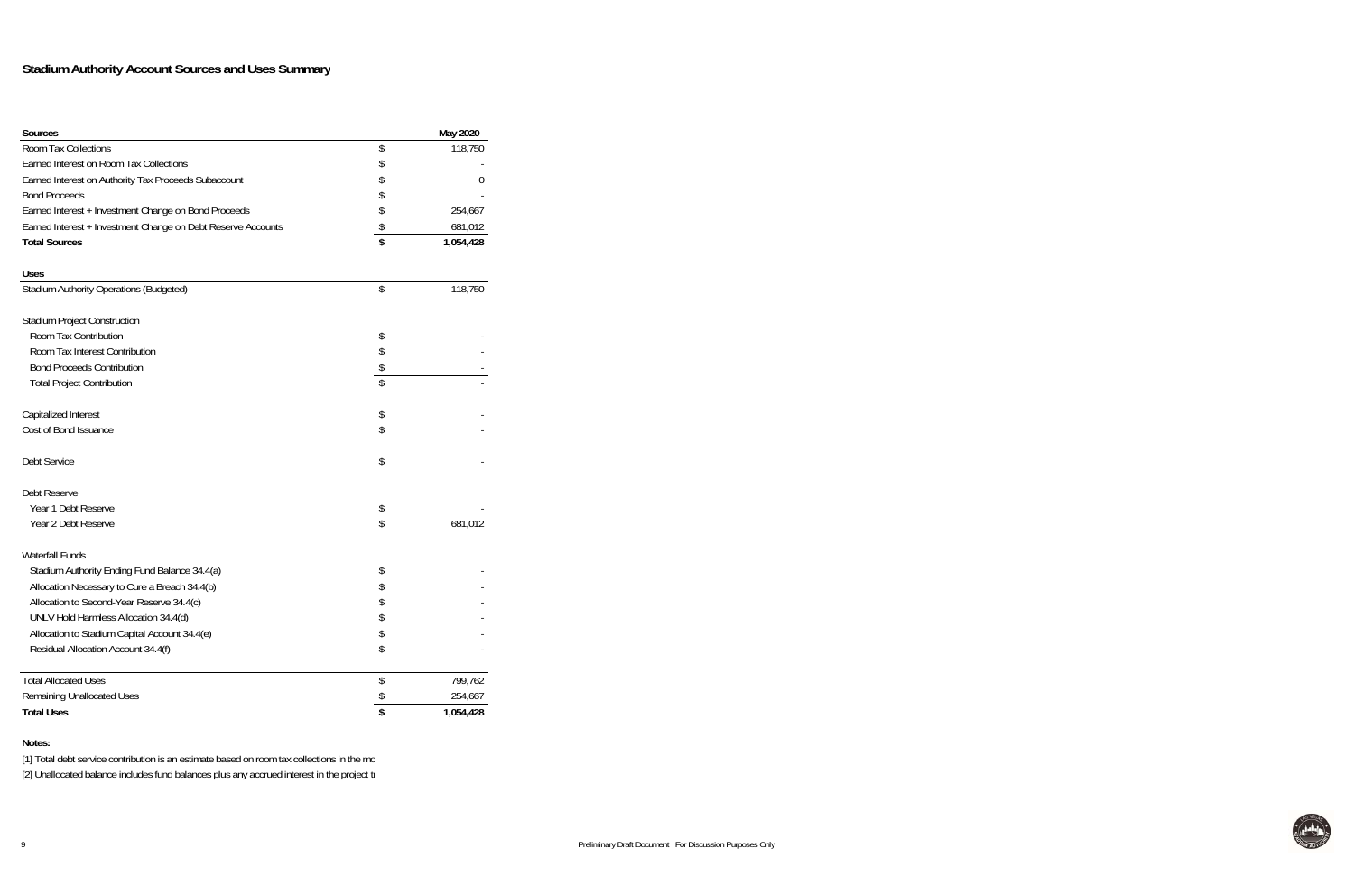# Stadium Authority Account Sources and Uses Summary

| Sources | | May 2020 |
|---|---|---|
| Room Tax Collections | $ | 118,750 |
| Earned Interest on Room Tax Collections | $ | - |
| Earned Interest on Authority Tax Proceeds Subaccount | $ | 0 |
| Bond Proceeds | $ | - |
| Earned Interest + Investment Change on Bond Proceeds | $ | 254,667 |
| Earned Interest + Investment Change on Debt Reserve Accounts | $ | 681,012 |
| **Total Sources** | **$** | **1,054,428** |

| Uses | | |
|---|---|---|
| Stadium Authority Operations (Budgeted) | $ | 118,750 |
| | | |
| Stadium Project Construction | | |
| Room Tax Contribution | $ | - |
| Room Tax Interest Contribution | $ | - |
| Bond Proceeds Contribution | $ | - |
| Total Project Contribution | $ | - |
| | | |
| Capitalized Interest | $ | - |
| Cost of Bond Issuance | $ | - |
| | | |
| Debt Service | $ | - |
| | | |
| Debt Reserve | | |
| Year 1 Debt Reserve | $ | - |
| Year 2 Debt Reserve | $ | 681,012 |
| | | |
| Waterfall Funds | | |
| Stadium Authority Ending Fund Balance 34.4(a) | $ | - |
| Allocation Necessary to Cure a Breach 34.4(b) | $ | - |
| Allocation to Second-Year Reserve 34.4(c) | $ | - |
| UNLV Hold Harmless Allocation 34.4(d) | $ | - |
| Allocation to Stadium Capital Account 34.4(e) | $ | - |
| Residual Allocation Account 34.4(f) | $ | - |
| | | |
| Total Allocated Uses | $ | 799,762 |
| Remaining Unallocated Uses | $ | 254,667 |
| **Total Uses** | **$** | **1,054,428** |

**Notes:**

[1] Total debt service contribution is an estimate based on room tax collections in the mo

[2] Unallocated balance includes fund balances plus any accrued interest in the project t

Preliminary Draft Document | For Discussion Purposes Only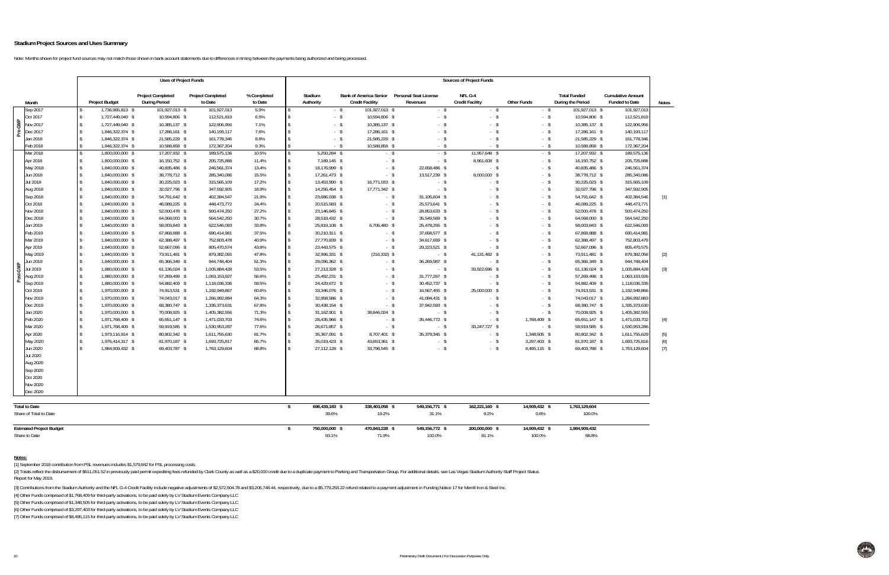### Stadium Project Sources and Uses Summary

Note: Months shown for project fund sources may not match those shown in bank account statements due to differences in timing between the payments being authorized and being processed.

| | Month | Uses of Project Funds | | | | Sources of Project Funds | | | | | | | Notes |
|---|---|---|---|---|---|---|---|---|---|---|---|---|---|
| | | Project Budget | Project Completed During Period | Project Completed to Date | % Completed to Date | Stadium Authority | Bank of America Senior Credit Facility | Personal Seat License Revenues | NFL G-4 Credit Facility | Other Funds | Total Funded During the Period | Cumulative Amount Funded to Date | |
| Pre-GMP | Sep 2017 | $ 1,736,965,813 | $ 101,927,013 | $ 101,927,013 | 5.9% | $ - | $ 101,927,013 | $ - | $ - | $ - | $ 101,927,013 | $ 101,927,013 | |
| | Oct 2017 | $ 1,727,449,040 | $ 10,594,806 | $ 112,521,819 | 6.5% | $ - | $ 10,594,806 | $ - | $ - | $ - | $ 10,594,806 | $ 112,521,819 | |
| | Nov 2017 | $ 1,727,449,040 | $ 10,385,137 | $ 122,906,956 | 7.1% | $ - | $ 10,385,137 | $ - | $ - | $ - | $ 10,385,137 | $ 122,906,956 | |
| | Dec 2017 | $ 1,846,322,374 | $ 17,286,161 | $ 140,193,117 | 7.6% | $ - | $ 17,286,161 | $ - | $ - | $ - | $ 17,286,161 | $ 140,193,117 | |
| | Jan 2018 | $ 1,846,322,374 | $ 21,585,229 | $ 161,778,346 | 8.8% | $ - | $ 21,585,229 | $ - | $ - | $ - | $ 21,585,229 | $ 161,778,346 | |
| | Feb 2018 | $ 1,846,322,374 | $ 10,588,858 | $ 172,367,204 | 9.3% | $ - | $ 10,588,858 | $ - | $ - | $ - | $ 10,588,858 | $ 172,367,204 | |
| Post-GMP | Mar 2018 | $ 1,800,000,000 | $ 17,207,932 | $ 189,575,136 | 10.5% | $ 5,250,284 | $ - | $ - | $ 11,957,648 | $ - | $ 17,207,932 | $ 189,575,136 | |
| | Apr 2018 | $ 1,800,000,000 | $ 16,150,752 | $ 205,725,888 | 11.4% | $ 7,189,145 | $ - | $ - | $ 8,961,608 | $ - | $ 16,150,752 | $ 205,725,888 | |
| | May 2018 | $ 1,840,000,000 | $ 40,835,486 | $ 246,561,374 | 13.4% | $ 18,176,999 | $ - | $ 22,658,486 | $ - | $ - | $ 40,835,486 | $ 246,561,374 | |
| | Jun 2018 | $ 1,840,000,000 | $ 38,778,712 | $ 285,340,086 | 15.5% | $ 17,261,473 | $ - | $ 13,517,239 | $ 8,000,000 | $ - | $ 38,778,712 | $ 285,340,086 | |
| | Jul 2018 | $ 1,840,000,000 | $ 30,225,023 | $ 315,565,109 | 17.2% | $ 13,453,990 | $ 16,771,033 | $ - | $ - | $ - | $ 30,225,023 | $ 315,565,109 | |
| | Aug 2018 | $ 1,840,000,000 | $ 32,027,796 | $ 347,592,905 | 18.9% | $ 14,256,454 | $ 17,771,342 | $ - | $ - | $ - | $ 32,027,796 | $ 347,592,905 | |
| | Sep 2018 | $ 1,840,000,000 | $ 54,791,642 | $ 402,384,547 | 21.9% | $ 23,686,038 | $ - | $ 31,105,604 | $ - | $ - | $ 54,791,642 | $ 402,384,546 | [1] |
| | Oct 2018 | $ 1,840,000,000 | $ 46,089,225 | $ 448,473,772 | 24.4% | $ 20,515,583 | $ - | $ 25,573,641 | $ - | $ - | $ 46,089,225 | $ 448,473,771 | |
| | Nov 2018 | $ 1,840,000,000 | $ 52,000,478 | $ 500,474,250 | 27.2% | $ 23,146,845 | $ - | $ 28,853,633 | $ - | $ - | $ 52,000,478 | $ 500,474,250 | |
| | Dec 2018 | $ 1,840,000,000 | $ 64,068,000 | $ 564,542,250 | 30.7% | $ 28,518,432 | $ - | $ 35,549,569 | $ - | $ - | $ 64,068,000 | $ 564,542,250 | |
| | Jan 2019 | $ 1,840,000,000 | $ 58,003,843 | $ 622,546,093 | 33.8% | $ 25,819,108 | $ 6,706,480 | $ 25,478,255 | $ - | $ - | $ 58,003,843 | $ 622,546,093 | |
| | Feb 2019 | $ 1,840,000,000 | $ 67,868,888 | $ 690,414,981 | 37.5% | $ 30,210,311 | $ - | $ 37,658,577 | $ - | $ - | $ 67,868,888 | $ 690,414,981 | |
| | Mar 2019 | $ 1,840,000,000 | $ 62,388,497 | $ 752,803,478 | 40.9% | $ 27,770,839 | $ - | $ 34,617,659 | $ - | $ - | $ 62,388,497 | $ 752,803,479 | |
| | Apr 2019 | $ 1,840,000,000 | $ 52,667,096 | $ 805,470,574 | 43.8% | $ 23,443,575 | $ - | $ 29,223,521 | $ - | $ - | $ 52,667,096 | $ 805,470,575 | |
| | May 2019 | $ 1,840,000,000 | $ 73,911,481 | $ 879,382,055 | 47.8% | $ 32,996,331 | $ (216,332) | $ - | $ 41,131,482 | $ - | $ 73,911,481 | $ 879,382,056 | [2] |
| | Jun 2019 | $ 1,840,000,000 | $ 65,366,349 | $ 944,748,404 | 51.3% | $ 29,096,362 | $ - | $ 36,269,987 | $ - | $ - | $ 65,366,349 | $ 944,748,404 | |
| | Jul 2019 | $ 1,880,000,000 | $ 61,136,024 | $ 1,005,884,428 | 53.5% | $ 27,213,328 | $ - | $ - | $ 33,922,696 | $ - | $ 61,136,024 | $ 1,005,884,428 | [3] |
| | Aug 2019 | $ 1,880,000,000 | $ 57,269,499 | $ 1,063,153,927 | 56.6% | $ 25,492,231 | $ - | $ 31,777,267 | $ - | $ - | $ 57,269,498 | $ 1,063,153,926 | |
| | Sep 2019 | $ 1,880,000,000 | $ 54,882,409 | $ 1,118,036,336 | 59.5% | $ 24,429,672 | $ - | $ 30,452,737 | $ - | $ - | $ 54,882,409 | $ 1,118,036,335 | |
| | Oct 2019 | $ 1,970,000,000 | $ 74,913,531 | $ 1,192,949,867 | 60.6% | $ 33,346,076 | $ - | $ 16,567,455 | $ 25,000,000 | $ - | $ 74,913,531 | $ 1,192,949,866 | |
| | Nov 2019 | $ 1,970,000,000 | $ 74,043,017 | $ 1,266,992,884 | 64.3% | $ 32,958,586 | $ - | $ 41,084,431 | $ - | $ - | $ 74,043,017 | $ 1,266,992,883 | |
| | Dec 2019 | $ 1,970,000,000 | $ 68,380,747 | $ 1,335,373,631 | 67.8% | $ 30,438,154 | $ - | $ 37,942,593 | $ - | $ - | $ 68,380,747 | $ 1,335,373,630 | |
| | Jan 2020 | $ 1,970,000,000 | $ 70,008,925 | $ 1,405,382,556 | 71.3% | $ 31,162,901 | $ 38,846,024 | $ - | $ - | $ - | $ 70,008,925 | $ 1,405,382,555 | |
| | Feb 2020 | $ 1,971,768,409 | $ 65,651,147 | $ 1,471,033,703 | 74.6% | $ 28,435,966 | $ - | $ 35,446,772 | $ - | $ 1,768,409 | $ 65,651,147 | $ 1,471,033,702 | [4] |
| | Mar 2020 | $ 1,971,768,409 | $ 59,919,585 | $ 1,530,953,287 | 77.6% | $ 26,671,857 | $ - | $ - | $ 33,247,727 | $ - | $ 59,919,585 | $ 1,530,953,286 | |
| | Apr 2020 | $ 1,973,116,914 | $ 80,802,342 | $ 1,611,755,630 | 81.7% | $ 35,367,091 | $ 8,707,401 | $ 35,379,345 | $ - | $ 1,348,505 | $ 80,802,342 | $ 1,611,755,629 | [5] |
| | May 2020 | $ 1,976,414,317 | $ 81,970,187 | $ 1,693,725,817 | 85.7% | $ 35,019,423 | $ 43,653,361 | $ - | $ - | $ 3,297,403 | $ 81,970,187 | $ 1,693,725,816 | [6] |
| | Jun 2020 | $ 1,984,909,432 | $ 69,403,787 | $ 1,763,129,604 | 88.8% | $ 27,112,128 | $ 33,796,545 | $ - | $ - | $ 8,495,115 | $ 69,403,788 | $ 1,763,129,604 | [7] |
| | Jul 2020 | | | | | | | | | | | | |
| | Aug 2020 | | | | | | | | | | | | |
| | Sep 2020 | | | | | | | | | | | | |
| | Oct 2020 | | | | | | | | | | | | |
| | Nov 2020 | | | | | | | | | | | | |
| | Dec 2020 | | | | | | | | | | | | |
| **Total to Date** | | | | | | $ 698,439,183 | $ 338,403,058 | $ 549,156,771 | $ 162,221,160 | $ 14,909,432 | $ 1,763,129,604 | | |
| Share of Total to Date | | | | | | 39.6% | 19.2% | 31.1% | 9.2% | 0.8% | 100.0% | | |
| **Estimated Project Budget** | | | | | | $ 750,000,000 | $ 470,843,228 | $ 549,156,772 | $ 200,000,000 | $ 14,909,432 | $ 1,984,909,432 | | |
| Share to Date | | | | | | 93.1% | 71.9% | 100.0% | 81.1% | 100.0% | 88.8% | | |

**Notes:**

[1] September 2018 contribution from PSL revenues includes $1,579,842 for PSL processing costs.

[2] Totals reflect the disbursement of $611,051.52 in previously paid permit expediting fees refunded by Clark County as well as a $20,000 credit due to a duplicate payment to Parking and Transportation Group. For additional details, see Las Vegas Stadium Authority Staff Project Status Report for May 2019.

[3] Contributions from the Stadium Authority and the NFL G-4 Credit Facility include negative adjustments of $2,572,504.78 and $3,206,748.44, respectively, due to a $5,779,253.22 refund related to a payment adjustment in Funding Notice 17 for Merrill Iron & Steel Inc.

[4] Other Funds comprised of $1,768,409 for third-party activations, to be paid solely by LV Stadium Events Company LLC

[5] Other Funds comprised of $1,348,505 for third-party activations, to be paid solely by LV Stadium Events Company LLC

[6] Other Funds comprised of $3,297,403 for third-party activations, to be paid solely by LV Stadium Events Company LLC

[7] Other Funds comprised of $8,495,115 for third-party activations, to be paid solely by LV Stadium Events Company LLC

Preliminary Draft Document | For Discussion Purposes Only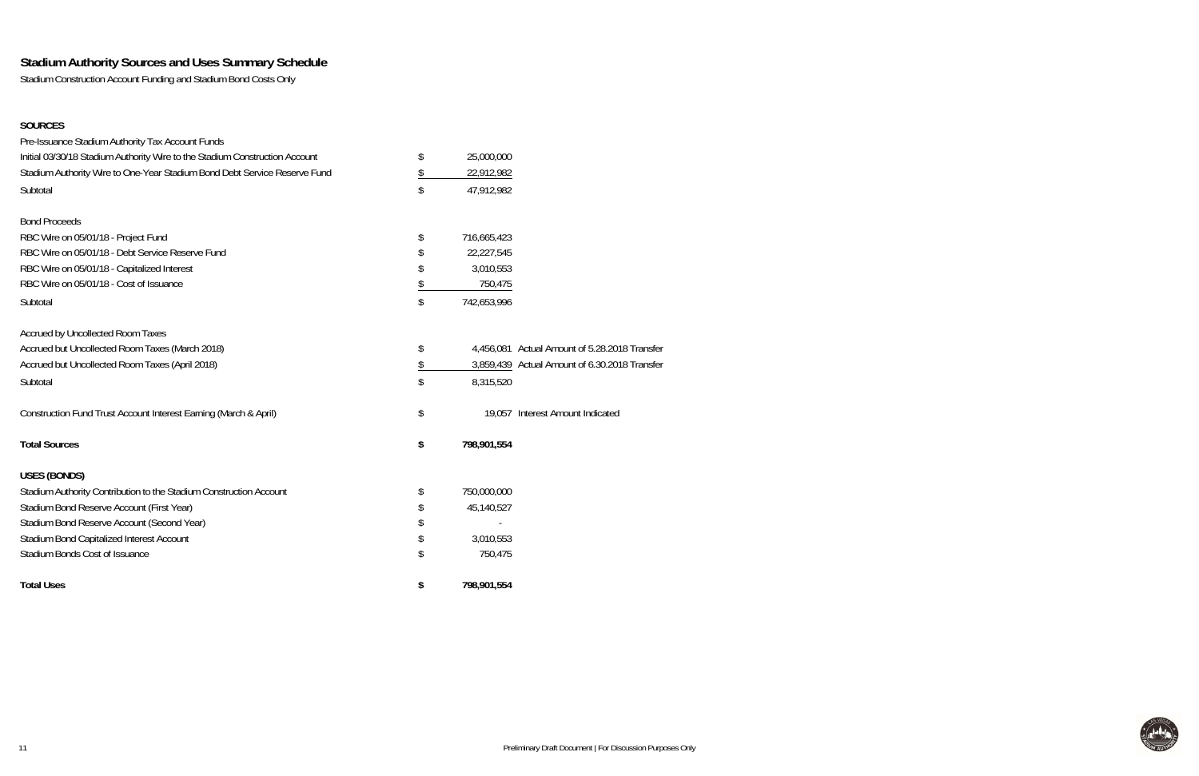# Stadium Authority Sources and Uses Summary Schedule

Stadium Construction Account Funding and Stadium Bond Costs Only

| | | | |
|---|---|---|---|
| **SOURCES** | | | |
| Pre-Issuance Stadium Authority Tax Account Funds | | | |
| Initial 03/30/18 Stadium Authority Wire to the Stadium Construction Account | $ | 25,000,000 | |
| Stadium Authority Wire to One-Year Stadium Bond Debt Service Reserve Fund | $ | 22,912,982 | |
| Subtotal | $ | 47,912,982 | |
| | | | |
| Bond Proceeds | | | |
| RBC Wire on 05/01/18 - Project Fund | $ | 716,665,423 | |
| RBC Wire on 05/01/18 - Debt Service Reserve Fund | $ | 22,227,545 | |
| RBC Wire on 05/01/18 - Capitalized Interest | $ | 3,010,553 | |
| RBC Wire on 05/01/18 - Cost of Issuance | $ | 750,475 | |
| Subtotal | $ | 742,653,996 | |
| | | | |
| Accrued by Uncollected Room Taxes | | | |
| Accrued but Uncollected Room Taxes (March 2018) | $ | 4,456,081 | Actual Amount of 5.28.2018 Transfer |
| Accrued but Uncollected Room Taxes (April 2018) | $ | 3,859,439 | Actual Amount of 6.30.2018 Transfer |
| Subtotal | $ | 8,315,520 | |
| | | | |
| Construction Fund Trust Account Interest Earning (March & April) | $ | 19,057 | Interest Amount Indicated |
| | | | |
| **Total Sources** | **$** | **798,901,554** | |
| | | | |
| **USES (BONDS)** | | | |
| Stadium Authority Contribution to the Stadium Construction Account | $ | 750,000,000 | |
| Stadium Bond Reserve Account (First Year) | $ | 45,140,527 | |
| Stadium Bond Reserve Account (Second Year) | $ | - | |
| Stadium Bond Capitalized Interest Account | $ | 3,010,553 | |
| Stadium Bonds Cost of Issuance | $ | 750,475 | |
| | | | |
| **Total Uses** | **$** | **798,901,554** | |

Preliminary Draft Document | For Discussion Purposes Only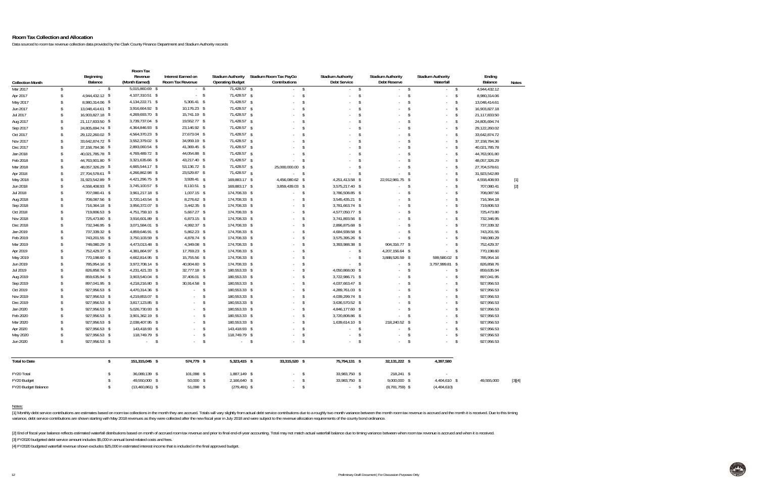## Room Tax Collection and Allocation

Data sourced to room tax revenue collection data provided by the Clark County Finance Department and Stadium Authority records

| Collection Month | Beginning Balance | Room Tax Revenue (Month Earned) | Interest Earned on Room Tax Revenue | Stadium Authority Operating Budget | Stadium Room Tax PayGo Contributions | Stadium Authority Debt Service | Stadium Authority Debt Reserve | Stadium Authority Waterfall | Ending Balance | Notes |
|---|---|---|---|---|---|---|---|---|---|---|
| Mar 2017 | $ - | $ 5,015,860.69 | $ - | $ 71,428.57 | $ - | $ - | $ - | $ - | $ 4,944,432.12 | |
| Apr 2017 | $ 4,944,432.12 | $ 4,107,310.51 | $ - | $ 71,428.57 | $ - | $ - | $ - | $ - | $ 8,980,314.06 | |
| May 2017 | $ 8,980,314.06 | $ 4,134,222.71 | $ 5,306.41 | $ 71,428.57 | $ - | $ - | $ - | $ - | $ 13,048,414.61 | |
| Jun 2017 | $ 13,048,414.61 | $ 3,916,664.92 | $ 10,176.23 | $ 71,428.57 | $ - | $ - | $ - | $ - | $ 16,903,827.18 | |
| Jul 2017 | $ 16,903,827.18 | $ 4,269,693.70 | $ 15,741.19 | $ 71,428.57 | $ - | $ - | $ - | $ - | $ 21,117,833.50 | |
| Aug 2017 | $ 21,117,833.50 | $ 3,739,737.04 | $ 19,552.77 | $ 71,428.57 | $ - | $ - | $ - | $ - | $ 24,805,694.74 | |
| Sep 2017 | $ 24,805,694.74 | $ 4,364,846.93 | $ 23,146.92 | $ 71,428.57 | $ - | $ - | $ - | $ - | $ 29,122,260.02 | |
| Oct 2017 | $ 29,122,260.02 | $ 4,564,370.23 | $ 27,673.04 | $ 71,428.57 | $ - | $ - | $ - | $ - | $ 33,642,874.72 | |
| Nov 2017 | $ 33,642,874.72 | $ 3,552,379.02 | $ 34,959.19 | $ 71,428.57 | $ - | $ - | $ - | $ - | $ 37,158,784.36 | |
| Dec 2017 | $ 37,158,784.36 | $ 2,893,060.54 | $ 41,369.45 | $ 71,428.57 | $ - | $ - | $ - | $ - | $ 40,021,785.78 | |
| Jan 2018 | $ 40,021,785.78 | $ 4,769,489.72 | $ 44,054.88 | $ 71,428.57 | $ - | $ - | $ - | $ - | $ 44,763,901.80 | |
| Feb 2018 | $ 44,763,901.80 | $ 3,321,635.66 | $ 43,217.40 | $ 71,428.57 | $ - | $ - | $ - | $ - | $ 48,057,326.29 | |
| Mar 2018 | $ 48,057,326.29 | $ 4,665,544.17 | $ 53,136.72 | $ 71,428.57 | $ 25,000,000.00 | $ - | $ - | $ - | $ 27,704,578.61 | |
| Apr 2018 | $ 27,704,578.61 | $ 4,266,862.98 | $ 23,529.87 | $ 71,428.57 | $ - | $ - | $ - | $ - | $ 31,923,542.89 | |
| May 2018 | $ 31,923,542.89 | $ 4,421,296.75 | $ 3,928.41 | $ 169,883.17 | $ 4,456,080.62 | $ 4,251,413.58 | $ 22,912,981.75 | $ - | $ 4,558,408.93 | [1] |
| Jun 2018 | $ 4,558,408.93 | $ 3,745,100.57 | $ 8,110.51 | $ 169,883.17 | $ 3,859,439.03 | $ 3,575,217.40 | $ - | $ - | $ 707,080.41 | [2] |
| Jul 2018 | $ 707,080.41 | $ 3,961,217.18 | $ 1,007.15 | $ 174,708.33 | $ - | $ 3,786,508.85 | $ - | $ - | $ 708,087.56 | |
| Aug 2018 | $ 708,087.56 | $ 3,720,143.54 | $ 8,276.62 | $ 174,708.33 | $ - | $ 3,545,435.21 | $ - | $ - | $ 716,364.18 | |
| Sep 2018 | $ 716,364.18 | $ 3,956,372.07 | $ 3,442.35 | $ 174,708.33 | $ - | $ 3,781,663.74 | $ - | $ - | $ 719,806.53 | |
| Oct 2018 | $ 719,806.53 | $ 4,751,759.10 | $ 5,667.27 | $ 174,708.33 | $ - | $ 4,577,050.77 | $ - | $ - | $ 725,473.80 | |
| Nov 2018 | $ 725,473.80 | $ 3,916,601.89 | $ 6,873.15 | $ 174,708.33 | $ - | $ 3,741,893.56 | $ - | $ - | $ 732,346.95 | |
| Dec 2018 | $ 732,346.95 | $ 3,071,584.01 | $ 4,992.37 | $ 174,708.33 | $ - | $ 2,896,875.68 | $ - | $ - | $ 737,339.32 | |
| Jan 2019 | $ 737,339.32 | $ 4,859,646.91 | $ 5,862.23 | $ 174,708.33 | $ - | $ 4,684,938.58 | $ - | $ - | $ 743,201.55 | |
| Feb 2019 | $ 743,201.55 | $ 3,750,103.59 | $ 4,878.74 | $ 174,708.33 | $ - | $ 3,575,395.26 | $ - | $ - | $ 748,080.29 | |
| Mar 2019 | $ 748,080.29 | $ 4,473,013.48 | $ 4,349.08 | $ 174,708.33 | $ - | $ 3,393,988.38 | $ 904,316.77 | $ - | $ 752,429.37 | |
| Apr 2019 | $ 752,429.37 | $ 4,381,864.97 | $ 17,769.23 | $ 174,708.33 | $ - | $ - | $ 4,207,156.64 | $ - | $ 770,198.60 | |
| May 2019 | $ 770,198.60 | $ 4,662,814.95 | $ 15,755.56 | $ 174,708.33 | $ - | $ - | $ 3,888,526.59 | $ 599,580.02 | $ 785,954.16 | |
| Jun 2019 | $ 785,954.16 | $ 3,972,708.14 | $ 40,904.60 | $ 174,708.33 | $ - | $ - | $ - | $ 3,797,999.81 | $ 826,858.76 | |
| Jul 2019 | $ 826,858.76 | $ 4,231,421.33 | $ 32,777.18 | $ 180,553.33 | $ - | $ 4,050,868.00 | $ - | $ - | $ 859,635.94 | |
| Aug 2019 | $ 859,635.94 | $ 3,903,540.04 | $ 37,406.01 | $ 180,553.33 | $ - | $ 3,722,986.71 | $ - | $ - | $ 897,041.95 | |
| Sep 2019 | $ 897,041.95 | $ 4,218,216.80 | $ 30,914.58 | $ 180,553.33 | $ - | $ 4,037,663.47 | $ - | $ - | $ 927,956.53 | |
| Oct 2019 | $ 927,956.53 | $ 4,470,314.36 | $ - | $ 180,553.33 | $ - | $ 4,289,761.03 | $ - | $ - | $ 927,956.53 | |
| Nov 2019 | $ 927,956.53 | $ 4,219,853.07 | $ - | $ 180,553.33 | $ - | $ 4,039,299.74 | $ - | $ - | $ 927,956.53 | |
| Dec 2019 | $ 927,956.53 | $ 3,817,123.85 | $ - | $ 180,553.33 | $ - | $ 3,636,570.52 | $ - | $ - | $ 927,956.53 | |
| Jan 2020 | $ 927,956.53 | $ 5,026,730.93 | $ - | $ 180,553.33 | $ - | $ 4,846,177.60 | $ - | $ - | $ 927,956.53 | |
| Feb 2020 | $ 927,956.53 | $ 3,901,362.19 | $ - | $ 180,553.33 | $ - | $ 3,720,808.86 | $ - | $ - | $ 927,956.53 | |
| Mar 2020 | $ 927,956.53 | $ 2,038,407.95 | $ - | $ 180,553.33 | $ - | $ 1,639,614.10 | $ 218,240.52 | $ - | $ 927,956.53 | |
| Apr 2020 | $ 927,956.53 | $ 143,418.93 | $ - | $ 143,418.93 | $ - | $ - | $ - | $ - | $ 927,956.53 | |
| May 2020 | $ 927,956.53 | $ 118,749.79 | $ - | $ 118,749.79 | $ - | $ - | $ - | $ - | $ 927,956.53 | |
| Jun 2020 | $ 927,956.53 | $ - | $ - | $ - | $ - | $ - | $ - | $ - | $ 927,956.53 | |
| **Total to Date** | | **$ 151,315,045** | **$ 574,779** | **$ 5,323,415** | **$ 33,315,520** | **$ 75,794,131** | **$ 32,131,222** | **$ 4,397,580** | | |
| FY20 Total | | $ 36,089,139 | $ 101,098 | $ 1,887,149 | $ - | $ 33,983,750 | $ 218,241 | $ - | | |
| FY20 Budget | | $ 49,550,000 | $ 50,000 | $ 2,166,640 | $ - | $ 33,983,750 | $ 9,000,000 | $ 4,404,610 | $ 49,555,000 | [3][4] |
| FY20 Budget Balance | | $ (13,460,861) | $ 51,098 | $ (279,491) | $ - | $ - | $ (8,781,759) | $ (4,404,610) | | |

Notes:

[1] Monthly debt service contributions are estimates based on room tax collections in the month they are accrued. Totals will vary slightly from actual debt service contributions due to a roughly two month variance between the month room tax revenue is accrued and the month it is received. Due to this timing variance, debt service contributions are shown starting with May 2018 revenues as they were collected after the new fiscal year in July 2018 and were subject to the revenue allocation requirements of the county bond ordinance.

[2] End of fiscal year balance reflects estimated waterfall distributions based on month of accrued room tax revenue and prior to final end-of-year accounting. Total may not match actual waterfall balance due to timing variance between when room tax revenue is accrued and when it is received.

[3] FY2020 budgeted debt service amount includes $5,000 in annual bond-related costs and fees.

[4] FY2020 budgeted waterfall revenue shown excludes $25,000 in estimated interest income that is included in the final approved budget.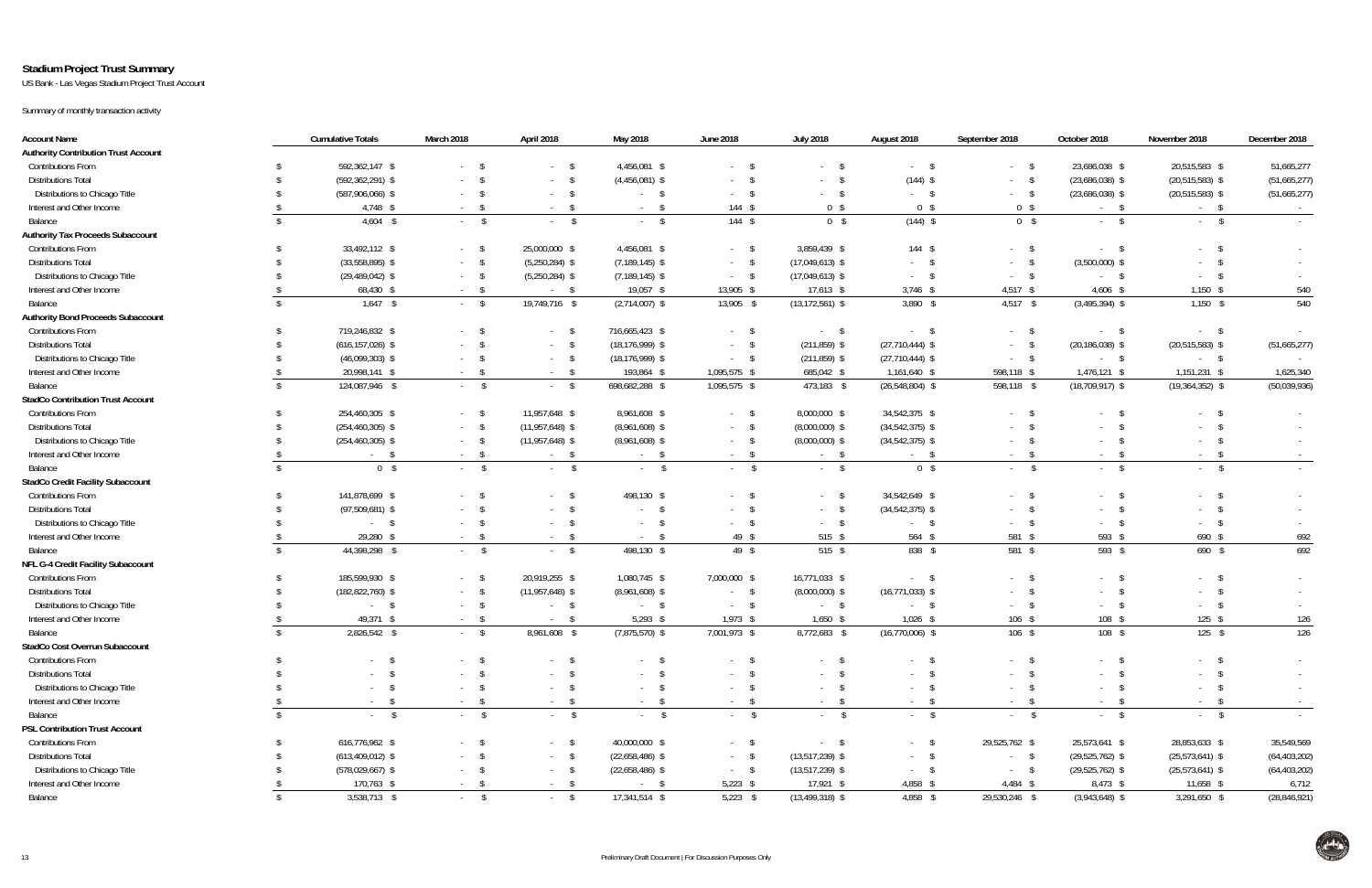**Stadium Project Trust Summary**

US Bank - Las Vegas Stadium Project Trust Account

Summary of monthly transaction activity

| Account Name | Cumulative Totals | March 2018 | April 2018 | May 2018 | June 2018 | July 2018 | August 2018 | September 2018 | October 2018 | November 2018 | December 2018 |
|---|---|---|---|---|---|---|---|---|---|---|---|
| **Authority Contribution Trust Account** | | | | | | | | | | | |
| Contributions From | $ 592,362,147 | $ - | $ - | $ 4,456,081 | $ - | $ - | $ - | $ - | $ 23,686,038 | $ 20,515,583 | $ 51,665,277 |
| Distributions Total | $ (592,362,291) | $ - | $ - | $ (4,456,081) | $ - | $ - | $ (144) | $ - | $ (23,686,038) | $ (20,515,583) | $ (51,665,277) |
| Distributions to Chicago Title | $ (587,906,066) | $ - | $ - | $ - | $ - | $ - | $ - | $ - | $ (23,686,038) | $ (20,515,583) | $ (51,665,277) |
| Interest and Other Income | $ 4,748 | $ - | $ - | $ - | $ 144 | $ 0 | $ 0 | $ 0 | $ - | $ - | $ - |
| Balance | $ 4,604 | $ - | $ - | $ - | $ 144 | $ 0 | $ (144) | $ 0 | $ - | $ - | $ - |
| **Authority Tax Proceeds Subaccount** | | | | | | | | | | | |
| Contributions From | $ 33,492,112 | $ - | $ 25,000,000 | $ 4,456,081 | $ - | $ 3,859,439 | $ 144 | $ - | $ - | $ - | $ - |
| Distributions Total | $ (33,558,895) | $ - | $ (5,250,284) | $ (7,189,145) | $ - | $ (17,049,613) | $ - | $ - | $ (3,500,000) | $ - | $ - |
| Distributions to Chicago Title | $ (29,489,042) | $ - | $ (5,250,284) | $ (7,189,145) | $ - | $ (17,049,613) | $ - | $ - | $ - | $ - | $ - |
| Interest and Other Income | $ 68,430 | $ - | $ - | $ 19,057 | $ 13,905 | $ 17,613 | $ 3,746 | $ 4,517 | $ 4,606 | $ 1,150 | $ 540 |
| Balance | $ 1,647 | $ - | $ 19,749,716 | $ (2,714,007) | $ 13,905 | $ (13,172,561) | $ 3,890 | $ 4,517 | $ (3,495,394) | $ 1,150 | $ 540 |
| **Authority Bond Proceeds Subaccount** | | | | | | | | | | | |
| Contributions From | $ 719,246,832 | $ - | $ - | $ 716,665,423 | $ - | $ - | $ - | $ - | $ - | $ - | $ - |
| Distributions Total | $ (616,157,026) | $ - | $ - | $ (18,176,999) | $ - | $ (211,859) | $ (27,710,444) | $ - | $ (20,186,038) | $ (20,515,583) | $ (51,665,277) |
| Distributions to Chicago Title | $ (46,099,303) | $ - | $ - | $ (18,176,999) | $ - | $ (211,859) | $ (27,710,444) | $ - | $ - | $ - | $ - |
| Interest and Other Income | $ 20,998,141 | $ - | $ - | $ 193,864 | $ 1,095,575 | $ 685,042 | $ 1,161,640 | $ 598,118 | $ 1,476,121 | $ 1,151,231 | $ 1,625,340 |
| Balance | $ 124,087,946 | $ - | $ - | $ 698,682,288 | $ 1,095,575 | $ 473,183 | $ (26,548,804) | $ 598,118 | $ (18,709,917) | $ (19,364,352) | $ (50,039,936) |
| **StadCo Contribution Trust Account** | | | | | | | | | | | |
| Contributions From | $ 254,460,305 | $ - | $ 11,957,648 | $ 8,961,608 | $ - | $ 8,000,000 | $ 34,542,375 | $ - | $ - | $ - | $ - |
| Distributions Total | $ (254,460,305) | $ - | $ (11,957,648) | $ (8,961,608) | $ - | $ (8,000,000) | $ (34,542,375) | $ - | $ - | $ - | $ - |
| Distributions to Chicago Title | $ (254,460,305) | $ - | $ (11,957,648) | $ (8,961,608) | $ - | $ (8,000,000) | $ (34,542,375) | $ - | $ - | $ - | $ - |
| Interest and Other Income | $ - | $ - | $ - | $ - | $ - | $ - | $ - | $ - | $ - | $ - | $ - |
| Balance | $ 0 | $ - | $ - | $ - | $ - | $ - | $ 0 | $ - | $ - | $ - | $ - |
| **StadCo Credit Facility Subaccount** | | | | | | | | | | | |
| Contributions From | $ 141,878,699 | $ - | $ - | $ 498,130 | $ - | $ - | $ 34,542,649 | $ - | $ - | $ - | $ - |
| Distributions Total | $ (97,509,681) | $ - | $ - | $ - | $ - | $ - | $ (34,542,375) | $ - | $ - | $ - | $ - |
| Distributions to Chicago Title | $ - | $ - | $ - | $ - | $ - | $ - | $ - | $ - | $ - | $ - | $ - |
| Interest and Other Income | $ 29,280 | $ - | $ - | $ - | $ 49 | $ 515 | $ 564 | $ 581 | $ 593 | $ 690 | $ 692 |
| Balance | $ 44,398,298 | $ - | $ - | $ 498,130 | $ 49 | $ 515 | $ 838 | $ 581 | $ 593 | $ 690 | $ 692 |
| **NFL G-4 Credit Facility Subaccount** | | | | | | | | | | | |
| Contributions From | $ 185,599,930 | $ - | $ 20,919,255 | $ 1,080,745 | $ 7,000,000 | $ 16,771,033 | $ - | $ - | $ - | $ - | $ - |
| Distributions Total | $ (182,822,760) | $ - | $ (11,957,648) | $ (8,961,608) | $ - | $ (8,000,000) | $ (16,771,033) | $ - | $ - | $ - | $ - |
| Distributions to Chicago Title | $ - | $ - | $ - | $ - | $ - | $ - | $ - | $ - | $ - | $ - | $ - |
| Interest and Other Income | $ 49,371 | $ - | $ - | $ 5,293 | $ 1,973 | $ 1,650 | $ 1,026 | $ 106 | $ 108 | $ 125 | $ 126 |
| Balance | $ 2,826,542 | $ - | $ 8,961,608 | $ (7,875,570) | $ 7,001,973 | $ 8,772,683 | $ (16,770,006) | $ 106 | $ 108 | $ 125 | $ 126 |
| **StadCo Cost Overrun Subaccount** | | | | | | | | | | | |
| Contributions From | $ - | $ - | $ - | $ - | $ - | $ - | $ - | $ - | $ - | $ - | $ - |
| Distributions Total | $ - | $ - | $ - | $ - | $ - | $ - | $ - | $ - | $ - | $ - | $ - |
| Distributions to Chicago Title | $ - | $ - | $ - | $ - | $ - | $ - | $ - | $ - | $ - | $ - | $ - |
| Interest and Other Income | $ - | $ - | $ - | $ - | $ - | $ - | $ - | $ - | $ - | $ - | $ - |
| Balance | $ - | $ - | $ - | $ - | $ - | $ - | $ - | $ - | $ - | $ - | $ - |
| **PSL Contribution Trust Account** | | | | | | | | | | | |
| Contributions From | $ 616,776,962 | $ - | $ - | $ 40,000,000 | $ - | $ - | $ - | $ 29,525,762 | $ 25,573,641 | $ 28,853,633 | $ 35,549,569 |
| Distributions Total | $ (613,409,012) | $ - | $ - | $ (22,658,486) | $ - | $ (13,517,239) | $ - | $ - | $ (29,525,762) | $ (25,573,641) | $ (64,403,202) |
| Distributions to Chicago Title | $ (578,029,667) | $ - | $ - | $ (22,658,486) | $ - | $ (13,517,239) | $ - | $ - | $ (29,525,762) | $ (25,573,641) | $ (64,403,202) |
| Interest and Other Income | $ 170,763 | $ - | $ - | $ - | $ 5,223 | $ 17,921 | $ 4,858 | $ 4,484 | $ 8,473 | $ 11,658 | $ 6,712 |
| Balance | $ 3,538,713 | $ - | $ - | $ 17,341,514 | $ 5,223 | $ (13,499,318) | $ 4,858 | $ 29,530,246 | $ (3,943,648) | $ 3,291,650 | $ (28,846,921) |

Preliminary Draft Document | For Discussion Purposes Only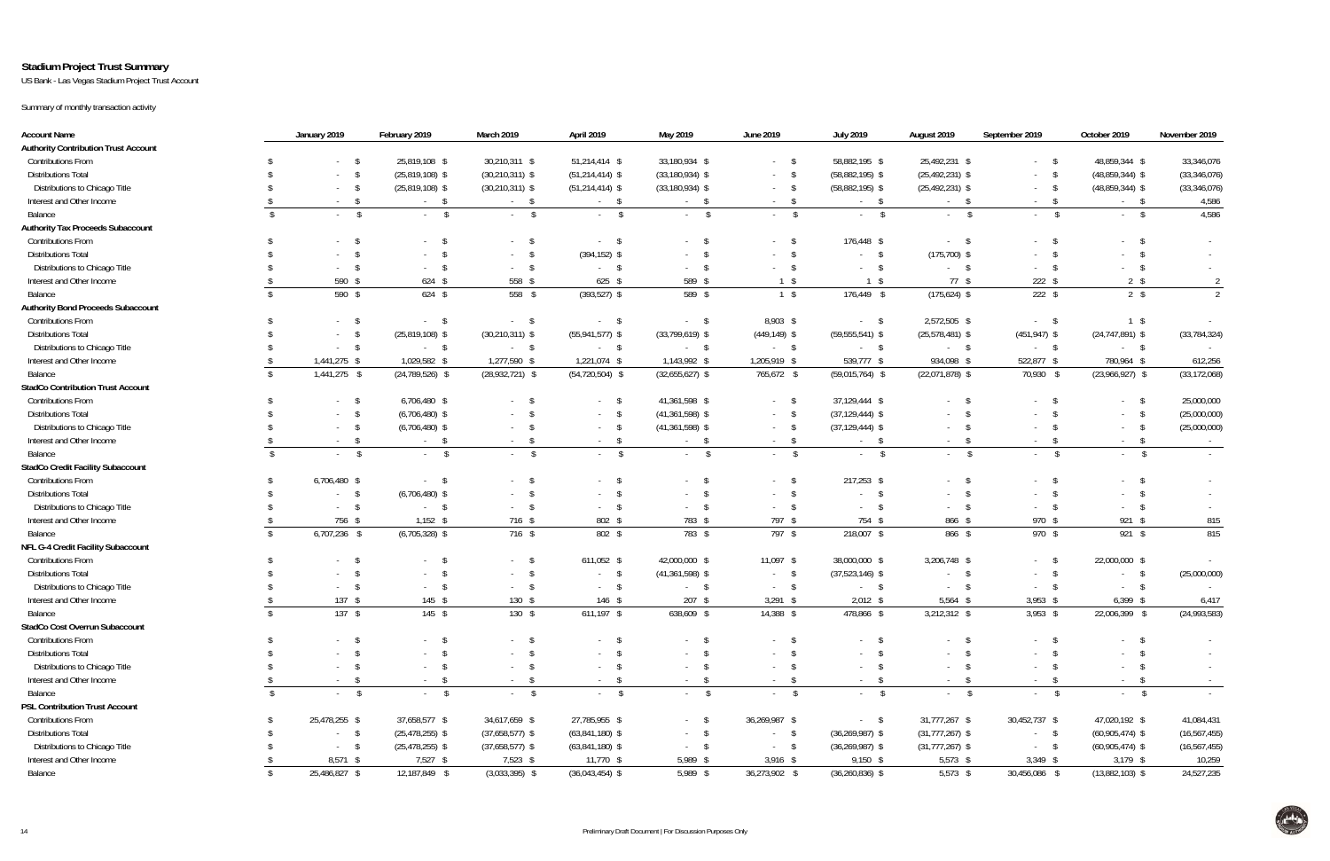## Stadium Project Trust Summary

US Bank - Las Vegas Stadium Project Trust Account

Summary of monthly transaction activity

| Account Name | January 2019 | February 2019 | March 2019 | April 2019 | May 2019 | June 2019 | July 2019 | August 2019 | September 2019 | October 2019 | November 2019 |
|---|---|---|---|---|---|---|---|---|---|---|---|
| **Authority Contribution Trust Account** | | | | | | | | | | | |
| Contributions From | $ - | $ 25,819,108 | $ 30,210,311 | $ 51,214,414 | $ 33,180,934 | $ - | $ 58,882,195 | $ 25,492,231 | $ - | $ 48,859,344 | $ 33,346,076 |
| Distributions Total | $ - | $ (25,819,108) | $ (30,210,311) | $ (51,214,414) | $ (33,180,934) | $ - | $ (58,882,195) | $ (25,492,231) | $ - | $ (48,859,344) | $ (33,346,076) |
| Distributions to Chicago Title | $ - | $ (25,819,108) | $ (30,210,311) | $ (51,214,414) | $ (33,180,934) | $ - | $ (58,882,195) | $ (25,492,231) | $ - | $ (48,859,344) | $ (33,346,076) |
| Interest and Other Income | $ - | $ - | $ - | $ - | $ - | $ - | $ - | $ - | $ - | $ - | $ 4,586 |
| Balance | $ - | $ - | $ - | $ - | $ - | $ - | $ - | $ - | $ - | $ - | $ 4,586 |
| **Authority Tax Proceeds Subaccount** | | | | | | | | | | | |
| Contributions From | $ - | $ - | $ - | $ - | $ - | $ - | $ 176,448 | $ - | $ - | $ - | $ - |
| Distributions Total | $ - | $ - | $ - | $ (394,152) | $ - | $ - | $ - | $ (175,700) | $ - | $ - | $ - |
| Distributions to Chicago Title | $ - | $ - | $ - | $ - | $ - | $ - | $ - | $ - | $ - | $ - | $ - |
| Interest and Other Income | $ 590 | $ 624 | $ 558 | $ 625 | $ 589 | $ 1 | $ 1 | $ 77 | $ 222 | $ 2 | $ 2 |
| Balance | $ 590 | $ 624 | $ 558 | $ (393,527) | $ 589 | $ 1 | $ 176,449 | $ (175,624) | $ 222 | $ 2 | $ 2 |
| **Authority Bond Proceeds Subaccount** | | | | | | | | | | | |
| Contributions From | $ - | $ - | $ - | $ - | $ - | $ 8,903 | $ - | $ 2,572,505 | $ - | $ 1 | $ - |
| Distributions Total | $ - | $ (25,819,108) | $ (30,210,311) | $ (55,941,577) | $ (33,799,619) | $ (449,149) | $ (59,555,541) | $ (25,578,481) | $ (451,947) | $ (24,747,891) | $ (33,784,324) |
| Distributions to Chicago Title | $ - | $ - | $ - | $ - | $ - | $ - | $ - | $ - | $ - | $ - | $ - |
| Interest and Other Income | $ 1,441,275 | $ 1,029,582 | $ 1,277,590 | $ 1,221,074 | $ 1,143,992 | $ 1,205,919 | $ 539,777 | $ 934,098 | $ 522,877 | $ 780,964 | $ 612,256 |
| Balance | $ 1,441,275 | $ (24,789,526) | $ (28,932,721) | $ (54,720,504) | $ (32,655,627) | $ 765,672 | $ (59,015,764) | $ (22,071,878) | $ 70,930 | $ (23,966,927) | $ (33,172,068) |
| **StadCo Contribution Trust Account** | | | | | | | | | | | |
| Contributions From | $ - | $ 6,706,480 | $ - | $ - | $ 41,361,598 | $ - | $ 37,129,444 | $ - | $ - | $ - | $ 25,000,000 |
| Distributions Total | $ - | $ (6,706,480) | $ - | $ - | $ (41,361,598) | $ - | $ (37,129,444) | $ - | $ - | $ - | $ (25,000,000) |
| Distributions to Chicago Title | $ - | $ (6,706,480) | $ - | $ - | $ (41,361,598) | $ - | $ (37,129,444) | $ - | $ - | $ - | $ (25,000,000) |
| Interest and Other Income | $ - | $ - | $ - | $ - | $ - | $ - | $ - | $ - | $ - | $ - | $ - |
| Balance | $ - | $ - | $ - | $ - | $ - | $ - | $ - | $ - | $ - | $ - | $ - |
| **StadCo Credit Facility Subaccount** | | | | | | | | | | | |
| Contributions From | $ 6,706,480 | $ - | $ - | $ - | $ - | $ - | $ 217,253 | $ - | $ - | $ - | $ - |
| Distributions Total | $ - | $ (6,706,480) | $ - | $ - | $ - | $ - | $ - | $ - | $ - | $ - | $ - |
| Distributions to Chicago Title | $ - | $ - | $ - | $ - | $ - | $ - | $ - | $ - | $ - | $ - | $ - |
| Interest and Other Income | $ 756 | $ 1,152 | $ 716 | $ 802 | $ 783 | $ 797 | $ 754 | $ 866 | $ 970 | $ 921 | $ 815 |
| Balance | $ 6,707,236 | $ (6,705,328) | $ 716 | $ 802 | $ 783 | $ 797 | $ 218,007 | $ 866 | $ 970 | $ 921 | $ 815 |
| **NFL G-4 Credit Facility Subaccount** | | | | | | | | | | | |
| Contributions From | $ - | $ - | $ - | $ 611,052 | $ 42,000,000 | $ 11,097 | $ 38,000,000 | $ 3,206,748 | $ - | $ 22,000,000 | $ - |
| Distributions Total | $ - | $ - | $ - | $ - | $ (41,361,598) | $ - | $ (37,523,146) | $ - | $ - | $ - | $ (25,000,000) |
| Distributions to Chicago Title | $ - | $ - | $ - | $ - | $ - | $ - | $ - | $ - | $ - | $ - | $ - |
| Interest and Other Income | $ 137 | $ 145 | $ 130 | $ 146 | $ 207 | $ 3,291 | $ 2,012 | $ 5,564 | $ 3,953 | $ 6,399 | $ 6,417 |
| Balance | $ 137 | $ 145 | $ 130 | $ 611,197 | $ 638,609 | $ 14,388 | $ 478,866 | $ 3,212,312 | $ 3,953 | $ 22,006,399 | $ (24,993,583) |
| **StadCo Cost Overrun Subaccount** | | | | | | | | | | | |
| Contributions From | $ - | $ - | $ - | $ - | $ - | $ - | $ - | $ - | $ - | $ - | $ - |
| Distributions Total | $ - | $ - | $ - | $ - | $ - | $ - | $ - | $ - | $ - | $ - | $ - |
| Distributions to Chicago Title | $ - | $ - | $ - | $ - | $ - | $ - | $ - | $ - | $ - | $ - | $ - |
| Interest and Other Income | $ - | $ - | $ - | $ - | $ - | $ - | $ - | $ - | $ - | $ - | $ - |
| Balance | $ - | $ - | $ - | $ - | $ - | $ - | $ - | $ - | $ - | $ - | $ - |
| **PSL Contribution Trust Account** | | | | | | | | | | | |
| Contributions From | $ 25,478,255 | $ 37,658,577 | $ 34,617,659 | $ 27,785,955 | $ - | $ 36,269,987 | $ - | $ 31,777,267 | $ 30,452,737 | $ 47,020,192 | $ 41,084,431 |
| Distributions Total | $ - | $ (25,478,255) | $ (37,658,577) | $ (63,841,180) | $ - | $ - | $ (36,269,987) | $ (31,777,267) | $ - | $ (60,905,474) | $ (16,567,455) |
| Distributions to Chicago Title | $ - | $ (25,478,255) | $ (37,658,577) | $ (63,841,180) | $ - | $ - | $ (36,269,987) | $ (31,777,267) | $ - | $ (60,905,474) | $ (16,567,455) |
| Interest and Other Income | $ 8,571 | $ 7,527 | $ 7,523 | $ 11,770 | $ 5,989 | $ 3,916 | $ 9,150 | $ 5,573 | $ 3,349 | $ 3,179 | $ 10,259 |
| Balance | $ 25,486,827 | $ 12,187,849 | $ (3,033,395) | $ (36,043,454) | $ 5,989 | $ 36,273,902 | $ (36,260,836) | $ 5,573 | $ 30,456,086 | $ (13,882,103) | $ 24,527,235 |

Preliminary Draft Document | For Discussion Purposes Only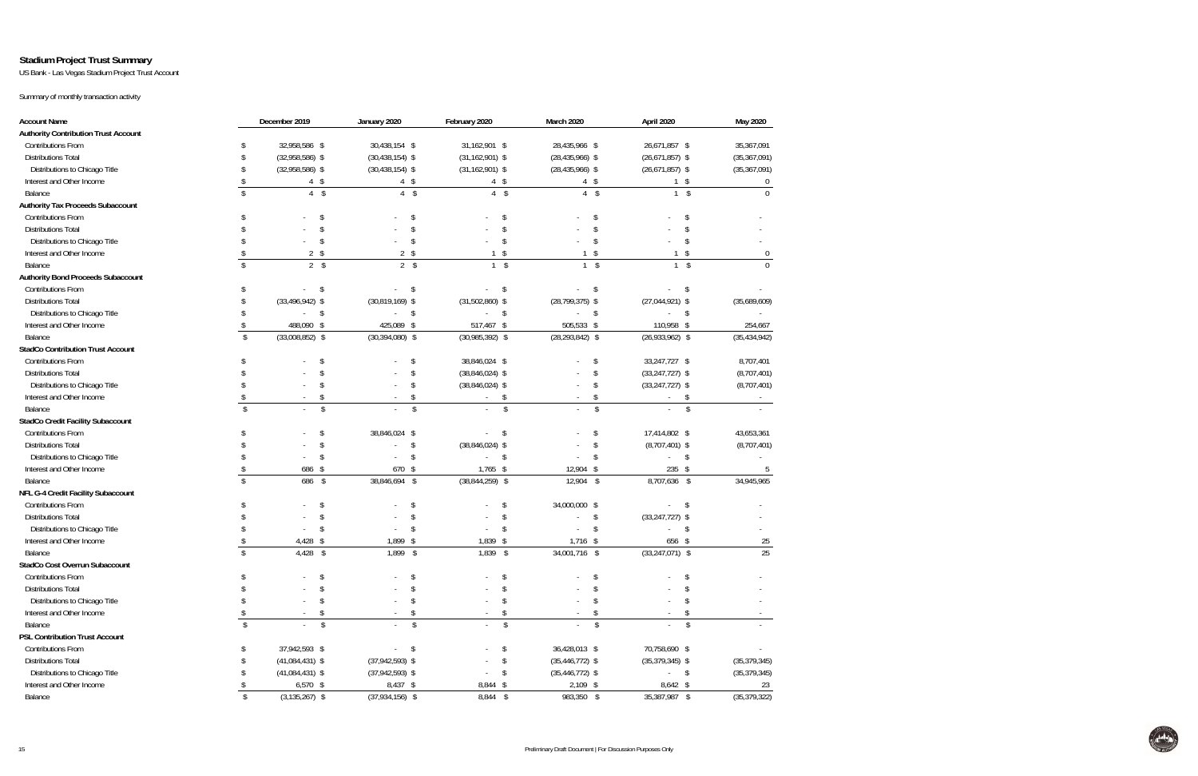# Stadium Project Trust Summary

US Bank - Las Vegas Stadium Project Trust Account

Summary of monthly transaction activity

| Account Name | December 2019 | January 2020 | February 2020 | March 2020 | April 2020 | May 2020 |
|---|---|---|---|---|---|---|
| **Authority Contribution Trust Account** | | | | | | |
| Contributions From | $ 32,958,586 | $ 30,438,154 | $ 31,162,901 | $ 28,435,966 | $ 26,671,857 | $ 35,367,091 |
| Distributions Total | $ (32,958,586) | $ (30,438,154) | $ (31,162,901) | $ (28,435,966) | $ (26,671,857) | $ (35,367,091) |
| Distributions to Chicago Title | $ (32,958,586) | $ (30,438,154) | $ (31,162,901) | $ (28,435,966) | $ (26,671,857) | $ (35,367,091) |
| Interest and Other Income | $ 4 | $ 4 | $ 4 | $ 4 | $ 1 | $ 0 |
| Balance | $ 4 | $ 4 | $ 4 | $ 4 | $ 1 | $ 0 |
| **Authority Tax Proceeds Subaccount** | | | | | | |
| Contributions From | $ - | $ - | $ - | $ - | $ - | $ - |
| Distributions Total | $ - | $ - | $ - | $ - | $ - | $ - |
| Distributions to Chicago Title | $ - | $ - | $ - | $ - | $ - | $ - |
| Interest and Other Income | $ 2 | $ 2 | $ 1 | $ 1 | $ 1 | $ 0 |
| Balance | $ 2 | $ 2 | $ 1 | $ 1 | $ 1 | $ 0 |
| **Authority Bond Proceeds Subaccount** | | | | | | |
| Contributions From | $ - | $ - | $ - | $ - | $ - | $ - |
| Distributions Total | $ (33,496,942) | $ (30,819,169) | $ (31,502,860) | $ (28,799,375) | $ (27,044,921) | $ (35,689,609) |
| Distributions to Chicago Title | $ - | $ - | $ - | $ - | $ - | |
| Interest and Other Income | $ 488,090 | $ 425,089 | $ 517,467 | $ 505,533 | $ 110,958 | $ 254,667 |
| Balance | $ (33,008,852) | $ (30,394,080) | $ (30,985,392) | $ (28,293,842) | $ (26,933,962) | $ (35,434,942) |
| **StadCo Contribution Trust Account** | | | | | | |
| Contributions From | $ - | $ - | $ 38,846,024 | $ - | $ 33,247,727 | $ 8,707,401 |
| Distributions Total | $ - | $ - | $ (38,846,024) | $ - | $ (33,247,727) | $ (8,707,401) |
| Distributions to Chicago Title | $ - | $ - | $ (38,846,024) | $ - | $ (33,247,727) | $ (8,707,401) |
| Interest and Other Income | $ - | $ - | $ - | $ - | $ - | $ - |
| Balance | $ - | $ - | $ - | $ - | $ - | $ - |
| **StadCo Credit Facility Subaccount** | | | | | | |
| Contributions From | $ - | $ 38,846,024 | $ - | $ - | $ 17,414,802 | $ 43,653,361 |
| Distributions Total | $ - | $ - | $ (38,846,024) | $ - | $ (8,707,401) | $ (8,707,401) |
| Distributions to Chicago Title | $ - | $ - | $ - | $ - | $ - | $ - |
| Interest and Other Income | $ 686 | $ 670 | $ 1,765 | $ 12,904 | $ 235 | $ 5 |
| Balance | $ 686 | $ 38,846,694 | $ (38,844,259) | $ 12,904 | $ 8,707,636 | $ 34,945,965 |
| **NFL G-4 Credit Facility Subaccount** | | | | | | |
| Contributions From | $ - | $ - | $ - | $ 34,000,000 | $ - | $ - |
| Distributions Total | $ - | $ - | $ - | $ - | $ (33,247,727) | $ - |
| Distributions to Chicago Title | $ - | $ - | $ - | $ - | $ - | $ - |
| Interest and Other Income | $ 4,428 | $ 1,899 | $ 1,839 | $ 1,716 | $ 656 | $ 25 |
| Balance | $ 4,428 | $ 1,899 | $ 1,839 | $ 34,001,716 | $ (33,247,071) | $ 25 |
| **StadCo Cost Overrun Subaccount** | | | | | | |
| Contributions From | $ - | $ - | $ - | $ - | $ - | $ - |
| Distributions Total | $ - | $ - | $ - | $ - | $ - | $ - |
| Distributions to Chicago Title | $ - | $ - | $ - | $ - | $ - | $ - |
| Interest and Other Income | $ - | $ - | $ - | $ - | $ - | $ - |
| Balance | $ - | $ - | $ - | $ - | $ - | $ - |
| **PSL Contribution Trust Account** | | | | | | |
| Contributions From | $ 37,942,593 | $ - | $ - | $ 36,428,013 | $ 70,758,690 | $ - |
| Distributions Total | $ (41,084,431) | $ (37,942,593) | $ - | $ (35,446,772) | $ (35,379,345) | $ (35,379,345) |
| Distributions to Chicago Title | $ (41,084,431) | $ (37,942,593) | $ - | $ (35,446,772) | $ - | $ (35,379,345) |
| Interest and Other Income | $ 6,570 | $ 8,437 | $ 8,844 | $ 2,109 | $ 8,642 | $ 23 |
| Balance | $ (3,135,267) | $ (37,934,156) | $ 8,844 | $ 983,350 | $ 35,387,987 | $ (35,379,322) |

Preliminary Draft Document | For Discussion Purposes Only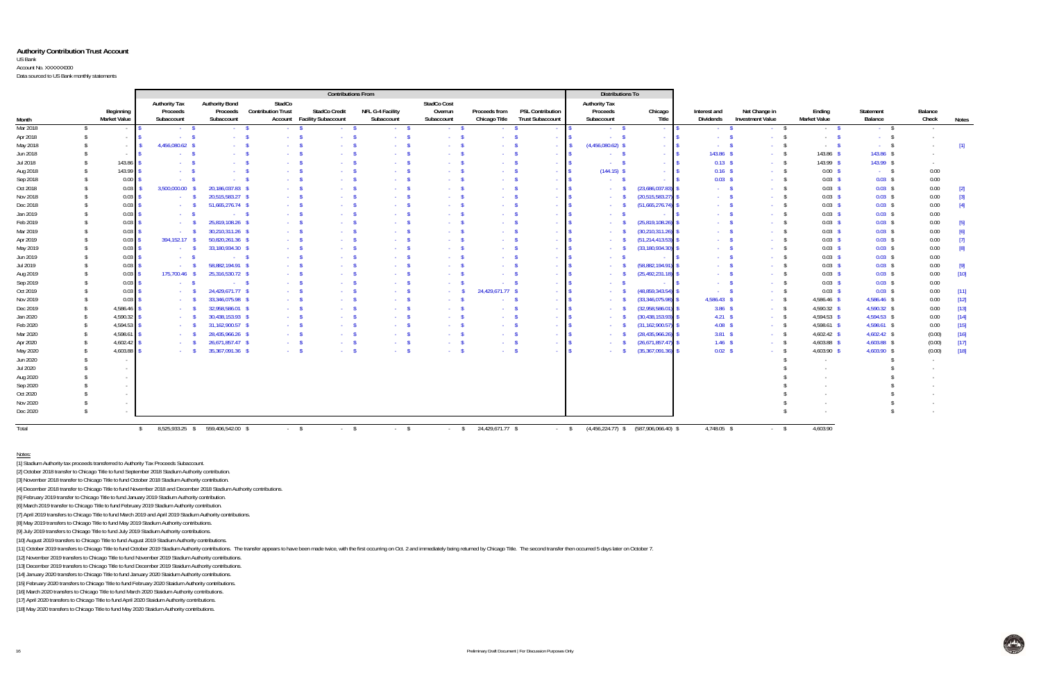# Authority Contribution Trust Account

US Bank

Account No. XXXXXX000

Data sourced to US Bank monthly statements

| | | Contributions From | | | | | | | | Distributions To | | | | | | | |
|---|---|---|---|---|---|---|---|---|---|---|---|---|---|---|---|---|---|
| Month | Beginning Market Value | Authority Tax Proceeds Subaccount | Authority Bond Proceeds Subaccount | StadCo Contribution Trust Account | StadCo Credit Facility Subaccount | NFL G-4 Facility Subaccount | StadCo Cost Overrun Subaccount | Proceeds from Chicago Title | PSL Contribution Trust Subaccount | Authority Tax Proceeds Subaccount | Chicago Title | Interest and Dividends | Net Change in Investment Value | Ending Market Value | Statement Balance | Balance Check | Notes |
| Mar 2018 | $ - | $ - | $ - | $ - | $ - | $ - | $ - | $ - | $ - | $ - | $ - | $ - | $ - | $ - | $ - | $ - | |
| Apr 2018 | $ - | $ - | $ - | $ - | $ - | $ - | $ - | $ - | $ - | $ - | $ - | $ - | $ - | $ - | $ - | $ - | |
| May 2018 | $ - | $ 4,456,080.62 | $ - | $ - | $ - | $ - | $ - | $ - | $ - | $ (4,456,080.62) | $ - | $ - | $ - | $ - | $ - | $ - | [1] |
| Jun 2018 | $ - | $ - | $ - | $ - | $ - | $ - | $ - | $ - | $ - | $ - | $ - | $ 143.86 | $ - | $ 143.86 | $ 143.86 | $ - | |
| Jul 2018 | $ 143.86 | $ - | $ - | $ - | $ - | $ - | $ - | $ - | $ - | $ - | $ - | $ 0.13 | $ - | $ 143.99 | $ 143.99 | $ - | |
| Aug 2018 | $ 143.99 | $ - | $ - | $ - | $ - | $ - | $ - | $ - | $ - | $ (144.15) | $ - | $ 0.16 | $ - | $ 0.00 | $ - | $ 0.00 | |
| Sep 2018 | $ 0.00 | $ - | $ - | $ - | $ - | $ - | $ - | $ - | $ - | $ - | $ - | $ 0.03 | $ - | $ 0.03 | $ 0.03 | $ 0.00 | |
| Oct 2018 | $ 0.03 | $ 3,500,000.00 | $ 20,186,037.83 | $ - | $ - | $ - | $ - | $ - | $ - | $ - | $ (23,686,037.83) | $ - | $ - | $ 0.03 | $ 0.03 | $ 0.00 | [2] |
| Nov 2018 | $ 0.03 | $ - | $ 20,515,583.27 | $ - | $ - | $ - | $ - | $ - | $ - | $ - | $ (20,515,583.27) | $ - | $ - | $ 0.03 | $ 0.03 | $ 0.00 | [3] |
| Dec 2018 | $ 0.03 | $ - | $ 51,665,276.74 | $ - | $ - | $ - | $ - | $ - | $ - | $ - | $ (51,665,276.74) | $ - | $ - | $ 0.03 | $ 0.03 | $ 0.00 | [4] |
| Jan 2019 | $ 0.03 | $ - | $ - | $ - | $ - | $ - | $ - | $ - | $ - | $ - | $ - | $ - | $ - | $ 0.03 | $ 0.03 | $ 0.00 | |
| Feb 2019 | $ 0.03 | $ - | $ 25,819,108.26 | $ - | $ - | $ - | $ - | $ - | $ - | $ - | $ (25,819,108.26) | $ - | $ - | $ 0.03 | $ 0.03 | $ 0.00 | [5] |
| Mar 2019 | $ 0.03 | $ - | $ 30,210,311.26 | $ - | $ - | $ - | $ - | $ - | $ - | $ - | $ (30,210,311.26) | $ - | $ - | $ 0.03 | $ 0.03 | $ 0.00 | [6] |
| Apr 2019 | $ 0.03 | $ 394,152.17 | $ 50,820,261.36 | $ - | $ - | $ - | $ - | $ - | $ - | $ - | $ (51,214,413.53) | $ - | $ - | $ 0.03 | $ 0.03 | $ 0.00 | [7] |
| May 2019 | $ 0.03 | $ - | $ 33,180,934.30 | $ - | $ - | $ - | $ - | $ - | $ - | $ - | $ (33,180,934.30) | $ - | $ - | $ 0.03 | $ 0.03 | $ 0.00 | [8] |
| Jun 2019 | $ 0.03 | $ - | $ - | $ - | $ - | $ - | $ - | $ - | $ - | $ - | $ - | $ - | $ - | $ 0.03 | $ 0.03 | $ 0.00 | |
| Jul 2019 | $ 0.03 | $ - | $ 58,882,194.91 | $ - | $ - | $ - | $ - | $ - | $ - | $ - | $ (58,882,194.91) | $ - | $ - | $ 0.03 | $ 0.03 | $ 0.00 | [9] |
| Aug 2019 | $ 0.03 | $ 175,700.46 | $ 25,316,530.72 | $ - | $ - | $ - | $ - | $ - | $ - | $ - | $ (25,492,231.18) | $ - | $ - | $ 0.03 | $ 0.03 | $ 0.00 | [10] |
| Sep 2019 | $ 0.03 | $ - | $ - | $ - | $ - | $ - | $ - | $ - | $ - | $ - | $ - | $ - | $ - | $ 0.03 | $ 0.03 | $ 0.00 | |
| Oct 2019 | $ 0.03 | $ - | $ 24,429,671.77 | $ - | $ - | $ - | $ - | $ 24,429,671.77 | $ - | $ - | $ (48,859,343.54) | $ - | $ - | $ 0.03 | $ 0.03 | $ 0.00 | [11] |
| Nov 2019 | $ 0.03 | $ - | $ 33,346,075.98 | $ - | $ - | $ - | $ - | $ - | $ - | $ - | $ (33,346,075.98) | $ 4,586.43 | $ - | $ 4,586.46 | $ 4,586.46 | $ 0.00 | [12] |
| Dec 2019 | $ 4,586.46 | $ - | $ 32,958,586.01 | $ - | $ - | $ - | $ - | $ - | $ - | $ - | $ (32,958,586.01) | $ 3.86 | $ - | $ 4,590.32 | $ 4,590.32 | $ 0.00 | [13] |
| Jan 2020 | $ 4,590.32 | $ - | $ 30,438,153.93 | $ - | $ - | $ - | $ - | $ - | $ - | $ - | $ (30,438,153.93) | $ 4.21 | $ - | $ 4,594.53 | $ 4,594.53 | $ 0.00 | [14] |
| Feb 2020 | $ 4,594.53 | $ - | $ 31,162,900.57 | $ - | $ - | $ - | $ - | $ - | $ - | $ - | $ (31,162,900.57) | $ 4.08 | $ - | $ 4,598.61 | $ 4,598.61 | $ 0.00 | [15] |
| Mar 2020 | $ 4,598.61 | $ - | $ 28,435,966.26 | $ - | $ - | $ - | $ - | $ - | $ - | $ - | $ (28,435,966.26) | $ 3.81 | $ - | $ 4,602.42 | $ 4,602.42 | $ (0.00) | [16] |
| Apr 2020 | $ 4,602.42 | $ - | $ 26,671,857.47 | $ - | $ - | $ - | $ - | $ - | $ - | $ - | $ (26,671,857.47) | $ 1.46 | $ - | $ 4,603.88 | $ 4,603.88 | $ (0.00) | [17] |
| May 2020 | $ 4,603.88 | $ - | $ 35,367,091.36 | $ - | $ - | $ - | $ - | $ - | $ - | $ - | $ (35,367,091.36) | $ 0.02 | $ - | $ 4,603.90 | $ 4,603.90 | $ (0.00) | [18] |
| Jun 2020 | $ - | | | | | | | | | | | | | $ - | | $ - | |
| Jul 2020 | $ - | | | | | | | | | | | | | $ - | | $ - | |
| Aug 2020 | $ - | | | | | | | | | | | | | $ - | | $ - | |
| Sep 2020 | $ - | | | | | | | | | | | | | $ - | | $ - | |
| Oct 2020 | $ - | | | | | | | | | | | | | $ - | | $ - | |
| Nov 2020 | $ - | | | | | | | | | | | | | $ - | | $ - | |
| Dec 2020 | $ - | | | | | | | | | | | | | $ - | | $ - | |
| Total | | $ 8,525,933.25 | $ 559,406,542.00 | $ - | $ - | $ - | $ - | $ 24,429,671.77 | $ - | $ (4,456,224.77) | $ (587,906,066.40) | $ 4,748.05 | $ - | $ 4,603.90 | | | |

Notes:

[1] Stadium Authority tax proceeds transferred to Authority Tax Proceeds Subaccount.

[2] October 2018 transfer to Chicago Title to fund September 2018 Stadium Authority contribution.

[3] November 2018 transfer to Chicago Title to fund October 2018 Stadium Authority contribution.

[4] December 2018 transfer to Chicago Title to fund November 2018 and December 2018 Stadium Authority contributions.

[5] February 2019 transfer to Chicago Title to fund January 2019 Stadium Authority contribution.

[6] March 2019 transfer to Chicago Title to fund February 2019 Stadium Authority contribution.

[7] April 2019 transfers to Chicago Title to fund March 2019 and April 2019 Stadium Authority contributions.

[8] May 2019 transfers to Chicago Title to fund May 2019 Stadium Authority contributions.

[9] July 2019 transfers to Chicago Title to fund July 2019 Stadium Authority contributions.

[10] August 2019 transfers to Chicago Title to fund August 2019 Stadium Authority contributions.

[11] October 2019 transfers to Chicago Title to fund October 2019 Stadium Authority contributions. The transfer appears to have been made twice, with the first occurring on Oct. 2 and immediately being returned by Chicago Title. The second transfer then occurred 5 days later on October 7.

[12] November 2019 transfers to Chicago Title to fund November 2019 Stadium Authority contributions.

[13] December 2019 transfers to Chicago Title to fund December 2019 Staidum Authority contributions.

[14] January 2020 transfers to Chicago Title to fund January 2020 Staidum Authority contributions.

[15] February 2020 transfers to Chicago Title to fund February 2020 Staidum Authority contributions.

[16] March 2020 transfers to Chicago Title to fund March 2020 Staidum Authority contributions.

[17] April 2020 transfers to Chicago Title to fund April 2020 Staidum Authority contributions.

[18] May 2020 transfers to Chicago Title to fund May 2020 Staidum Authority contributions.

Preliminary Draft Document | For Discussion Purposes Only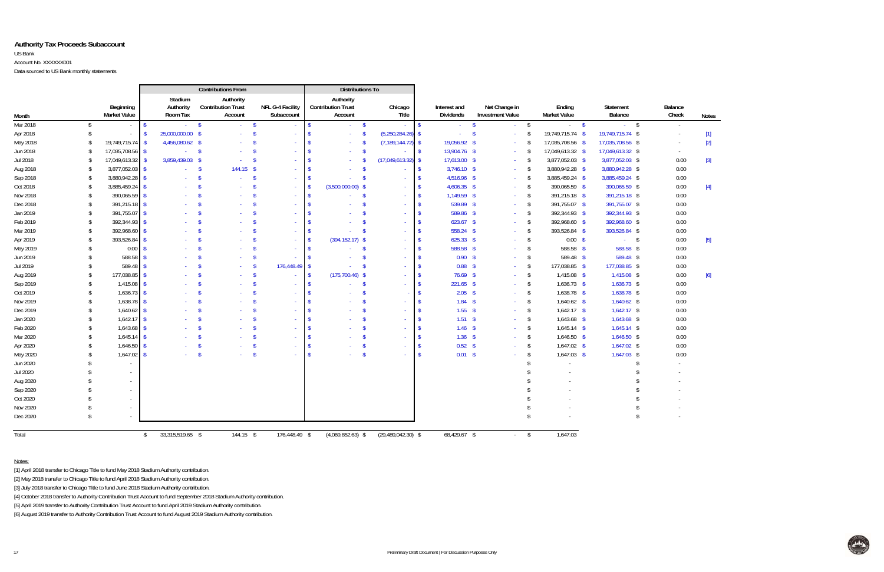## Authority Tax Proceeds Subaccount

US Bank

Account No. XXXXXX001

Data sourced to US Bank monthly statements

| | | Contributions From | | | Distributions To | | | | | | | |
|---|---|---|---|---|---|---|---|---|---|---|---|---|
| Month | Beginning Market Value | Stadium Authority Room Tax | Authority Contribution Trust Account | NFL G-4 Facility Subaccount | Authority Contribution Trust Account | Chicago Title | Interest and Dividends | Net Change in Investment Value | Ending Market Value | Statement Balance | Balance Check | Notes |
| Mar 2018 | $ - | $ - | $ - | $ - | $ - | $ - | $ - | $ - | $ - | $ - | $ - | |
| Apr 2018 | $ - | $ 25,000,000.00 | $ - | $ - | $ - | $ (5,250,284.26) | $ - | $ - | $ 19,749,715.74 | $ 19,749,715.74 | $ - | [1] |
| May 2018 | $ 19,749,715.74 | $ 4,456,080.62 | $ - | $ - | $ - | $ (7,189,144.72) | $ 19,056.92 | $ - | $ 17,035,708.56 | $ 17,035,708.56 | $ - | [2] |
| Jun 2018 | $ 17,035,708.56 | $ - | $ - | $ - | $ - | $ - | $ 13,904.76 | $ - | $ 17,049,613.32 | $ 17,049,613.32 | $ - | |
| Jul 2018 | $ 17,049,613.32 | $ 3,859,439.03 | $ - | $ - | $ - | $ (17,049,613.32) | $ 17,613.00 | $ - | $ 3,877,052.03 | $ 3,877,052.03 | $ 0.00 | [3] |
| Aug 2018 | $ 3,877,052.03 | $ - | $ 144.15 | $ - | $ - | $ - | $ 3,746.10 | $ - | $ 3,880,942.28 | $ 3,880,942.28 | $ 0.00 | |
| Sep 2018 | $ 3,880,942.28 | $ - | $ - | $ - | $ - | $ - | $ 4,516.96 | $ - | $ 3,885,459.24 | $ 3,885,459.24 | $ 0.00 | |
| Oct 2018 | $ 3,885,459.24 | $ - | $ - | $ - | $ (3,500,000.00) | $ - | $ 4,606.35 | $ - | $ 390,065.59 | $ 390,065.59 | $ 0.00 | [4] |
| Nov 2018 | $ 390,065.59 | $ - | $ - | $ - | $ - | $ - | $ 1,149.59 | $ - | $ 391,215.18 | $ 391,215.18 | $ 0.00 | |
| Dec 2018 | $ 391,215.18 | $ - | $ - | $ - | $ - | $ - | $ 539.89 | $ - | $ 391,755.07 | $ 391,755.07 | $ 0.00 | |
| Jan 2019 | $ 391,755.07 | $ - | $ - | $ - | $ - | $ - | $ 589.86 | $ - | $ 392,344.93 | $ 392,344.93 | $ 0.00 | |
| Feb 2019 | $ 392,344.93 | $ - | $ - | $ - | $ - | $ - | $ 623.67 | $ - | $ 392,968.60 | $ 392,968.60 | $ 0.00 | |
| Mar 2019 | $ 392,968.60 | $ - | $ - | $ - | $ - | $ - | $ 558.24 | $ - | $ 393,526.84 | $ 393,526.84 | $ 0.00 | |
| Apr 2019 | $ 393,526.84 | $ - | $ - | $ - | $ (394,152.17) | $ - | $ 625.33 | $ - | $ 0.00 | $ - | $ 0.00 | [5] |
| May 2019 | $ 0.00 | $ - | $ - | $ - | $ - | $ - | $ 588.58 | $ - | $ 588.58 | $ 588.58 | $ 0.00 | |
| Jun 2019 | $ 588.58 | $ - | $ - | $ - | $ - | $ - | $ 0.90 | $ - | $ 589.48 | $ 589.48 | $ 0.00 | |
| Jul 2019 | $ 589.48 | $ - | $ - | $ 176,448.49 | $ - | $ - | $ 0.88 | $ - | $ 177,038.85 | $ 177,038.85 | $ 0.00 | |
| Aug 2019 | $ 177,038.85 | $ - | $ - | $ - | $ (175,700.46) | $ - | $ 76.69 | $ - | $ 1,415.08 | $ 1,415.08 | $ 0.00 | [6] |
| Sep 2019 | $ 1,415.08 | $ - | $ - | $ - | $ - | $ - | $ 221.65 | $ - | $ 1,636.73 | $ 1,636.73 | $ 0.00 | |
| Oct 2019 | $ 1,636.73 | $ - | $ - | $ - | $ - | $ - | $ 2.05 | $ - | $ 1,638.78 | $ 1,638.78 | $ 0.00 | |
| Nov 2019 | $ 1,638.78 | $ - | $ - | $ - | $ - | $ - | $ 1.84 | $ - | $ 1,640.62 | $ 1,640.62 | $ 0.00 | |
| Dec 2019 | $ 1,640.62 | $ - | $ - | $ - | $ - | $ - | $ 1.55 | $ - | $ 1,642.17 | $ 1,642.17 | $ 0.00 | |
| Jan 2020 | $ 1,642.17 | $ - | $ - | $ - | $ - | $ - | $ 1.51 | $ - | $ 1,643.68 | $ 1,643.68 | $ 0.00 | |
| Feb 2020 | $ 1,643.68 | $ - | $ - | $ - | $ - | $ - | $ 1.46 | $ - | $ 1,645.14 | $ 1,645.14 | $ 0.00 | |
| Mar 2020 | $ 1,645.14 | $ - | $ - | $ - | $ - | $ - | $ 1.36 | $ - | $ 1,646.50 | $ 1,646.50 | $ 0.00 | |
| Apr 2020 | $ 1,646.50 | $ - | $ - | $ - | $ - | $ - | $ 0.52 | $ - | $ 1,647.02 | $ 1,647.02 | $ 0.00 | |
| May 2020 | $ 1,647.02 | $ - | $ - | $ - | $ - | $ - | $ 0.01 | $ - | $ 1,647.03 | $ 1,647.03 | $ 0.00 | |
| Jun 2020 | $ - | | | | | | | | $ - | | $ - | |
| Jul 2020 | $ - | | | | | | | | $ - | | $ - | |
| Aug 2020 | $ - | | | | | | | | $ - | | $ - | |
| Sep 2020 | $ - | | | | | | | | $ - | | $ - | |
| Oct 2020 | $ - | | | | | | | | $ - | | $ - | |
| Nov 2020 | $ - | | | | | | | | $ - | | $ - | |
| Dec 2020 | $ - | | | | | | | | $ - | | $ - | |
| Total | | $ 33,315,519.65 | $ 144.15 | $ 176,448.49 | $ (4,069,852.63) | $ (29,489,042.30) | $ 68,429.67 | $ - | $ 1,647.03 | | | |

Notes:

[1] April 2018 transfer to Chicago Title to fund May 2018 Stadium Authority contribution.

[2] May 2018 transfer to Chicago Title to fund April 2018 Stadium Authority contribution.

[3] July 2018 transfer to Chicago Title to fund June 2018 Stadium Authority contribution.

[4] October 2018 transfer to Authority Contribution Trust Account to fund September 2018 Stadium Authority contribution.

[5] April 2019 transfer to Authority Contribution Trust Account to fund April 2019 Stadium Authority contribution.

[6] August 2019 transfer to Authority Contribution Trust Account to fund August 2019 Stadium Authority contribution.

Preliminary Draft Document | For Discussion Purposes Only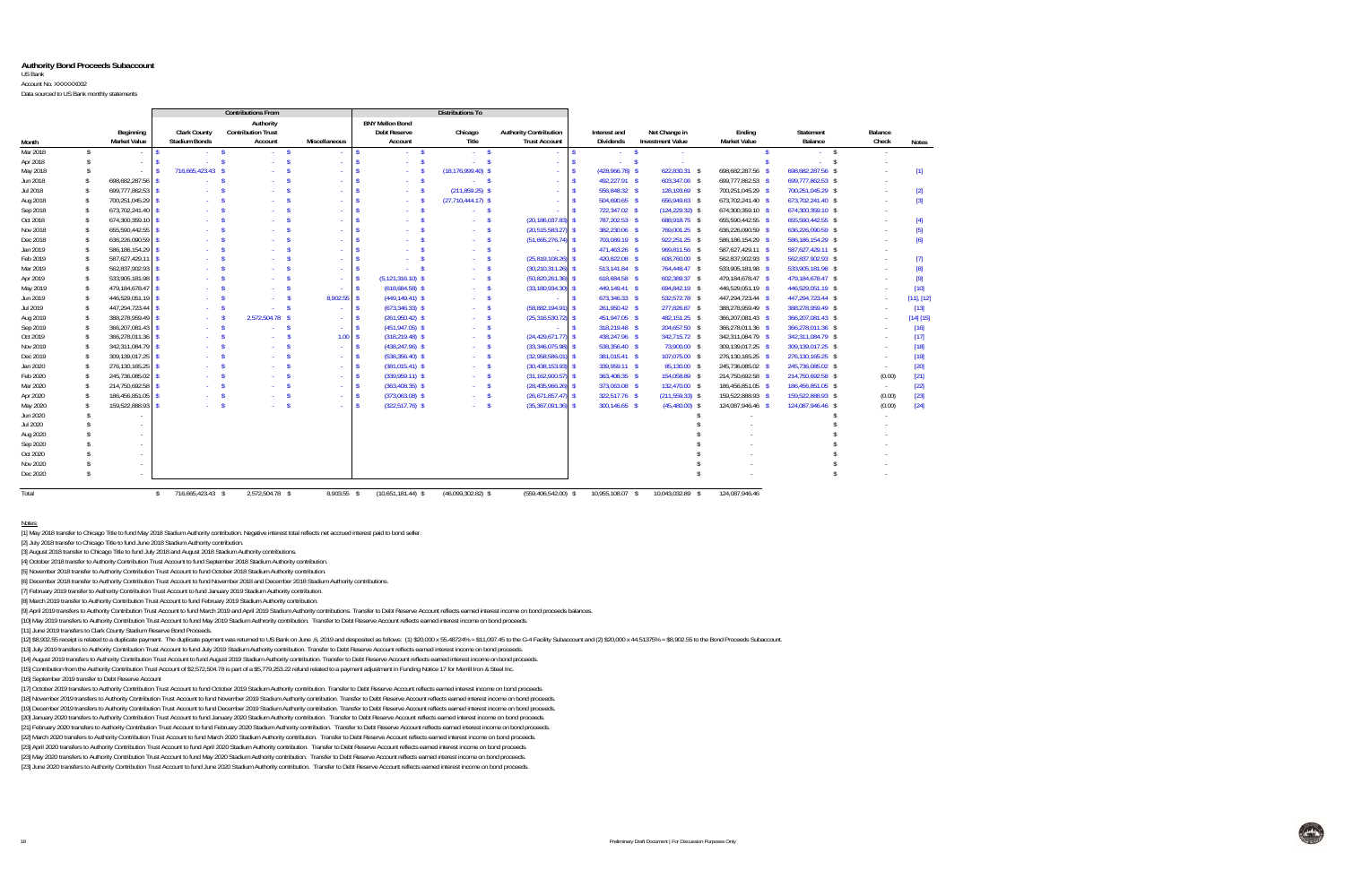# Authority Bond Proceeds Subaccount

US Bank

Account No. XXXXXX002

Data sourced to US Bank monthly statements

| Month | Beginning Market Value | Contributions From: Clark County Stadium Bonds | Contributions From: Authority Contribution Trust Account | Contributions From: Miscellaneous | Distributions To: BNY Mellon Bond Debt Reserve Account | Distributions To: Chicago Title | Distributions To: Authority Contribution Trust Account | Interest and Dividends | Net Change in Investment Value | Ending Market Value | Statement Balance | Balance Check | Notes |
|---|---|---|---|---|---|---|---|---|---|---|---|---|---|
| Mar 2018 | $ - | $ - | $ - | $ - | $ - | $ - | $ - | $ - | $ - | | $ - | $ - | - | |
| Apr 2018 | $ - | $ - | $ - | $ - | $ - | $ - | $ - | $ - | $ - | | $ - | $ - | - | |
| May 2018 | $ - | $ 716,665,423.43 | $ - | $ - | $ - | $ (18,176,999.40) | $ - | $ (428,966.78) | $ 622,830.31 | $ 698,682,287.56 | $ 698,682,287.56 | $ - | [1] |
| Jun 2018 | $ 698,682,287.56 | $ - | $ - | $ - | $ - | $ - | $ - | $ 492,227.91 | $ 603,347.06 | $ 699,777,862.53 | $ 699,777,862.53 | $ - | |
| Jul 2018 | $ 699,777,862.53 | $ - | $ - | $ - | $ - | $ (211,859.25) | $ - | $ 556,848.32 | $ 128,193.69 | $ 700,251,045.29 | $ 700,251,045.29 | $ - | [2] |
| Aug 2018 | $ 700,251,045.29 | $ - | $ - | $ - | $ - | $ (27,710,444.17) | $ - | $ 504,690.65 | $ 656,949.63 | $ 673,702,241.40 | $ 673,702,241.40 | $ - | [3] |
| Sep 2018 | $ 673,702,241.40 | $ - | $ - | $ - | $ - | $ - | $ - | $ 722,347.02 | $ (124,229.32) | $ 674,300,359.10 | $ 674,300,359.10 | $ - | |
| Oct 2018 | $ 674,300,359.10 | $ - | $ - | $ - | $ - | $ - | $ (20,186,037.83) | $ 787,202.53 | $ 688,918.75 | $ 655,590,442.55 | $ 655,590,442.55 | $ - | [4] |
| Nov 2018 | $ 655,590,442.55 | $ - | $ - | $ - | $ - | $ - | $ (20,515,583.27) | $ 382,230.06 | $ 769,001.25 | $ 636,226,090.59 | $ 636,226,090.59 | $ - | [5] |
| Dec 2018 | $ 636,226,090.59 | $ - | $ - | $ - | $ - | $ - | $ (51,665,276.74) | $ 703,089.19 | $ 922,251.25 | $ 586,186,154.29 | $ 586,186,154.29 | $ - | [6] |
| Jan 2019 | $ 586,186,154.29 | $ - | $ - | $ - | $ - | $ - | $ - | $ 471,463.26 | $ 969,811.56 | $ 587,627,429.11 | $ 587,627,429.11 | $ - | |
| Feb 2019 | $ 587,627,429.11 | $ - | $ - | $ - | $ - | $ - | $ (25,819,108.26) | $ 420,822.08 | $ 608,760.00 | $ 562,837,902.93 | $ 562,837,902.93 | $ - | [7] |
| Mar 2019 | $ 562,837,902.93 | $ - | $ - | $ - | $ - | $ - | $ (30,210,311.26) | $ 513,141.84 | $ 764,448.47 | $ 533,905,181.98 | $ 533,905,181.98 | $ - | [8] |
| Apr 2019 | $ 533,905,181.98 | $ - | $ - | $ - | $ (5,121,316.10) | $ - | $ (50,820,261.36) | $ 618,684.58 | $ 602,389.37 | $ 479,184,678.47 | $ 479,184,678.47 | $ - | [9] |
| May 2019 | $ 479,184,678.47 | $ - | $ - | $ - | $ (618,684.58) | $ - | $ (33,180,934.30) | $ 449,149.41 | $ 694,842.19 | $ 446,529,051.19 | $ 446,529,051.19 | $ - | [10] |
| Jun 2019 | $ 446,529,051.19 | $ - | $ - | $ 8,902.55 | $ (449,149.41) | $ - | $ - | $ 673,346.33 | $ 532,572.78 | $ 447,294,723.44 | $ 447,294,723.44 | $ - | [11], [12] |
| Jul 2019 | $ 447,294,723.44 | $ - | $ - | $ - | $ (673,346.33) | $ - | $ (58,882,194.91) | $ 261,950.42 | $ 277,826.87 | $ 388,278,959.49 | $ 388,278,959.49 | $ - | [13] |
| Aug 2019 | $ 388,278,959.49 | $ - | $ 2,572,504.78 | $ - | $ (261,950.42) | $ - | $ (25,316,530.72) | $ 451,947.05 | $ 482,151.25 | $ 366,207,081.43 | $ 366,207,081.43 | $ - | [14] [15] |
| Sep 2019 | $ 366,207,081.43 | $ - | $ - | $ - | $ (451,947.05) | $ - | $ - | $ 318,219.48 | $ 204,657.50 | $ 366,278,011.36 | $ 366,278,011.36 | $ - | [16] |
| Oct 2019 | $ 366,278,011.36 | $ - | $ - | $ 1.00 | $ (318,219.48) | $ - | $ (24,429,671.77) | $ 438,247.96 | $ 342,715.72 | $ 342,311,084.79 | $ 342,311,084.79 | $ - | [17] |
| Nov 2019 | $ 342,311,084.79 | $ - | $ - | $ - | $ (438,247.96) | $ - | $ (33,346,075.98) | $ 538,356.40 | $ 73,900.00 | $ 309,139,017.25 | $ 309,139,017.25 | $ - | [18] |
| Dec 2019 | $ 309,139,017.25 | $ - | $ - | $ - | $ (538,356.40) | $ - | $ (32,958,586.01) | $ 381,015.41 | $ 107,075.00 | $ 276,130,165.25 | $ 276,130,165.25 | $ - | [19] |
| Jan 2020 | $ 276,130,165.25 | $ - | $ - | $ - | $ (381,015.41) | $ - | $ (30,438,153.93) | $ 339,959.11 | $ 85,130.00 | $ 245,736,085.02 | $ 245,736,085.02 | $ - | [20] |
| Feb 2020 | $ 245,736,085.02 | $ - | $ - | $ - | $ (339,959.11) | $ - | $ (31,162,900.57) | $ 363,408.35 | $ 154,058.89 | $ 214,750,692.58 | $ 214,750,692.58 | (0.00) | [21] |
| Mar 2020 | $ 214,750,692.58 | $ - | $ - | $ - | $ (363,408.35) | $ - | $ (28,435,966.26) | $ 373,063.08 | $ 132,470.00 | $ 186,456,851.05 | $ 186,456,851.05 | - | [22] |
| Apr 2020 | $ 186,456,851.05 | $ - | $ - | $ - | $ (373,063.08) | $ - | $ (26,671,857.47) | $ 322,517.76 | $ (211,559.33) | $ 159,522,888.93 | $ 159,522,888.93 | (0.00) | [23] |
| May 2020 | $ 159,522,888.93 | $ - | $ - | $ - | $ (322,517.76) | $ - | $ (35,367,091.36) | $ 300,146.65 | $ (45,480.00) | $ 124,087,946.46 | $ 124,087,946.46 | (0.00) | [24] |
| Jun 2020 | $ - | | | | | | | | | $ - | | $ - | |
| Jul 2020 | $ - | | | | | | | | | $ - | | $ - | |
| Aug 2020 | $ - | | | | | | | | | $ - | | $ - | |
| Sep 2020 | $ - | | | | | | | | | $ - | | $ - | |
| Oct 2020 | $ - | | | | | | | | | $ - | | $ - | |
| Nov 2020 | $ - | | | | | | | | | $ - | | $ - | |
| Dec 2020 | $ - | | | | | | | | | $ - | | $ - | |
| Total | | $ 716,665,423.43 | $ 2,572,504.78 | $ 8,903.55 | $ (10,651,181.44) | $ (46,099,302.82) | $ (559,406,542.00) | $ 10,955,108.07 | $ 10,043,032.89 | $ 124,087,946.46 | | | |

Notes:

[1] May 2018 transfer to Chicago Title to fund May 2018 Stadium Authority contribution. Negative interest total reflects net accrued interest paid to bond seller.

[2] July 2018 transfer to Chicago Title to fund June 2018 Stadium Authority contribution.

[3] August 2018 transfer to Chicago Title to fund July 2018 and August 2018 Stadium Authority contributions.

[4] October 2018 transfer to Authority Contribution Trust Account to fund September 2018 Stadium Authority contribution.

[5] November 2018 transfer to Authority Contribution Trust Account to fund October 2018 Stadium Authority contribution.

[6] December 2018 transfer to Authority Contribution Trust Account to fund November 2018 and December 2018 Stadium Authority contributions.

[7] February 2019 transfer to Authority Contribution Trust Account to fund January 2019 Stadium Authority contribution.

[8] March 2019 transfer to Authority Contribution Trust Account to fund February 2019 Stadium Authority contribution.

[9] April 2019 transfers to Authority Contribution Trust Account to fund March 2019 and April 2019 Stadium Authority contributions. Transfer to Debt Reserve Account reflects earned interest income on bond proceeds balances.

[10] May 2019 transfers to Authority Contribution Trust Account to fund May 2019 Stadium Authority contribution. Transfer to Debt Reserve Account reflects earned interest income on bond proceeds.

[11] June 2019 transfers to Clark County Stadium Reserve Bond Proceeds.

[12] $8,902.55 receipt is related to a duplicate payment. The duplicate payment was returned to US Bank on June ,6, 2019 and deposited as follows: (1) $20,000 x 55.48724% = $11,097.45 to the G-4 Facility Subaccount and (2) $20,000 x 44.51375% = $8,902.55 to the Bond Proceeds Subaccount.

[13] July 2019 transfers to Authority Contribution Trust Account to fund July 2019 Stadium Authority contribution. Transfer to Debt Reserve Account reflects earned interest income on bond proceeds.

[14] August 2019 transfers to Authority Contribution Trust Account to fund August 2019 Stadium Authority contribution. Transfer to Debt Reserve Account reflects earned interest income on bond proceeds.

[15] Contribution from the Authority Contribution Trust Account of $2,572,504.78 is part of a $5,779,253.22 refund related to a payment adjustment in Funding Notice 17 for Merrill Iron & Steel Inc.

[16] September 2019 transfer to Debt Reserve Account

[17] October 2019 transfers to Authority Contribution Trust Account to fund October 2019 Stadium Authority contribution. Transfer to Debt Reserve Account reflects earned interest income on bond proceeds.

[18] November 2019 transfers to Authority Contribution Trust Account to fund November 2019 Stadium Authority contribution. Transfer to Debt Reserve Account reflects earned interest income on bond proceeds.

[19] December 2019 transfers to Authority Contribution Trust Account to fund December 2019 Stadium Authority contribution. Transfer to Debt Reserve Account reflects earned interest income on bond proceeds.

[20] January 2020 transfers to Authority Contribution Trust Account to fund January 2020 Stadium Authority contribution. Transfer to Debt Reserve Account reflects earned interest income on bond proceeds.

[21] February 2020 transfers to Authority Contribution Trust Account to fund February 2020 Stadium Authority contribution. Transfer to Debt Reserve Account reflects earned interest income on bond proceeds.

[22] March 2020 transfers to Authority Contribution Trust Account to fund March 2020 Stadium Authority contribution. Transfer to Debt Reserve Account reflects earned interest income on bond proceeds.

[23] April 2020 transfers to Authority Contribution Trust Account to fund April 2020 Stadium Authority contribution. Transfer to Debt Reserve Account reflects earned interest income on bond proceeds.

[23] May 2020 transfers to Authority Contribution Trust Account to fund May 2020 Stadium Authority contribution. Transfer to Debt Reserve Account reflects earned interest income on bond proceeds.

[23] June 2020 transfers to Authority Contribution Trust Account to fund June 2020 Stadium Authority contribution. Transfer to Debt Reserve Account reflects earned interest income on bond proceeds.

Preliminary Draft Document | For Discussion Purposes Only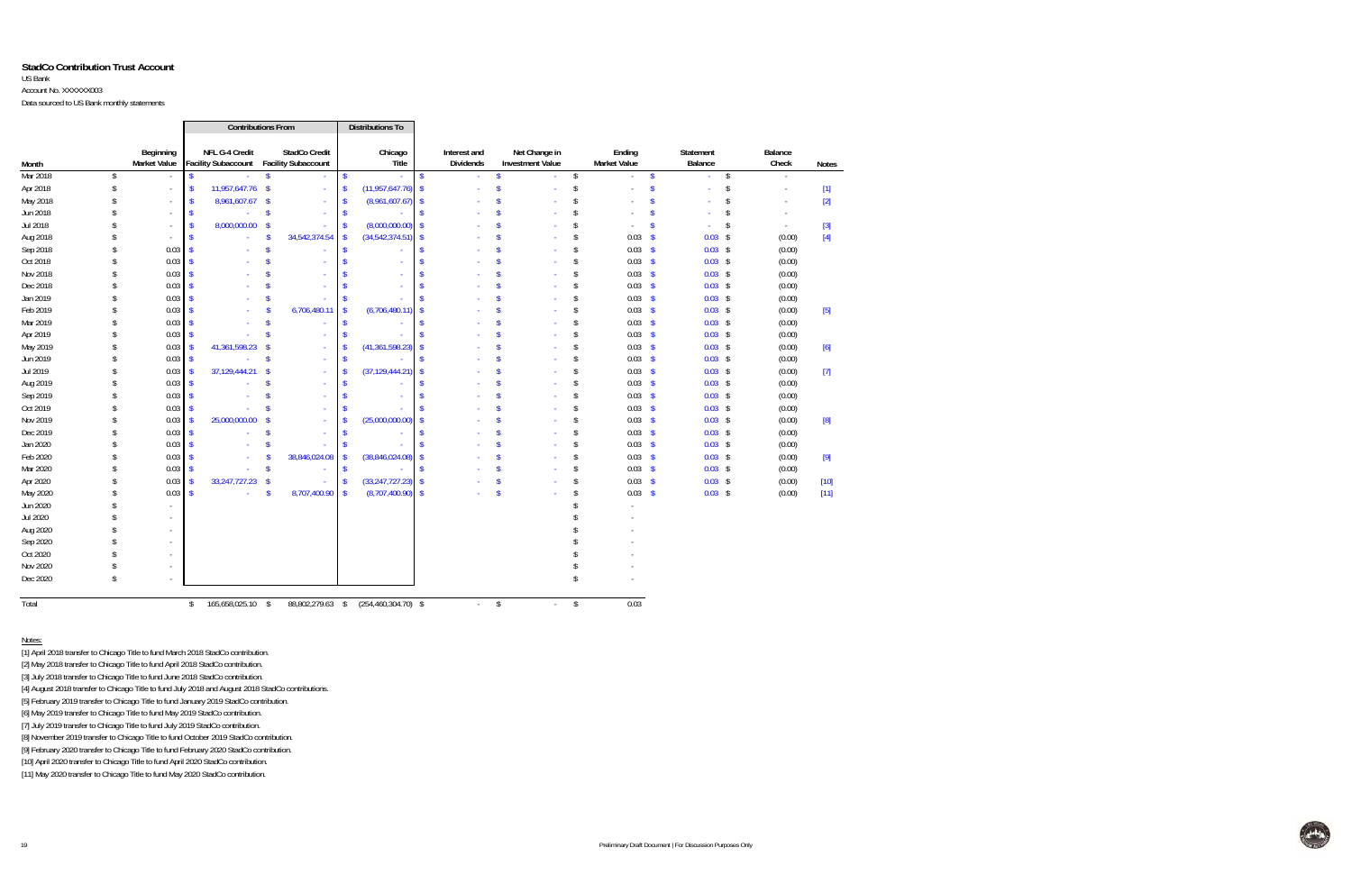**StadCo Contribution Trust Account**

US Bank

Account No. XXXXXX003

Data sourced to US Bank monthly statements

| | | Contributions From | | Distributions To | | | | | | |
|---|---|---|---|---|---|---|---|---|---|---|
| Month | Beginning Market Value | NFL G-4 Credit Facility Subaccount | StadCo Credit Facility Subaccount | Chicago Title | Interest and Dividends | Net Change in Investment Value | Ending Market Value | Statement Balance | Balance Check | Notes |
| Mar 2018 | $ - | $ - | $ - | $ - | $ - | $ - | $ - | $ - | $ - | |
| Apr 2018 | $ - | $ 11,957,647.76 | $ - | $ (11,957,647.76) | $ - | $ - | $ - | $ - | $ - | [1] |
| May 2018 | $ - | $ 8,961,607.67 | $ - | $ (8,961,607.67) | $ - | $ - | $ - | $ - | $ - | [2] |
| Jun 2018 | $ - | $ - | $ - | $ - | $ - | $ - | $ - | $ - | $ - | |
| Jul 2018 | $ - | $ 8,000,000.00 | $ - | $ (8,000,000.00) | $ - | $ - | $ - | $ - | $ - | [3] |
| Aug 2018 | $ - | $ - | $ 34,542,374.54 | $ (34,542,374.51) | $ - | $ - | $ 0.03 | $ 0.03 | $ (0.00) | [4] |
| Sep 2018 | $ 0.03 | $ - | $ - | $ - | $ - | $ - | $ 0.03 | $ 0.03 | $ (0.00) | |
| Oct 2018 | $ 0.03 | $ - | $ - | $ - | $ - | $ - | $ 0.03 | $ 0.03 | $ (0.00) | |
| Nov 2018 | $ 0.03 | $ - | $ - | $ - | $ - | $ - | $ 0.03 | $ 0.03 | $ (0.00) | |
| Dec 2018 | $ 0.03 | $ - | $ - | $ - | $ - | $ - | $ 0.03 | $ 0.03 | $ (0.00) | |
| Jan 2019 | $ 0.03 | $ - | $ - | $ - | $ - | $ - | $ 0.03 | $ 0.03 | $ (0.00) | |
| Feb 2019 | $ 0.03 | $ - | $ 6,706,480.11 | $ (6,706,480.11) | $ - | $ - | $ 0.03 | $ 0.03 | $ (0.00) | [5] |
| Mar 2019 | $ 0.03 | $ - | $ - | $ - | $ - | $ - | $ 0.03 | $ 0.03 | $ (0.00) | |
| Apr 2019 | $ 0.03 | $ - | $ - | $ - | $ - | $ - | $ 0.03 | $ 0.03 | $ (0.00) | |
| May 2019 | $ 0.03 | $ 41,361,598.23 | $ - | $ (41,361,598.23) | $ - | $ - | $ 0.03 | $ 0.03 | $ (0.00) | [6] |
| Jun 2019 | $ 0.03 | $ - | $ - | $ - | $ - | $ - | $ 0.03 | $ 0.03 | $ (0.00) | |
| Jul 2019 | $ 0.03 | $ 37,129,444.21 | $ - | $ (37,129,444.21) | $ - | $ - | $ 0.03 | $ 0.03 | $ (0.00) | [7] |
| Aug 2019 | $ 0.03 | $ - | $ - | $ - | $ - | $ - | $ 0.03 | $ 0.03 | $ (0.00) | |
| Sep 2019 | $ 0.03 | $ - | $ - | $ - | $ - | $ - | $ 0.03 | $ 0.03 | $ (0.00) | |
| Oct 2019 | $ 0.03 | $ - | $ - | $ - | $ - | $ - | $ 0.03 | $ 0.03 | $ (0.00) | |
| Nov 2019 | $ 0.03 | $ 25,000,000.00 | $ - | $ (25,000,000.00) | $ - | $ - | $ 0.03 | $ 0.03 | $ (0.00) | [8] |
| Dec 2019 | $ 0.03 | $ - | $ - | $ - | $ - | $ - | $ 0.03 | $ 0.03 | $ (0.00) | |
| Jan 2020 | $ 0.03 | $ - | $ - | $ - | $ - | $ - | $ 0.03 | $ 0.03 | $ (0.00) | |
| Feb 2020 | $ 0.03 | $ - | $ 38,846,024.08 | $ (38,846,024.08) | $ - | $ - | $ 0.03 | $ 0.03 | $ (0.00) | [9] |
| Mar 2020 | $ 0.03 | $ - | $ - | $ - | $ - | $ - | $ 0.03 | $ 0.03 | $ (0.00) | |
| Apr 2020 | $ 0.03 | $ 33,247,727.23 | $ - | $ (33,247,727.23) | $ - | $ - | $ 0.03 | $ 0.03 | $ (0.00) | [10] |
| May 2020 | $ 0.03 | $ - | $ 8,707,400.90 | $ (8,707,400.90) | $ - | $ - | $ 0.03 | $ 0.03 | $ (0.00) | [11] |
| Jun 2020 | $ - | | | | | | $ - | | | |
| Jul 2020 | $ - | | | | | | $ - | | | |
| Aug 2020 | $ - | | | | | | $ - | | | |
| Sep 2020 | $ - | | | | | | $ - | | | |
| Oct 2020 | $ - | | | | | | $ - | | | |
| Nov 2020 | $ - | | | | | | $ - | | | |
| Dec 2020 | $ - | | | | | | $ - | | | |
| Total | | $ 165,658,025.10 | $ 88,802,279.63 | $ (254,460,304.70) | $ - | $ - | $ 0.03 | | | |

Notes:

[1] April 2018 transfer to Chicago Title to fund March 2018 StadCo contribution.

[2] May 2018 transfer to Chicago Title to fund April 2018 StadCo contribution.

[3] July 2018 transfer to Chicago Title to fund June 2018 StadCo contribution.

[4] August 2018 transfer to Chicago Title to fund July 2018 and August 2018 StadCo contributions.

[5] February 2019 transfer to Chicago Title to fund January 2019 StadCo contribution.

[6] May 2019 transfer to Chicago Title to fund May 2019 StadCo contribution.

[7] July 2019 transfer to Chicago Title to fund July 2019 StadCo contribution.

[8] November 2019 transfer to Chicago Title to fund October 2019 StadCo contribution.

[9] February 2020 transfer to Chicago Title to fund February 2020 StadCo contribution.

[10] April 2020 transfer to Chicago Title to fund April 2020 StadCo contribution.

[11] May 2020 transfer to Chicago Title to fund May 2020 StadCo contribution.

Preliminary Draft Document | For Discussion Purposes Only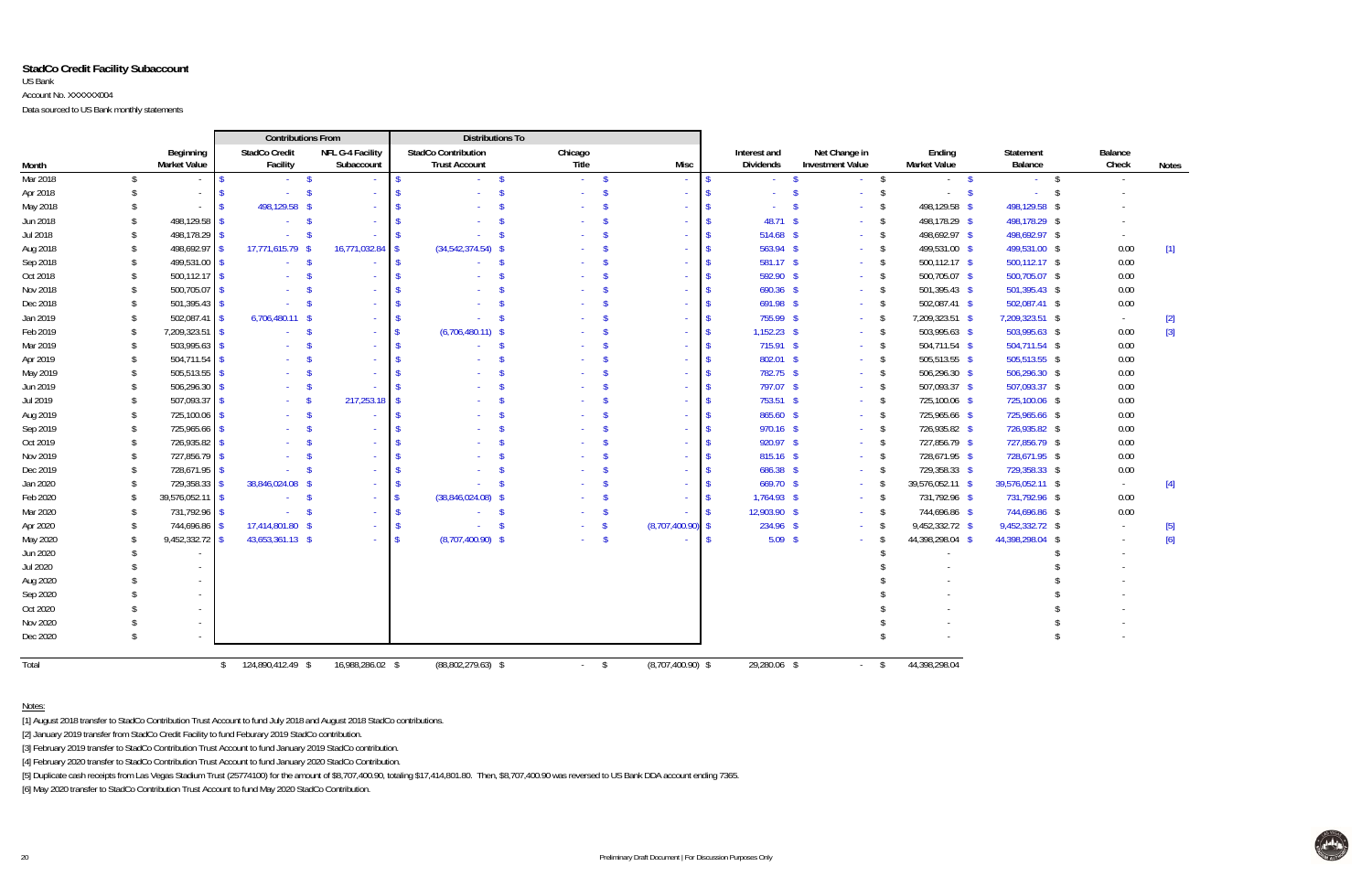**StadCo Credit Facility Subaccount**

US Bank

Account No. XXXXXX004

Data sourced to US Bank monthly statements

| Month | Beginning Market Value | Contributions From: StadCo Credit Facility | Contributions From: NFL G-4 Facility Subaccount | Distributions To: StadCo Contribution Trust Account | Distributions To: Chicago Title | Distributions To: Misc | Interest and Dividends | Net Change in Investment Value | Ending Market Value | Statement Balance | Balance Check | Notes |
|---|---|---|---|---|---|---|---|---|---|---|---|---|
| Mar 2018 | $ - | $ - | $ - | $ - | $ - | $ - | $ - | $ - | $ - | $ - | $ - | |
| Apr 2018 | $ - | $ - | $ - | $ - | $ - | $ - | $ - | $ - | $ - | $ - | $ - | |
| May 2018 | $ - | $ 498,129.58 | $ - | $ - | $ - | $ - | $ - | $ - | $ 498,129.58 | $ 498,129.58 | $ - | |
| Jun 2018 | $ 498,129.58 | $ - | $ - | $ - | $ - | $ - | $ 48.71 | $ - | $ 498,178.29 | $ 498,178.29 | $ - | |
| Jul 2018 | $ 498,178.29 | $ - | $ - | $ - | $ - | $ - | $ 514.68 | $ - | $ 498,692.97 | $ 498,692.97 | $ - | |
| Aug 2018 | $ 498,692.97 | $ 17,771,615.79 | $ 16,771,032.84 | $ (34,542,374.54) | $ - | $ - | $ 563.94 | $ - | $ 499,531.00 | $ 499,531.00 | $ 0.00 | [1] |
| Sep 2018 | $ 499,531.00 | $ - | $ - | $ - | $ - | $ - | $ 581.17 | $ - | $ 500,112.17 | $ 500,112.17 | $ 0.00 | |
| Oct 2018 | $ 500,112.17 | $ - | $ - | $ - | $ - | $ - | $ 592.90 | $ - | $ 500,705.07 | $ 500,705.07 | $ 0.00 | |
| Nov 2018 | $ 500,705.07 | $ - | $ - | $ - | $ - | $ - | $ 690.36 | $ - | $ 501,395.43 | $ 501,395.43 | $ 0.00 | |
| Dec 2018 | $ 501,395.43 | $ - | $ - | $ - | $ - | $ - | $ 691.98 | $ - | $ 502,087.41 | $ 502,087.41 | $ 0.00 | |
| Jan 2019 | $ 502,087.41 | $ 6,706,480.11 | $ - | $ - | $ - | $ - | $ 755.99 | $ - | $ 7,209,323.51 | $ 7,209,323.51 | $ - | [2] |
| Feb 2019 | $ 7,209,323.51 | $ - | $ - | $ (6,706,480.11) | $ - | $ - | $ 1,152.23 | $ - | $ 503,995.63 | $ 503,995.63 | $ 0.00 | [3] |
| Mar 2019 | $ 503,995.63 | $ - | $ - | $ - | $ - | $ - | $ 715.91 | $ - | $ 504,711.54 | $ 504,711.54 | $ 0.00 | |
| Apr 2019 | $ 504,711.54 | $ - | $ - | $ - | $ - | $ - | $ 802.01 | $ - | $ 505,513.55 | $ 505,513.55 | $ 0.00 | |
| May 2019 | $ 505,513.55 | $ - | $ - | $ - | $ - | $ - | $ 782.75 | $ - | $ 506,296.30 | $ 506,296.30 | $ 0.00 | |
| Jun 2019 | $ 506,296.30 | $ - | $ - | $ - | $ - | $ - | $ 797.07 | $ - | $ 507,093.37 | $ 507,093.37 | $ 0.00 | |
| Jul 2019 | $ 507,093.37 | $ - | $ 217,253.18 | $ - | $ - | $ - | $ 753.51 | $ - | $ 725,100.06 | $ 725,100.06 | $ 0.00 | |
| Aug 2019 | $ 725,100.06 | $ - | $ - | $ - | $ - | $ - | $ 865.60 | $ - | $ 725,965.66 | $ 725,965.66 | $ 0.00 | |
| Sep 2019 | $ 725,965.66 | $ - | $ - | $ - | $ - | $ - | $ 970.16 | $ - | $ 726,935.82 | $ 726,935.82 | $ 0.00 | |
| Oct 2019 | $ 726,935.82 | $ - | $ - | $ - | $ - | $ - | $ 920.97 | $ - | $ 727,856.79 | $ 727,856.79 | $ 0.00 | |
| Nov 2019 | $ 727,856.79 | $ - | $ - | $ - | $ - | $ - | $ 815.16 | $ - | $ 728,671.95 | $ 728,671.95 | $ 0.00 | |
| Dec 2019 | $ 728,671.95 | $ - | $ - | $ - | $ - | $ - | $ 686.38 | $ - | $ 729,358.33 | $ 729,358.33 | $ 0.00 | |
| Jan 2020 | $ 729,358.33 | $ 38,846,024.08 | $ - | $ - | $ - | $ - | $ 669.70 | $ - | $ 39,576,052.11 | $ 39,576,052.11 | $ - | [4] |
| Feb 2020 | $ 39,576,052.11 | $ - | $ - | $ (38,846,024.08) | $ - | $ - | $ 1,764.93 | $ - | $ 731,792.96 | $ 731,792.96 | $ 0.00 | |
| Mar 2020 | $ 731,792.96 | $ - | $ - | $ - | $ - | $ - | $ 12,903.90 | $ - | $ 744,696.86 | $ 744,696.86 | $ 0.00 | |
| Apr 2020 | $ 744,696.86 | $ 17,414,801.80 | $ - | $ - | $ - | $ (8,707,400.90) | $ 234.96 | $ - | $ 9,452,332.72 | $ 9,452,332.72 | $ - | [5] |
| May 2020 | $ 9,452,332.72 | $ 43,653,361.13 | $ - | $ (8,707,400.90) | $ - | $ - | $ 5.09 | $ - | $ 44,398,298.04 | $ 44,398,298.04 | $ - | [6] |
| Jun 2020 | $ - | | | | | | | | $ - | | $ - | |
| Jul 2020 | $ - | | | | | | | | $ - | | $ - | |
| Aug 2020 | $ - | | | | | | | | $ - | | $ - | |
| Sep 2020 | $ - | | | | | | | | $ - | | $ - | |
| Oct 2020 | $ - | | | | | | | | $ - | | $ - | |
| Nov 2020 | $ - | | | | | | | | $ - | | $ - | |
| Dec 2020 | $ - | | | | | | | | $ - | | $ - | |
| Total | | $ 124,890,412.49 | $ 16,988,286.02 | $ (88,802,279.63) | $ - | $ (8,707,400.90) | $ 29,280.06 | $ - | $ 44,398,298.04 | | | |

Notes:

[1] August 2018 transfer to StadCo Contribution Trust Account to fund July 2018 and August 2018 StadCo contributions.

[2] January 2019 transfer from StadCo Credit Facility to fund Feburary 2019 StadCo contribution.

[3] February 2019 transfer to StadCo Contribution Trust Account to fund January 2019 StadCo contribution.

[4] February 2020 transfer to StadCo Contribution Trust Account to fund January 2020 StadCo Contribution.

[5] Duplicate cash receipts from Las Vegas Stadium Trust (25774100) for the amount of $8,707,400.90, totaling $17,414,801.80. Then, $8,707,400.90 was reversed to US Bank DDA account ending 7365.

[6] May 2020 transfer to StadCo Contribution Trust Account to fund May 2020 StadCo Contribution.

Preliminary Draft Document | For Discussion Purposes Only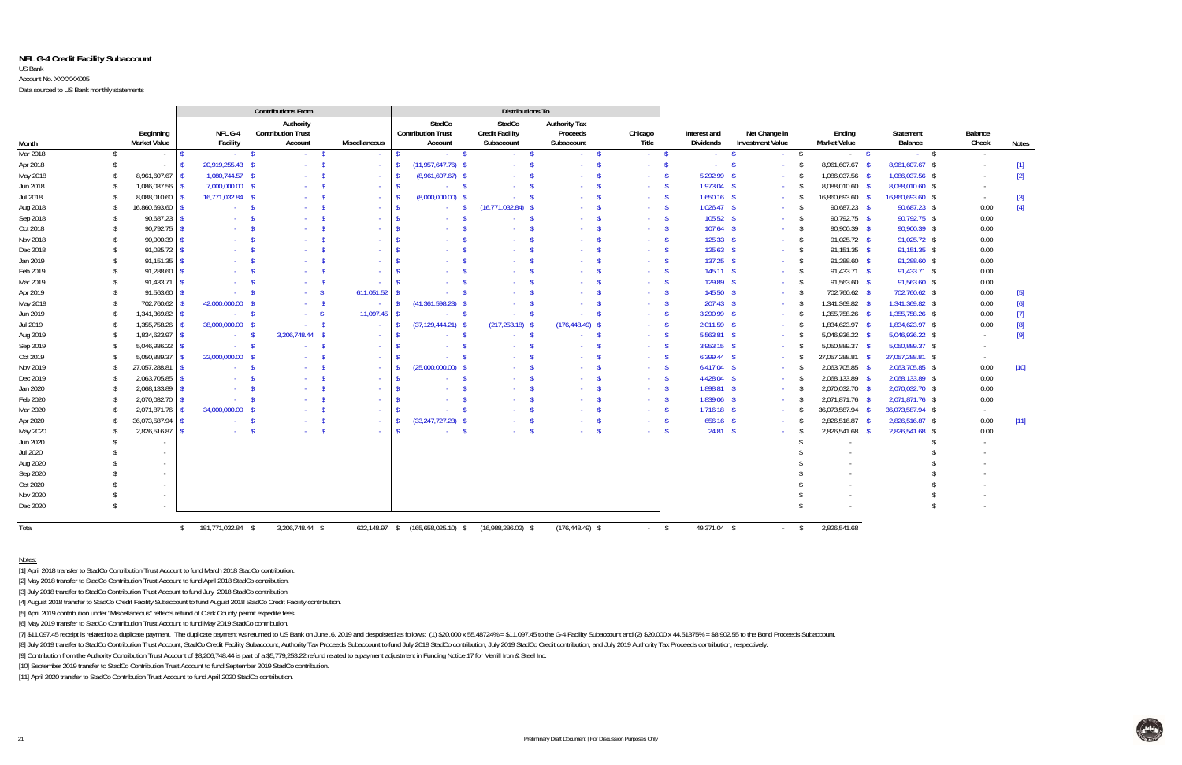# NFL G-4 Credit Facility Subaccount

US Bank
Account No. XXXXXX005
Data sourced to US Bank monthly statements

| | | Contributions From | | | Distributions To | | | | | | | | | |
|---|---|---|---|---|---|---|---|---|---|---|---|---|---|---|
| Month | Beginning Market Value | NFL G-4 Facility | Authority Contribution Trust Account | Miscellaneous | StadCo Contribution Trust Account | StadCo Credit Facility Subaccount | Authority Tax Proceeds Subaccount | Chicago Title | Interest and Dividends | Net Change in Investment Value | Ending Market Value | Statement Balance | Balance Check | Notes |
| Mar 2018 | $ - | $ - | $ - | $ - | $ - | $ - | $ - | $ - | $ - | $ - | $ - | $ - | $ - | |
| Apr 2018 | $ - | $ 20,919,255.43 | $ - | $ - | $ (11,957,647.76) | $ - | $ - | $ - | $ - | $ - | $ 8,961,607.67 | $ 8,961,607.67 | $ - | [1] |
| May 2018 | $ 8,961,607.67 | $ 1,080,744.57 | $ - | $ - | $ (8,961,607.67) | $ - | $ - | $ - | $ 5,292.99 | $ - | $ 1,086,037.56 | $ 1,086,037.56 | $ - | [2] |
| Jun 2018 | $ 1,086,037.56 | $ 7,000,000.00 | $ - | $ - | $ - | $ - | $ - | $ - | $ 1,973.04 | $ - | $ 8,088,010.60 | $ 8,088,010.60 | $ - | |
| Jul 2018 | $ 8,088,010.60 | $ 16,771,032.84 | $ - | $ - | $ (8,000,000.00) | $ - | $ - | $ - | $ 1,650.16 | $ - | $ 16,860,693.60 | $ 16,860,693.60 | $ - | [3] |
| Aug 2018 | $ 16,860,693.60 | $ - | $ - | $ - | $ - | $ (16,771,032.84) | $ - | $ - | $ 1,026.47 | $ - | $ 90,687.23 | $ 90,687.23 | $ 0.00 | [4] |
| Sep 2018 | $ 90,687.23 | $ - | $ - | $ - | $ - | $ - | $ - | $ - | $ 105.52 | $ - | $ 90,792.75 | $ 90,792.75 | $ 0.00 | |
| Oct 2018 | $ 90,792.75 | $ - | $ - | $ - | $ - | $ - | $ - | $ - | $ 107.64 | $ - | $ 90,900.39 | $ 90,900.39 | $ 0.00 | |
| Nov 2018 | $ 90,900.39 | $ - | $ - | $ - | $ - | $ - | $ - | $ - | $ 125.33 | $ - | $ 91,025.72 | $ 91,025.72 | $ 0.00 | |
| Dec 2018 | $ 91,025.72 | $ - | $ - | $ - | $ - | $ - | $ - | $ - | $ 125.63 | $ - | $ 91,151.35 | $ 91,151.35 | $ 0.00 | |
| Jan 2019 | $ 91,151.35 | $ - | $ - | $ - | $ - | $ - | $ - | $ - | $ 137.25 | $ - | $ 91,288.60 | $ 91,288.60 | $ 0.00 | |
| Feb 2019 | $ 91,288.60 | $ - | $ - | $ - | $ - | $ - | $ - | $ - | $ 145.11 | $ - | $ 91,433.71 | $ 91,433.71 | $ 0.00 | |
| Mar 2019 | $ 91,433.71 | $ - | $ - | $ - | $ - | $ - | $ - | $ - | $ 129.89 | $ - | $ 91,563.60 | $ 91,563.60 | $ 0.00 | |
| Apr 2019 | $ 91,563.60 | $ - | $ - | $ 611,051.52 | $ - | $ - | $ - | $ - | $ 145.50 | $ - | $ 702,760.62 | $ 702,760.62 | $ 0.00 | [5] |
| May 2019 | $ 702,760.62 | $ 42,000,000.00 | $ - | $ - | $ (41,361,598.23) | $ - | $ - | $ - | $ 207.43 | $ - | $ 1,341,369.82 | $ 1,341,369.82 | $ 0.00 | [6] |
| Jun 2019 | $ 1,341,369.82 | $ - | $ - | $ 11,097.45 | $ - | $ - | $ - | $ - | $ 3,290.99 | $ - | $ 1,355,758.26 | $ 1,355,758.26 | $ 0.00 | [7] |
| Jul 2019 | $ 1,355,758.26 | $ 38,000,000.00 | $ - | $ - | $ (37,129,444.21) | $ (217,253.18) | $ (176,448.49) | $ - | $ 2,011.59 | $ - | $ 1,834,623.97 | $ 1,834,623.97 | $ 0.00 | [8] |
| Aug 2019 | $ 1,834,623.97 | $ - | $ 3,206,748.44 | $ - | $ - | $ - | $ - | $ - | $ 5,563.81 | $ - | $ 5,046,936.22 | $ 5,046,936.22 | $ - | [9] |
| Sep 2019 | $ 5,046,936.22 | $ - | $ - | $ - | $ - | $ - | $ - | $ - | $ 3,953.15 | $ - | $ 5,050,889.37 | $ 5,050,889.37 | $ - | |
| Oct 2019 | $ 5,050,889.37 | $ 22,000,000.00 | $ - | $ - | $ - | $ - | $ - | $ - | $ 6,399.44 | $ - | $ 27,057,288.81 | $ 27,057,288.81 | $ - | |
| Nov 2019 | $ 27,057,288.81 | $ - | $ - | $ - | $ (25,000,000.00) | $ - | $ - | $ - | $ 6,417.04 | $ - | $ 2,063,705.85 | $ 2,063,705.85 | $ 0.00 | [10] |
| Dec 2019 | $ 2,063,705.85 | $ - | $ - | $ - | $ - | $ - | $ - | $ - | $ 4,428.04 | $ - | $ 2,068,133.89 | $ 2,068,133.89 | $ 0.00 | |
| Jan 2020 | $ 2,068,133.89 | $ - | $ - | $ - | $ - | $ - | $ - | $ - | $ 1,898.81 | $ - | $ 2,070,032.70 | $ 2,070,032.70 | $ 0.00 | |
| Feb 2020 | $ 2,070,032.70 | $ - | $ - | $ - | $ - | $ - | $ - | $ - | $ 1,839.06 | $ - | $ 2,071,871.76 | $ 2,071,871.76 | $ 0.00 | |
| Mar 2020 | $ 2,071,871.76 | $ 34,000,000.00 | $ - | $ - | $ - | $ - | $ - | $ - | $ 1,716.18 | $ - | $ 36,073,587.94 | $ 36,073,587.94 | $ - | |
| Apr 2020 | $ 36,073,587.94 | $ - | $ - | $ - | $ (33,247,727.23) | $ - | $ - | $ - | $ 656.16 | $ - | $ 2,826,516.87 | $ 2,826,516.87 | $ 0.00 | [11] |
| May 2020 | $ 2,826,516.87 | $ - | $ - | $ - | $ - | $ - | $ - | $ - | $ 24.81 | $ - | $ 2,826,541.68 | $ 2,826,541.68 | $ 0.00 | |
| Jun 2020 | $ - | | | | | | | | | | $ - | | $ - | |
| Jul 2020 | $ - | | | | | | | | | | $ - | | $ - | |
| Aug 2020 | $ - | | | | | | | | | | $ - | | $ - | |
| Sep 2020 | $ - | | | | | | | | | | $ - | | $ - | |
| Oct 2020 | $ - | | | | | | | | | | $ - | | $ - | |
| Nov 2020 | $ - | | | | | | | | | | $ - | | $ - | |
| Dec 2020 | $ - | | | | | | | | | | $ - | | $ - | |
| Total | | $ 181,771,032.84 | $ 3,206,748.44 | $ 622,148.97 | $ (165,658,025.10) | $ (16,988,286.02) | $ (176,448.49) | $ - | $ 49,371.04 | $ - | $ 2,826,541.68 | | | |

Notes:

[1] April 2018 transfer to StadCo Contribution Trust Account to fund March 2018 StadCo contribution.

[2] May 2018 transfer to StadCo Contribution Trust Account to fund April 2018 StadCo contribution.

[3] July 2018 transfer to StadCo Contribution Trust Account to fund July 2018 StadCo contribution.

[4] August 2018 transfer to StadCo Credit Facility Subaccount to fund August 2018 StadCo Credit Facility contribution.

[5] April 2019 contribution under "Miscellaneous" reflects refund of Clark County permit expedite fees.

[6] May 2019 transfer to StadCo Contribution Trust Account to fund May 2019 StadCo contribution.

[7] $11,097.45 receipt is related to a duplicate payment. The duplicate payment was returned to US Bank on June ,6, 2019 and despoisted as follows: (1) $20,000 x 55.48724% = $11,097.45 to the G-4 Facility Subaccount and (2) $20,000 x 44.51375% = $8,902.55 to the Bond Proceeds Subaccount.

[8] July 2019 transfer to StadCo Contribution Trust Account, StadCo Credit Facility Subaccount, Authority Tax Proceeds Subaccount to fund July 2019 StadCo contribution, July 2019 StadCo Credit contribution, and July 2019 Authority Tax Proceeds contribution, respectively.

[9] Contribution from the Authority Contribution Trust Account of $3,206,748.44 is part of a $5,779,253.22 refund related to a payment adjustment in Funding Notice 17 for Merrill Iron & Steel Inc.

[10] September 2019 transfer to StadCo Contribution Trust Account to fund September 2019 StadCo contribution.

[11] April 2020 transfer to StadCo Contribution Trust Account to fund April 2020 StadCo contribution.

Preliminary Draft Document | For Discussion Purposes Only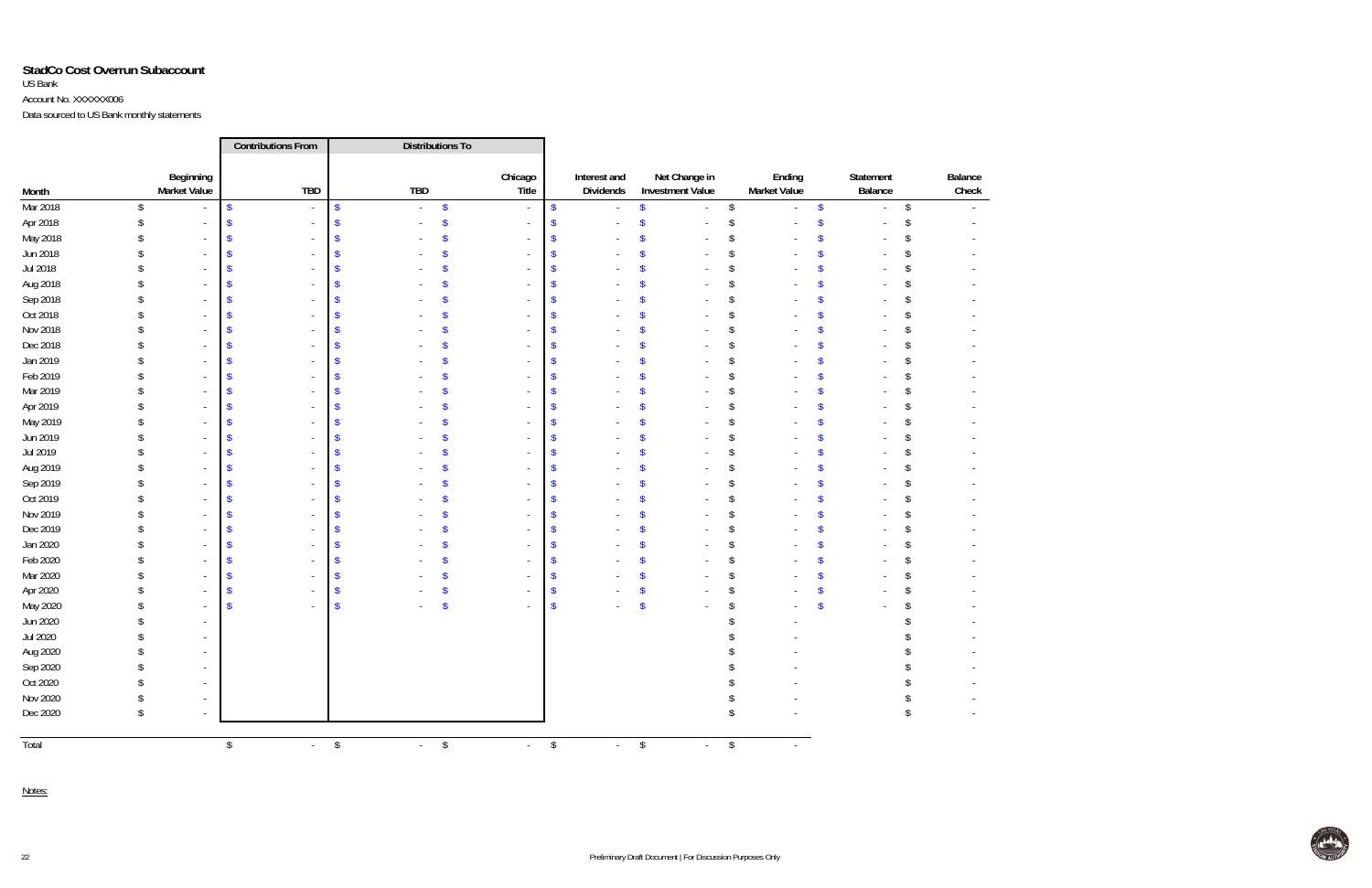**StadCo Cost Overrun Subaccount**

US Bank

Account No. XXXXXX006

Data sourced to US Bank monthly statements

| | | Contributions From | Distributions To | | | | | | |
|---|---|---|---|---|---|---|---|---|---|
| Month | Beginning Market Value | TBD | TBD | Chicago Title | Interest and Dividends | Net Change in Investment Value | Ending Market Value | Statement Balance | Balance Check |
| Mar 2018 | $ - | $ - | $ - | $ - | $ - | $ - | $ - | $ - | $ - |
| Apr 2018 | $ - | $ - | $ - | $ - | $ - | $ - | $ - | $ - | $ - |
| May 2018 | $ - | $ - | $ - | $ - | $ - | $ - | $ - | $ - | $ - |
| Jun 2018 | $ - | $ - | $ - | $ - | $ - | $ - | $ - | $ - | $ - |
| Jul 2018 | $ - | $ - | $ - | $ - | $ - | $ - | $ - | $ - | $ - |
| Aug 2018 | $ - | $ - | $ - | $ - | $ - | $ - | $ - | $ - | $ - |
| Sep 2018 | $ - | $ - | $ - | $ - | $ - | $ - | $ - | $ - | $ - |
| Oct 2018 | $ - | $ - | $ - | $ - | $ - | $ - | $ - | $ - | $ - |
| Nov 2018 | $ - | $ - | $ - | $ - | $ - | $ - | $ - | $ - | $ - |
| Dec 2018 | $ - | $ - | $ - | $ - | $ - | $ - | $ - | $ - | $ - |
| Jan 2019 | $ - | $ - | $ - | $ - | $ - | $ - | $ - | $ - | $ - |
| Feb 2019 | $ - | $ - | $ - | $ - | $ - | $ - | $ - | $ - | $ - |
| Mar 2019 | $ - | $ - | $ - | $ - | $ - | $ - | $ - | $ - | $ - |
| Apr 2019 | $ - | $ - | $ - | $ - | $ - | $ - | $ - | $ - | $ - |
| May 2019 | $ - | $ - | $ - | $ - | $ - | $ - | $ - | $ - | $ - |
| Jun 2019 | $ - | $ - | $ - | $ - | $ - | $ - | $ - | $ - | $ - |
| Jul 2019 | $ - | $ - | $ - | $ - | $ - | $ - | $ - | $ - | $ - |
| Aug 2019 | $ - | $ - | $ - | $ - | $ - | $ - | $ - | $ - | $ - |
| Sep 2019 | $ - | $ - | $ - | $ - | $ - | $ - | $ - | $ - | $ - |
| Oct 2019 | $ - | $ - | $ - | $ - | $ - | $ - | $ - | $ - | $ - |
| Nov 2019 | $ - | $ - | $ - | $ - | $ - | $ - | $ - | $ - | $ - |
| Dec 2019 | $ - | $ - | $ - | $ - | $ - | $ - | $ - | $ - | $ - |
| Jan 2020 | $ - | $ - | $ - | $ - | $ - | $ - | $ - | $ - | $ - |
| Feb 2020 | $ - | $ - | $ - | $ - | $ - | $ - | $ - | $ - | $ - |
| Mar 2020 | $ - | $ - | $ - | $ - | $ - | $ - | $ - | $ - | $ - |
| Apr 2020 | $ - | $ - | $ - | $ - | $ - | $ - | $ - | $ - | $ - |
| May 2020 | $ - | $ - | $ - | $ - | $ - | $ - | $ - | $ - | $ - |
| Jun 2020 | $ - | | | | | | $ - | | $ - |
| Jul 2020 | $ - | | | | | | $ - | | $ - |
| Aug 2020 | $ - | | | | | | $ - | | $ - |
| Sep 2020 | $ - | | | | | | $ - | | $ - |
| Oct 2020 | $ - | | | | | | $ - | | $ - |
| Nov 2020 | $ - | | | | | | $ - | | $ - |
| Dec 2020 | $ - | | | | | | $ - | | $ - |
| Total | | $ - | $ - | $ - | $ - | $ - | $ - | | |

Notes:

Preliminary Draft Document | For Discussion Purposes Only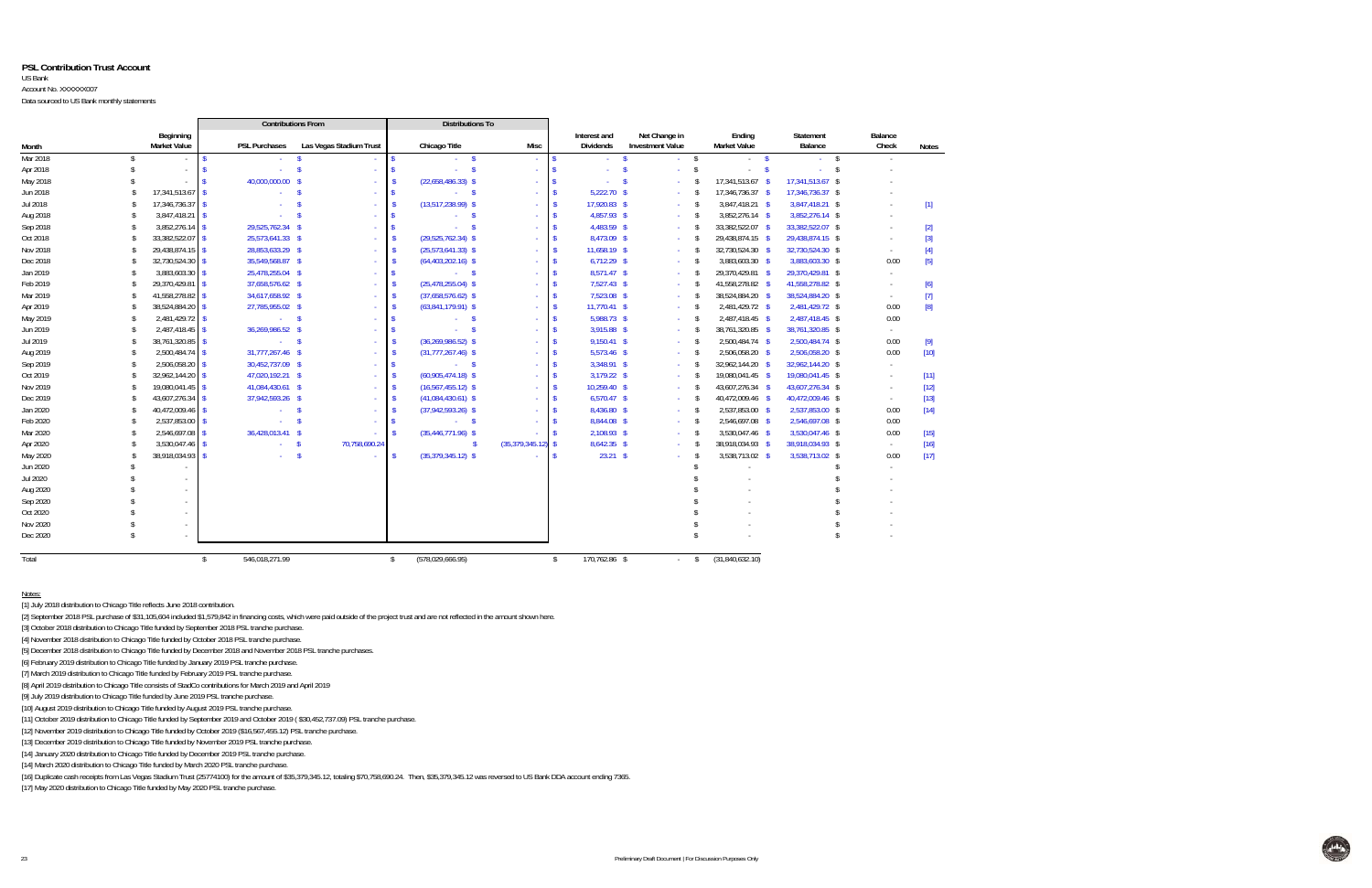**PSL Contribution Trust Account**

US Bank

Account No. XXXXXX007

Data sourced to US Bank monthly statements

| Month | Beginning Market Value | Contributions From: PSL Purchases | Contributions From: Las Vegas Stadium Trust | Distributions To: Chicago Title | Distributions To: Misc | Interest and Dividends | Net Change in Investment Value | Ending Market Value | Statement Balance | Balance Check | Notes |
|---|---|---|---|---|---|---|---|---|---|---|---|
| Mar 2018 | $ - | $ - | $ - | $ - | $ - | $ - | $ - | $ - | $ - | $ - | |
| Apr 2018 | $ - | $ - | $ - | $ - | $ - | $ - | $ - | $ - | $ - | $ - | |
| May 2018 | $ - | $ 40,000,000.00 | $ - | $ (22,658,486.33) | $ - | $ - | $ - | $ 17,341,513.67 | $ 17,341,513.67 | $ - | |
| Jun 2018 | $ 17,341,513.67 | $ - | $ - | $ - | $ - | $ 5,222.70 | $ - | $ 17,346,736.37 | $ 17,346,736.37 | $ - | |
| Jul 2018 | $ 17,346,736.37 | $ - | $ - | $ (13,517,238.99) | $ - | $ 17,920.83 | $ - | $ 3,847,418.21 | $ 3,847,418.21 | $ - | [1] |
| Aug 2018 | $ 3,847,418.21 | $ - | $ - | $ - | $ - | $ 4,857.93 | $ - | $ 3,852,276.14 | $ 3,852,276.14 | $ - | |
| Sep 2018 | $ 3,852,276.14 | $ 29,525,762.34 | $ - | $ - | $ - | $ 4,483.59 | $ - | $ 33,382,522.07 | $ 33,382,522.07 | $ - | [2] |
| Oct 2018 | $ 33,382,522.07 | $ 25,573,641.33 | $ - | $ (29,525,762.34) | $ - | $ 8,473.09 | $ - | $ 29,438,874.15 | $ 29,438,874.15 | $ - | [3] |
| Nov 2018 | $ 29,438,874.15 | $ 28,853,633.29 | $ - | $ (25,573,641.33) | $ - | $ 11,658.19 | $ - | $ 32,730,524.30 | $ 32,730,524.30 | $ - | [4] |
| Dec 2018 | $ 32,730,524.30 | $ 35,549,568.87 | $ - | $ (64,403,202.16) | $ - | $ 6,712.29 | $ - | $ 3,883,603.30 | $ 3,883,603.30 | $ 0.00 | [5] |
| Jan 2019 | $ 3,883,603.30 | $ 25,478,255.04 | $ - | $ - | $ - | $ 8,571.47 | $ - | $ 29,370,429.81 | $ 29,370,429.81 | $ - | |
| Feb 2019 | $ 29,370,429.81 | $ 37,658,576.62 | $ - | $ (25,478,255.04) | $ - | $ 7,527.43 | $ - | $ 41,558,278.82 | $ 41,558,278.82 | $ - | [6] |
| Mar 2019 | $ 41,558,278.82 | $ 34,617,658.92 | $ - | $ (37,658,576.62) | $ - | $ 7,523.08 | $ - | $ 38,524,884.20 | $ 38,524,884.20 | $ - | [7] |
| Apr 2019 | $ 38,524,884.20 | $ 27,785,955.02 | $ - | $ (63,841,179.91) | $ - | $ 11,770.41 | $ - | $ 2,481,429.72 | $ 2,481,429.72 | $ 0.00 | [8] |
| May 2019 | $ 2,481,429.72 | $ - | $ - | $ - | $ - | $ 5,988.73 | $ - | $ 2,487,418.45 | $ 2,487,418.45 | $ 0.00 | |
| Jun 2019 | $ 2,487,418.45 | $ 36,269,986.52 | $ - | $ - | $ - | $ 3,915.88 | $ - | $ 38,761,320.85 | $ 38,761,320.85 | $ - | |
| Jul 2019 | $ 38,761,320.85 | $ - | $ - | $ (36,269,986.52) | $ - | $ 9,150.41 | $ - | $ 2,500,484.74 | $ 2,500,484.74 | $ 0.00 | [9] |
| Aug 2019 | $ 2,500,484.74 | $ 31,777,267.46 | $ - | $ (31,777,267.46) | $ - | $ 5,573.46 | $ - | $ 2,506,058.20 | $ 2,506,058.20 | $ 0.00 | [10] |
| Sep 2019 | $ 2,506,058.20 | $ 30,452,737.09 | $ - | $ - | $ - | $ 3,348.91 | $ - | $ 32,962,144.20 | $ 32,962,144.20 | $ - | |
| Oct 2019 | $ 32,962,144.20 | $ 47,020,192.21 | $ - | $ (60,905,474.18) | $ - | $ 3,179.22 | $ - | $ 19,080,041.45 | $ 19,080,041.45 | $ - | [11] |
| Nov 2019 | $ 19,080,041.45 | $ 41,084,430.61 | $ - | $ (16,567,455.12) | $ - | $ 10,259.40 | $ - | $ 43,607,276.34 | $ 43,607,276.34 | $ - | [12] |
| Dec 2019 | $ 43,607,276.34 | $ 37,942,593.26 | $ - | $ (41,084,430.61) | $ - | $ 6,570.47 | $ - | $ 40,472,009.46 | $ 40,472,009.46 | $ - | [13] |
| Jan 2020 | $ 40,472,009.46 | $ - | $ - | $ (37,942,593.26) | $ - | $ 8,436.80 | $ - | $ 2,537,853.00 | $ 2,537,853.00 | $ 0.00 | [14] |
| Feb 2020 | $ 2,537,853.00 | $ - | $ - | $ - | $ - | $ 8,844.08 | $ - | $ 2,546,697.08 | $ 2,546,697.08 | $ 0.00 | |
| Mar 2020 | $ 2,546,697.08 | $ 36,428,013.41 | $ - | $ (35,446,771.96) | $ - | $ 2,108.93 | $ - | $ 3,530,047.46 | $ 3,530,047.46 | $ 0.00 | [15] |
| Apr 2020 | $ 3,530,047.46 | $ - | $ 70,758,690.24 | | $ (35,379,345.12) | $ 8,642.35 | $ - | $ 38,918,034.93 | $ 38,918,034.93 | $ - | [16] |
| May 2020 | $ 38,918,034.93 | $ - | $ - | $ (35,379,345.12) | $ - | $ 23.21 | $ - | $ 3,538,713.02 | $ 3,538,713.02 | $ 0.00 | [17] |
| Jun 2020 | $ - | | | | | | | $ - | | $ - | |
| Jul 2020 | $ - | | | | | | | $ - | | $ - | |
| Aug 2020 | $ - | | | | | | | $ - | | $ - | |
| Sep 2020 | $ - | | | | | | | $ - | | $ - | |
| Oct 2020 | $ - | | | | | | | $ - | | $ - | |
| Nov 2020 | $ - | | | | | | | $ - | | $ - | |
| Dec 2020 | $ - | | | | | | | $ - | | $ - | |
| Total | | $ 546,018,271.99 | | $ (578,029,666.95) | | $ 170,762.86 | $ - | $ (31,840,632.10) | | | |

Notes:

[1] July 2018 distribution to Chicago Title reflects June 2018 contribution.

[2] September 2018 PSL purchase of $31,105,604 included $1,579,842 in financing costs, which were paid outside of the project trust and are not reflected in the amount shown here.

[3] October 2018 distribution to Chicago Title funded by September 2018 PSL tranche purchase.

[4] November 2018 distribution to Chicago Title funded by October 2018 PSL tranche purchase.

[5] December 2018 distribution to Chicago Title funded by December 2018 and November 2018 PSL tranche purchases.

[6] February 2019 distribution to Chicago Title funded by January 2019 PSL tranche purchase.

[7] March 2019 distribution to Chicago Title funded by February 2019 PSL tranche purchase.

[8] April 2019 distribution to Chicago Title consists of StadCo contributions for March 2019 and April 2019

[9] July 2019 distribution to Chicago Title funded by June 2019 PSL tranche purchase.

[10] August 2019 distribution to Chicago Title funded by August 2019 PSL tranche purchase.

[11] October 2019 distribution to Chicago Title funded by September 2019 and October 2019 ( $30,452,737.09) PSL tranche purchase.

[12] November 2019 distribution to Chicago Title funded by October 2019 ($16,567,455.12) PSL tranche purchase.

[13] December 2019 distribution to Chicago Title funded by November 2019 PSL tranche purchase.

[14] January 2020 distribution to Chicago Title funded by December 2019 PSL tranche purchase.

[15] March 2020 distribution to Chicago Title funded by March 2020 PSL tranche purchase.

[16] Duplicate cash receipts from Las Vegas Stadium Trust (25774100) for the amount of $35,379,345.12, totaling $70,758,690.24. Then, $35,379,345.12 was reversed to US Bank DDA account ending 7365.

[17] May 2020 distribution to Chicago Title funded by May 2020 PSL tranche purchase.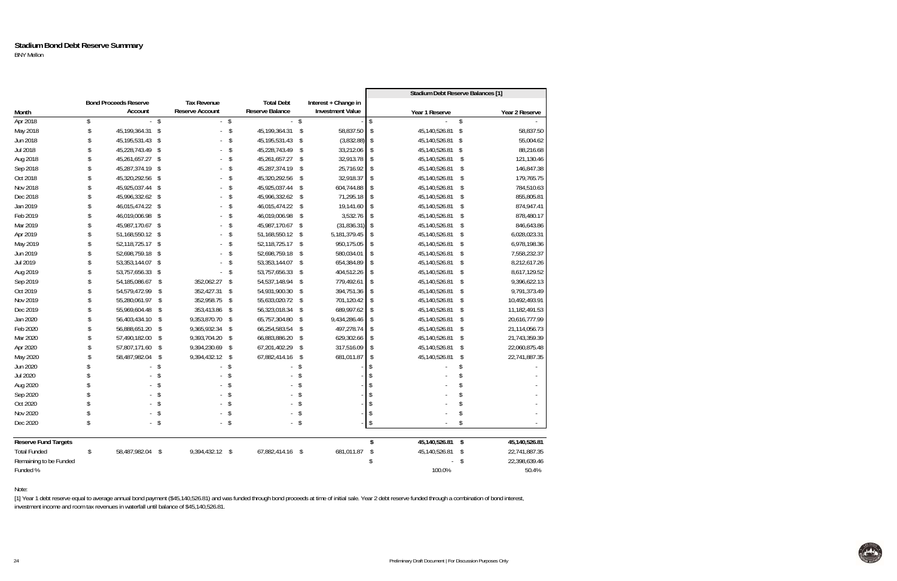# Stadium Bond Debt Reserve Summary

BNY Mellon

| Month | Bond Proceeds Reserve Account | Tax Revenue Reserve Account | Total Debt Reserve Balance | Interest + Change in Investment Value | Stadium Debt Reserve Balances [1] | |
|---|---|---|---|---|---|---|
| | | | | | Year 1 Reserve | Year 2 Reserve |
| Apr 2018 | $ - | $ - | $ - | $ - | $ - | $ - |
| May 2018 | $ 45,199,364.31 | $ - | $ 45,199,364.31 | $ 58,837.50 | $ 45,140,526.81 | $ 58,837.50 |
| Jun 2018 | $ 45,195,531.43 | $ - | $ 45,195,531.43 | $ (3,832.88) | $ 45,140,526.81 | $ 55,004.62 |
| Jul 2018 | $ 45,228,743.49 | $ - | $ 45,228,743.49 | $ 33,212.06 | $ 45,140,526.81 | $ 88,216.68 |
| Aug 2018 | $ 45,261,657.27 | $ - | $ 45,261,657.27 | $ 32,913.78 | $ 45,140,526.81 | $ 121,130.46 |
| Sep 2018 | $ 45,287,374.19 | $ - | $ 45,287,374.19 | $ 25,716.92 | $ 45,140,526.81 | $ 146,847.38 |
| Oct 2018 | $ 45,320,292.56 | $ - | $ 45,320,292.56 | $ 32,918.37 | $ 45,140,526.81 | $ 179,765.75 |
| Nov 2018 | $ 45,925,037.44 | $ - | $ 45,925,037.44 | $ 604,744.88 | $ 45,140,526.81 | $ 784,510.63 |
| Dec 2018 | $ 45,996,332.62 | $ - | $ 45,996,332.62 | $ 71,295.18 | $ 45,140,526.81 | $ 855,805.81 |
| Jan 2019 | $ 46,015,474.22 | $ - | $ 46,015,474.22 | $ 19,141.60 | $ 45,140,526.81 | $ 874,947.41 |
| Feb 2019 | $ 46,019,006.98 | $ - | $ 46,019,006.98 | $ 3,532.76 | $ 45,140,526.81 | $ 878,480.17 |
| Mar 2019 | $ 45,987,170.67 | $ - | $ 45,987,170.67 | $ (31,836.31) | $ 45,140,526.81 | $ 846,643.86 |
| Apr 2019 | $ 51,168,550.12 | $ - | $ 51,168,550.12 | $ 5,181,379.45 | $ 45,140,526.81 | $ 6,028,023.31 |
| May 2019 | $ 52,118,725.17 | $ - | $ 52,118,725.17 | $ 950,175.05 | $ 45,140,526.81 | $ 6,978,198.36 |
| Jun 2019 | $ 52,698,759.18 | $ - | $ 52,698,759.18 | $ 580,034.01 | $ 45,140,526.81 | $ 7,558,232.37 |
| Jul 2019 | $ 53,353,144.07 | $ - | $ 53,353,144.07 | $ 654,384.89 | $ 45,140,526.81 | $ 8,212,617.26 |
| Aug 2019 | $ 53,757,656.33 | $ - | $ 53,757,656.33 | $ 404,512.26 | $ 45,140,526.81 | $ 8,617,129.52 |
| Sep 2019 | $ 54,185,086.67 | $ 352,062.27 | $ 54,537,148.94 | $ 779,492.61 | $ 45,140,526.81 | $ 9,396,622.13 |
| Oct 2019 | $ 54,579,472.99 | $ 352,427.31 | $ 54,931,900.30 | $ 394,751.36 | $ 45,140,526.81 | $ 9,791,373.49 |
| Nov 2019 | $ 55,280,061.97 | $ 352,958.75 | $ 55,633,020.72 | $ 701,120.42 | $ 45,140,526.81 | $ 10,492,493.91 |
| Dec 2019 | $ 55,969,604.48 | $ 353,413.86 | $ 56,323,018.34 | $ 689,997.62 | $ 45,140,526.81 | $ 11,182,491.53 |
| Jan 2020 | $ 56,403,434.10 | $ 9,353,870.70 | $ 65,757,304.80 | $ 9,434,286.46 | $ 45,140,526.81 | $ 20,616,777.99 |
| Feb 2020 | $ 56,888,651.20 | $ 9,365,932.34 | $ 66,254,583.54 | $ 497,278.74 | $ 45,140,526.81 | $ 21,114,056.73 |
| Mar 2020 | $ 57,490,182.00 | $ 9,393,704.20 | $ 66,883,886.20 | $ 629,302.66 | $ 45,140,526.81 | $ 21,743,359.39 |
| Apr 2020 | $ 57,807,171.60 | $ 9,394,230.69 | $ 67,201,402.29 | $ 317,516.09 | $ 45,140,526.81 | $ 22,060,875.48 |
| May 2020 | $ 58,487,982.04 | $ 9,394,432.12 | $ 67,882,414.16 | $ 681,011.87 | $ 45,140,526.81 | $ 22,741,887.35 |
| Jun 2020 | $ - | $ - | $ - | $ - | $ - | $ - |
| Jul 2020 | $ - | $ - | $ - | $ - | $ - | $ - |
| Aug 2020 | $ - | $ - | $ - | $ - | $ - | $ - |
| Sep 2020 | $ - | $ - | $ - | $ - | $ - | $ - |
| Oct 2020 | $ - | $ - | $ - | $ - | $ - | $ - |
| Nov 2020 | $ - | $ - | $ - | $ - | $ - | $ - |
| Dec 2020 | $ - | $ - | $ - | $ - | $ - | $ - |
| **Reserve Fund Targets** | | | | | **$ 45,140,526.81** | **$ 45,140,526.81** |
| Total Funded | $ 58,487,982.04 | $ 9,394,432.12 | $ 67,882,414.16 | $ 681,011.87 | $ 45,140,526.81 | $ 22,741,887.35 |
| Remaining to be Funded | | | | | $ - | $ 22,398,639.46 |
| Funded % | | | | | 100.0% | 50.4% |

Note:

[1] Year 1 debt reserve equal to average annual bond payment ($45,140,526.81) and was funded through bond proceeds at time of initial sale. Year 2 debt reserve funded through a combination of bond interest, investment income and room tax revenues in waterfall until balance of $45,140,526.81.

Preliminary Draft Document | For Discussion Purposes Only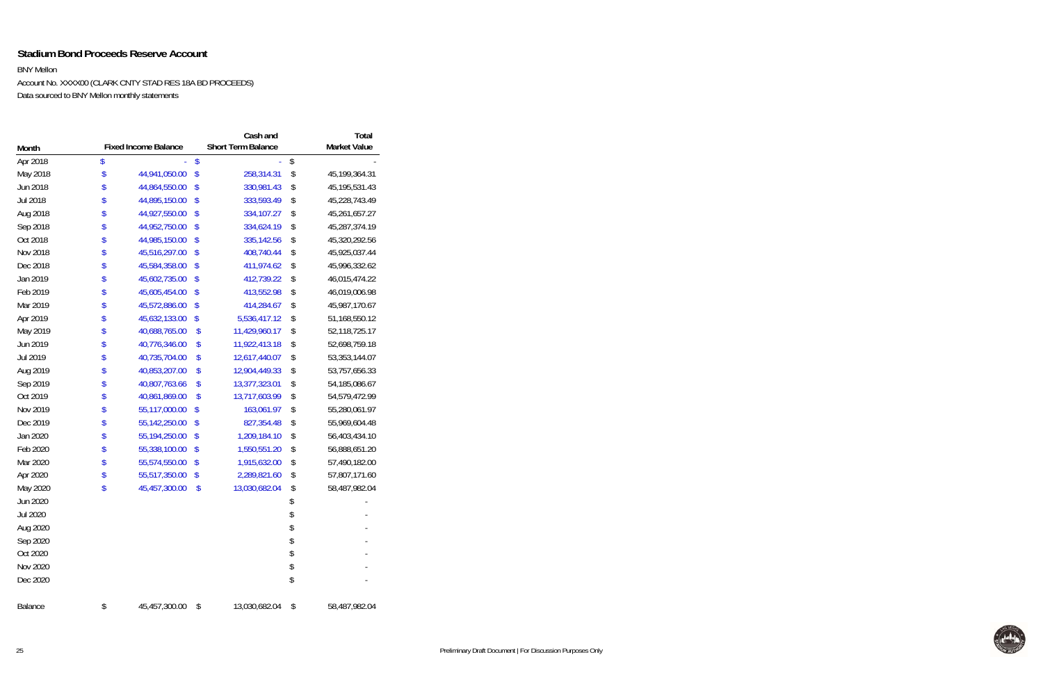## Stadium Bond Proceeds Reserve Account

BNY Mellon

Account No. XXXX00 (CLARK CNTY STAD RES 18A BD PROCEEDS)

Data sourced to BNY Mellon monthly statements

| Month | Fixed Income Balance | Cash and Short Term Balance | Total Market Value |
|---|---|---|---|
| Apr 2018 | $ - | $ - | $ - |
| May 2018 | $ 44,941,050.00 | $ 258,314.31 | $ 45,199,364.31 |
| Jun 2018 | $ 44,864,550.00 | $ 330,981.43 | $ 45,195,531.43 |
| Jul 2018 | $ 44,895,150.00 | $ 333,593.49 | $ 45,228,743.49 |
| Aug 2018 | $ 44,927,550.00 | $ 334,107.27 | $ 45,261,657.27 |
| Sep 2018 | $ 44,952,750.00 | $ 334,624.19 | $ 45,287,374.19 |
| Oct 2018 | $ 44,985,150.00 | $ 335,142.56 | $ 45,320,292.56 |
| Nov 2018 | $ 45,516,297.00 | $ 408,740.44 | $ 45,925,037.44 |
| Dec 2018 | $ 45,584,358.00 | $ 411,974.62 | $ 45,996,332.62 |
| Jan 2019 | $ 45,602,735.00 | $ 412,739.22 | $ 46,015,474.22 |
| Feb 2019 | $ 45,605,454.00 | $ 413,552.98 | $ 46,019,006.98 |
| Mar 2019 | $ 45,572,886.00 | $ 414,284.67 | $ 45,987,170.67 |
| Apr 2019 | $ 45,632,133.00 | $ 5,536,417.12 | $ 51,168,550.12 |
| May 2019 | $ 40,688,765.00 | $ 11,429,960.17 | $ 52,118,725.17 |
| Jun 2019 | $ 40,776,346.00 | $ 11,922,413.18 | $ 52,698,759.18 |
| Jul 2019 | $ 40,735,704.00 | $ 12,617,440.07 | $ 53,353,144.07 |
| Aug 2019 | $ 40,853,207.00 | $ 12,904,449.33 | $ 53,757,656.33 |
| Sep 2019 | $ 40,807,763.66 | $ 13,377,323.01 | $ 54,185,086.67 |
| Oct 2019 | $ 40,861,869.00 | $ 13,717,603.99 | $ 54,579,472.99 |
| Nov 2019 | $ 55,117,000.00 | $ 163,061.97 | $ 55,280,061.97 |
| Dec 2019 | $ 55,142,250.00 | $ 827,354.48 | $ 55,969,604.48 |
| Jan 2020 | $ 55,194,250.00 | $ 1,209,184.10 | $ 56,403,434.10 |
| Feb 2020 | $ 55,338,100.00 | $ 1,550,551.20 | $ 56,888,651.20 |
| Mar 2020 | $ 55,574,550.00 | $ 1,915,632.00 | $ 57,490,182.00 |
| Apr 2020 | $ 55,517,350.00 | $ 2,289,821.60 | $ 57,807,171.60 |
| May 2020 | $ 45,457,300.00 | $ 13,030,682.04 | $ 58,487,982.04 |
| Jun 2020 | | | $ - |
| Jul 2020 | | | $ - |
| Aug 2020 | | | $ - |
| Sep 2020 | | | $ - |
| Oct 2020 | | | $ - |
| Nov 2020 | | | $ - |
| Dec 2020 | | | $ - |
| Balance | $ 45,457,300.00 | $ 13,030,682.04 | $ 58,487,982.04 |

Preliminary Draft Document | For Discussion Purposes Only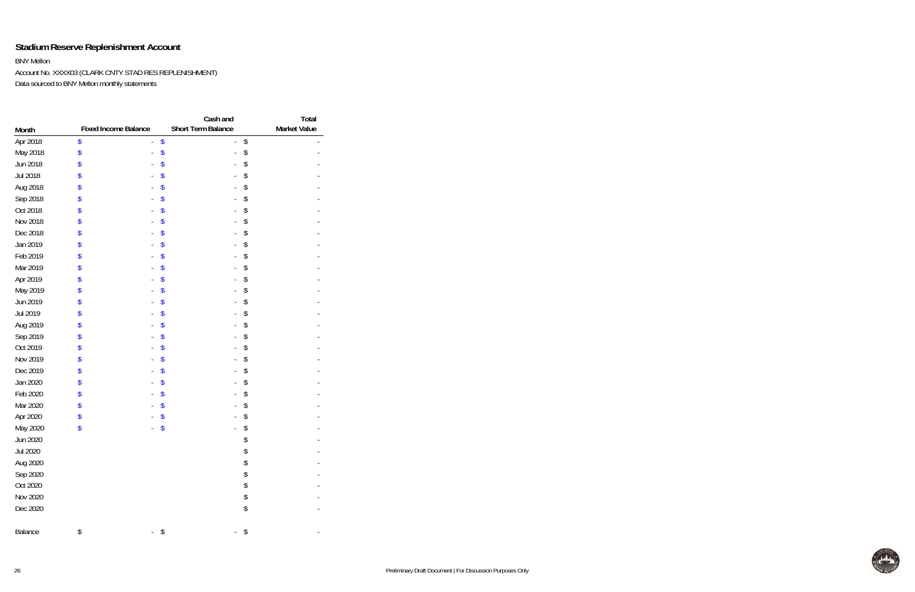## Stadium Reserve Replenishment Account

BNY Mellon

Account No. XXXX03 (CLARK CNTY STAD RES REPLENISHMENT)

Data sourced to BNY Mellon monthly statements

| Month | Fixed Income Balance | Cash and Short Term Balance | Total Market Value |
|---|---|---|---|
| Apr 2018 | $ - | $ - | $ - |
| May 2018 | $ - | $ - | $ - |
| Jun 2018 | $ - | $ - | $ - |
| Jul 2018 | $ - | $ - | $ - |
| Aug 2018 | $ - | $ - | $ - |
| Sep 2018 | $ - | $ - | $ - |
| Oct 2018 | $ - | $ - | $ - |
| Nov 2018 | $ - | $ - | $ - |
| Dec 2018 | $ - | $ - | $ - |
| Jan 2019 | $ - | $ - | $ - |
| Feb 2019 | $ - | $ - | $ - |
| Mar 2019 | $ - | $ - | $ - |
| Apr 2019 | $ - | $ - | $ - |
| May 2019 | $ - | $ - | $ - |
| Jun 2019 | $ - | $ - | $ - |
| Jul 2019 | $ - | $ - | $ - |
| Aug 2019 | $ - | $ - | $ - |
| Sep 2019 | $ - | $ - | $ - |
| Oct 2019 | $ - | $ - | $ - |
| Nov 2019 | $ - | $ - | $ - |
| Dec 2019 | $ - | $ - | $ - |
| Jan 2020 | $ - | $ - | $ - |
| Feb 2020 | $ - | $ - | $ - |
| Mar 2020 | $ - | $ - | $ - |
| Apr 2020 | $ - | $ - | $ - |
| May 2020 | $ - | $ - | $ - |
| Jun 2020 | | | $ - |
| Jul 2020 | | | $ - |
| Aug 2020 | | | $ - |
| Sep 2020 | | | $ - |
| Oct 2020 | | | $ - |
| Nov 2020 | | | $ - |
| Dec 2020 | | | $ - |
| Balance | $ - | $ - | $ - |

Preliminary Draft Document | For Discussion Purposes Only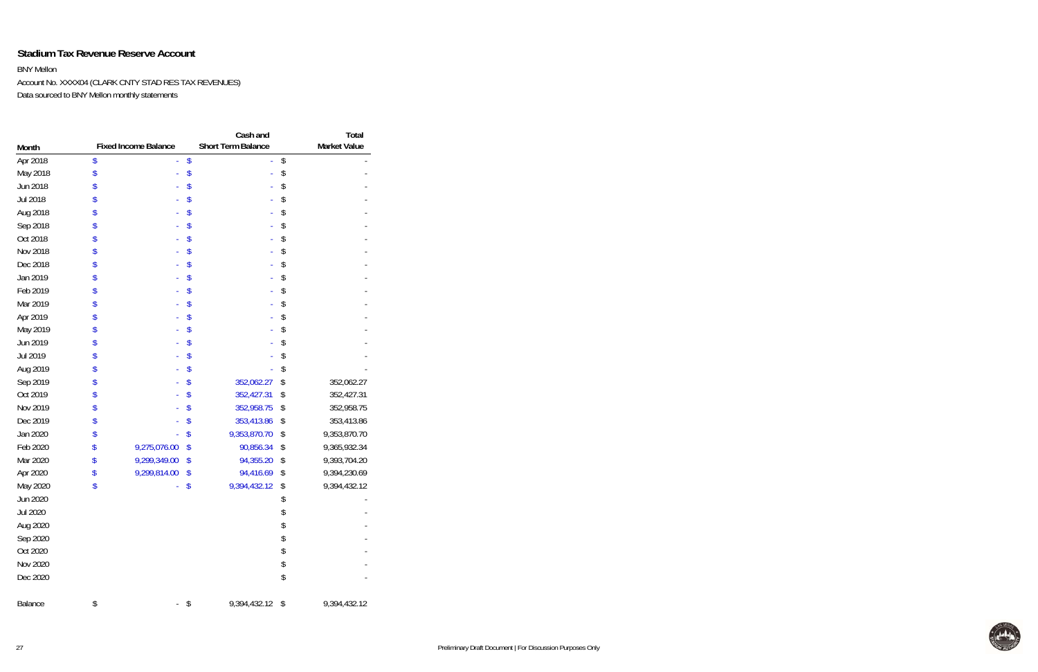## Stadium Tax Revenue Reserve Account

BNY Mellon

Account No. XXXX04 (CLARK CNTY STAD RES TAX REVENUES)

Data sourced to BNY Mellon monthly statements

| Month | Fixed Income Balance | Cash and Short Term Balance | Total Market Value |
|---|---|---|---|
| Apr 2018 | $ - | $ - | $ - |
| May 2018 | $ - | $ - | $ - |
| Jun 2018 | $ - | $ - | $ - |
| Jul 2018 | $ - | $ - | $ - |
| Aug 2018 | $ - | $ - | $ - |
| Sep 2018 | $ - | $ - | $ - |
| Oct 2018 | $ - | $ - | $ - |
| Nov 2018 | $ - | $ - | $ - |
| Dec 2018 | $ - | $ - | $ - |
| Jan 2019 | $ - | $ - | $ - |
| Feb 2019 | $ - | $ - | $ - |
| Mar 2019 | $ - | $ - | $ - |
| Apr 2019 | $ - | $ - | $ - |
| May 2019 | $ - | $ - | $ - |
| Jun 2019 | $ - | $ - | $ - |
| Jul 2019 | $ - | $ - | $ - |
| Aug 2019 | $ - | $ - | $ - |
| Sep 2019 | $ - | $ 352,062.27 | $ 352,062.27 |
| Oct 2019 | $ - | $ 352,427.31 | $ 352,427.31 |
| Nov 2019 | $ - | $ 352,958.75 | $ 352,958.75 |
| Dec 2019 | $ - | $ 353,413.86 | $ 353,413.86 |
| Jan 2020 | $ - | $ 9,353,870.70 | $ 9,353,870.70 |
| Feb 2020 | $ 9,275,076.00 | $ 90,856.34 | $ 9,365,932.34 |
| Mar 2020 | $ 9,299,349.00 | $ 94,355.20 | $ 9,393,704.20 |
| Apr 2020 | $ 9,299,814.00 | $ 94,416.69 | $ 9,394,230.69 |
| May 2020 | $ - | $ 9,394,432.12 | $ 9,394,432.12 |
| Jun 2020 | | | $ - |
| Jul 2020 | | | $ - |
| Aug 2020 | | | $ - |
| Sep 2020 | | | $ - |
| Oct 2020 | | | $ - |
| Nov 2020 | | | $ - |
| Dec 2020 | | | $ - |
| Balance | $ - | $ 9,394,432.12 | $ 9,394,432.12 |

Preliminary Draft Document | For Discussion Purposes Only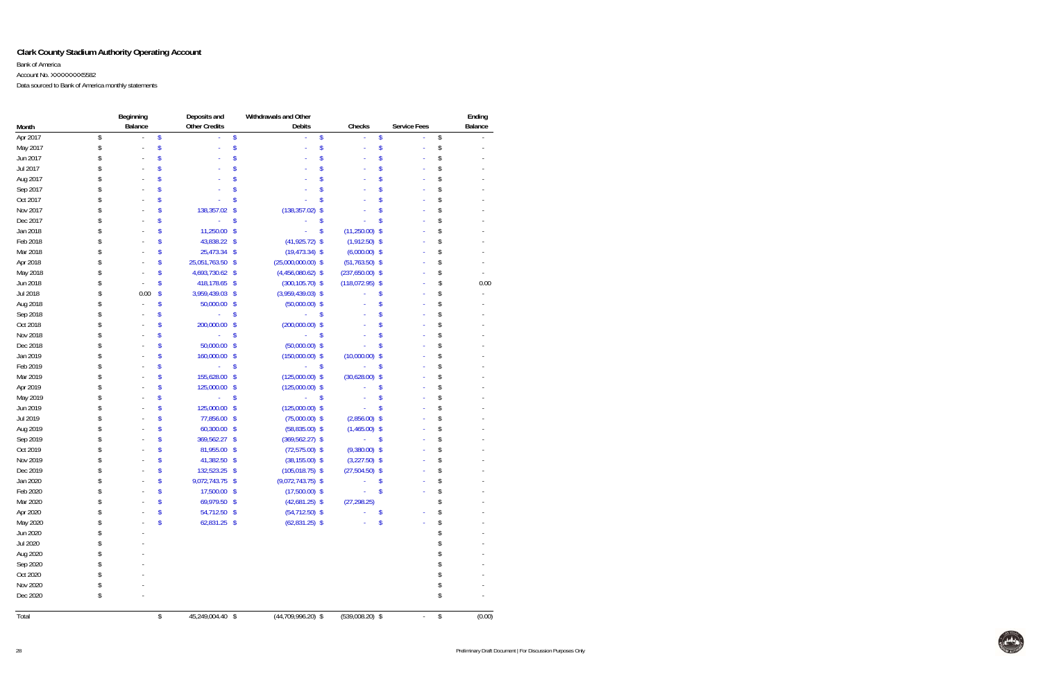**Clark County Stadium Authority Operating Account**

Bank of America

Account No. XXXXXXXX5582

Data sourced to Bank of America monthly statements

| Month | Beginning Balance | Deposits and Other Credits | Withdrawals and Other Debits | Checks | Service Fees | Ending Balance |
|---|---|---|---|---|---|---|
| Apr 2017 | $ - | $ - | $ - | $ - | $ - | $ - |
| May 2017 | $ - | $ - | $ - | $ - | $ - | $ - |
| Jun 2017 | $ - | $ - | $ - | $ - | $ - | $ - |
| Jul 2017 | $ - | $ - | $ - | $ - | $ - | $ - |
| Aug 2017 | $ - | $ - | $ - | $ - | $ - | $ - |
| Sep 2017 | $ - | $ - | $ - | $ - | $ - | $ - |
| Oct 2017 | $ - | $ - | $ - | $ - | $ - | $ - |
| Nov 2017 | $ - | $ 138,357.02 | $ (138,357.02) | $ - | $ - | $ - |
| Dec 2017 | $ - | $ - | $ - | $ - | $ - | $ - |
| Jan 2018 | $ - | $ 11,250.00 | $ - | $ (11,250.00) | $ - | $ - |
| Feb 2018 | $ - | $ 43,838.22 | $ (41,925.72) | $ (1,912.50) | $ - | $ - |
| Mar 2018 | $ - | $ 25,473.34 | $ (19,473.34) | $ (6,000.00) | $ - | $ - |
| Apr 2018 | $ - | $ 25,051,763.50 | $ (25,000,000.00) | $ (51,763.50) | $ - | $ - |
| May 2018 | $ - | $ 4,693,730.62 | $ (4,456,080.62) | $ (237,650.00) | $ - | $ - |
| Jun 2018 | $ - | $ 418,178.65 | $ (300,105.70) | $ (118,072.95) | $ - | $ 0.00 |
| Jul 2018 | $ 0.00 | $ 3,959,439.03 | $ (3,959,439.03) | $ - | $ - | $ - |
| Aug 2018 | $ - | $ 50,000.00 | $ (50,000.00) | $ - | $ - | $ - |
| Sep 2018 | $ - | $ - | $ - | $ - | $ - | $ - |
| Oct 2018 | $ - | $ 200,000.00 | $ (200,000.00) | $ - | $ - | $ - |
| Nov 2018 | $ - | $ - | $ - | $ - | $ - | $ - |
| Dec 2018 | $ - | $ 50,000.00 | $ (50,000.00) | $ - | $ - | $ - |
| Jan 2019 | $ - | $ 160,000.00 | $ (150,000.00) | $ (10,000.00) | $ - | $ - |
| Feb 2019 | $ - | $ - | $ - | $ - | $ - | $ - |
| Mar 2019 | $ - | $ 155,628.00 | $ (125,000.00) | $ (30,628.00) | $ - | $ - |
| Apr 2019 | $ - | $ 125,000.00 | $ (125,000.00) | $ - | $ - | $ - |
| May 2019 | $ - | $ - | $ - | $ - | $ - | $ - |
| Jun 2019 | $ - | $ 125,000.00 | $ (125,000.00) | $ - | $ - | $ - |
| Jul 2019 | $ - | $ 77,856.00 | $ (75,000.00) | $ (2,856.00) | $ - | $ - |
| Aug 2019 | $ - | $ 60,300.00 | $ (58,835.00) | $ (1,465.00) | $ - | $ - |
| Sep 2019 | $ - | $ 369,562.27 | $ (369,562.27) | $ - | $ - | $ - |
| Oct 2019 | $ - | $ 81,955.00 | $ (72,575.00) | $ (9,380.00) | $ - | $ - |
| Nov 2019 | $ - | $ 41,382.50 | $ (38,155.00) | $ (3,227.50) | $ - | $ - |
| Dec 2019 | $ - | $ 132,523.25 | $ (105,018.75) | $ (27,504.50) | $ - | $ - |
| Jan 2020 | $ - | $ 9,072,743.75 | $ (9,072,743.75) | $ - | $ - | $ - |
| Feb 2020 | $ - | $ 17,500.00 | $ (17,500.00) | $ - | $ - | $ - |
| Mar 2020 | $ - | $ 69,979.50 | $ (42,681.25) | $ (27,298.25) | | $ - |
| Apr 2020 | $ - | $ 54,712.50 | $ (54,712.50) | $ - | $ - | $ - |
| May 2020 | $ - | $ 62,831.25 | $ (62,831.25) | $ - | $ - | $ - |
| Jun 2020 | $ - | | | | | $ - |
| Jul 2020 | $ - | | | | | $ - |
| Aug 2020 | $ - | | | | | $ - |
| Sep 2020 | $ - | | | | | $ - |
| Oct 2020 | $ - | | | | | $ - |
| Nov 2020 | $ - | | | | | $ - |
| Dec 2020 | $ - | | | | | $ - |
| Total | | $ 45,249,004.40 | $ (44,709,996.20) | $ (539,008.20) | $ - | $ (0.00) |

Preliminary Draft Document | For Discussion Purposes Only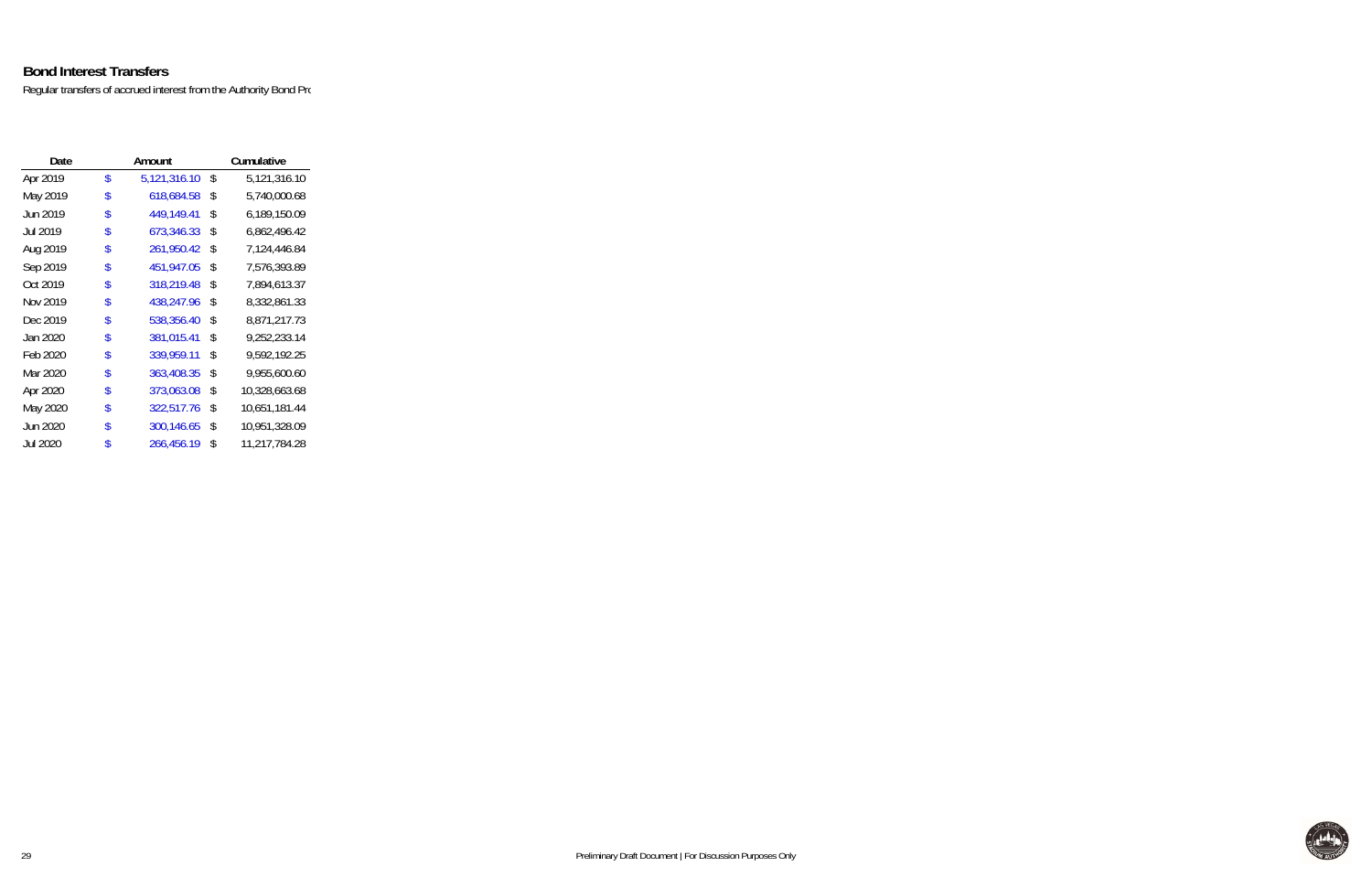## Bond Interest Transfers

Regular transfers of accrued interest from the Authority Bond Pro

| Date | Amount | Cumulative |
|---|---|---|
| Apr 2019 | $ 5,121,316.10 | $ 5,121,316.10 |
| May 2019 | $ 618,684.58 | $ 5,740,000.68 |
| Jun 2019 | $ 449,149.41 | $ 6,189,150.09 |
| Jul 2019 | $ 673,346.33 | $ 6,862,496.42 |
| Aug 2019 | $ 261,950.42 | $ 7,124,446.84 |
| Sep 2019 | $ 451,947.05 | $ 7,576,393.89 |
| Oct 2019 | $ 318,219.48 | $ 7,894,613.37 |
| Nov 2019 | $ 438,247.96 | $ 8,332,861.33 |
| Dec 2019 | $ 538,356.40 | $ 8,871,217.73 |
| Jan 2020 | $ 381,015.41 | $ 9,252,233.14 |
| Feb 2020 | $ 339,959.11 | $ 9,592,192.25 |
| Mar 2020 | $ 363,408.35 | $ 9,955,600.60 |
| Apr 2020 | $ 373,063.08 | $ 10,328,663.68 |
| May 2020 | $ 322,517.76 | $ 10,651,181.44 |
| Jun 2020 | $ 300,146.65 | $ 10,951,328.09 |
| Jul 2020 | $ 266,456.19 | $ 11,217,784.28 |

Preliminary Draft Document | For Discussion Purposes Only